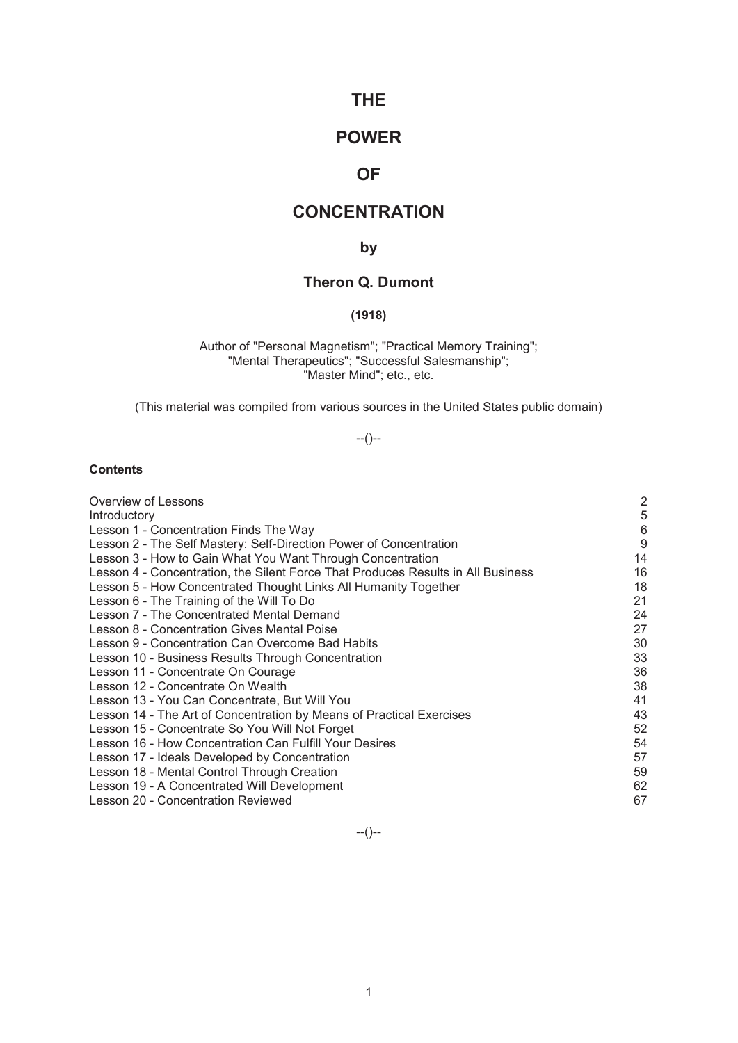# THE

# POWER

# OF

# CONCENTRATION

**by**

## Theron Q. Dumont

**(1918)**

Author of "Personal Magnetism"; "Practical Memory Training"; "Mental Therapeutics"; "Successful Salesmanship"; "Master Mind"; etc., etc.

(This material was compiled from various sources in the United States public domain)

--()--

**Contents**

| | |
|---|---|
| Overview of Lessons | 2 |
| Introductory | 5 |
| Lesson 1 - Concentration Finds The Way | 6 |
| Lesson 2 - The Self Mastery: Self-Direction Power of Concentration | 9 |
| Lesson 3 - How to Gain What You Want Through Concentration | 14 |
| Lesson 4 - Concentration, the Silent Force That Produces Results in All Business | 16 |
| Lesson 5 - How Concentrated Thought Links All Humanity Together | 18 |
| Lesson 6 - The Training of the Will To Do | 21 |
| Lesson 7 - The Concentrated Mental Demand | 24 |
| Lesson 8 - Concentration Gives Mental Poise | 27 |
| Lesson 9 - Concentration Can Overcome Bad Habits | 30 |
| Lesson 10 - Business Results Through Concentration | 33 |
| Lesson 11 - Concentrate On Courage | 36 |
| Lesson 12 - Concentrate On Wealth | 38 |
| Lesson 13 - You Can Concentrate, But Will You | 41 |
| Lesson 14 - The Art of Concentration by Means of Practical Exercises | 43 |
| Lesson 15 - Concentrate So You Will Not Forget | 52 |
| Lesson 16 - How Concentration Can Fulfill Your Desires | 54 |
| Lesson 17 - Ideals Developed by Concentration | 57 |
| Lesson 18 - Mental Control Through Creation | 59 |
| Lesson 19 - A Concentrated Will Development | 62 |
| Lesson 20 - Concentration Reviewed | 67 |

--()--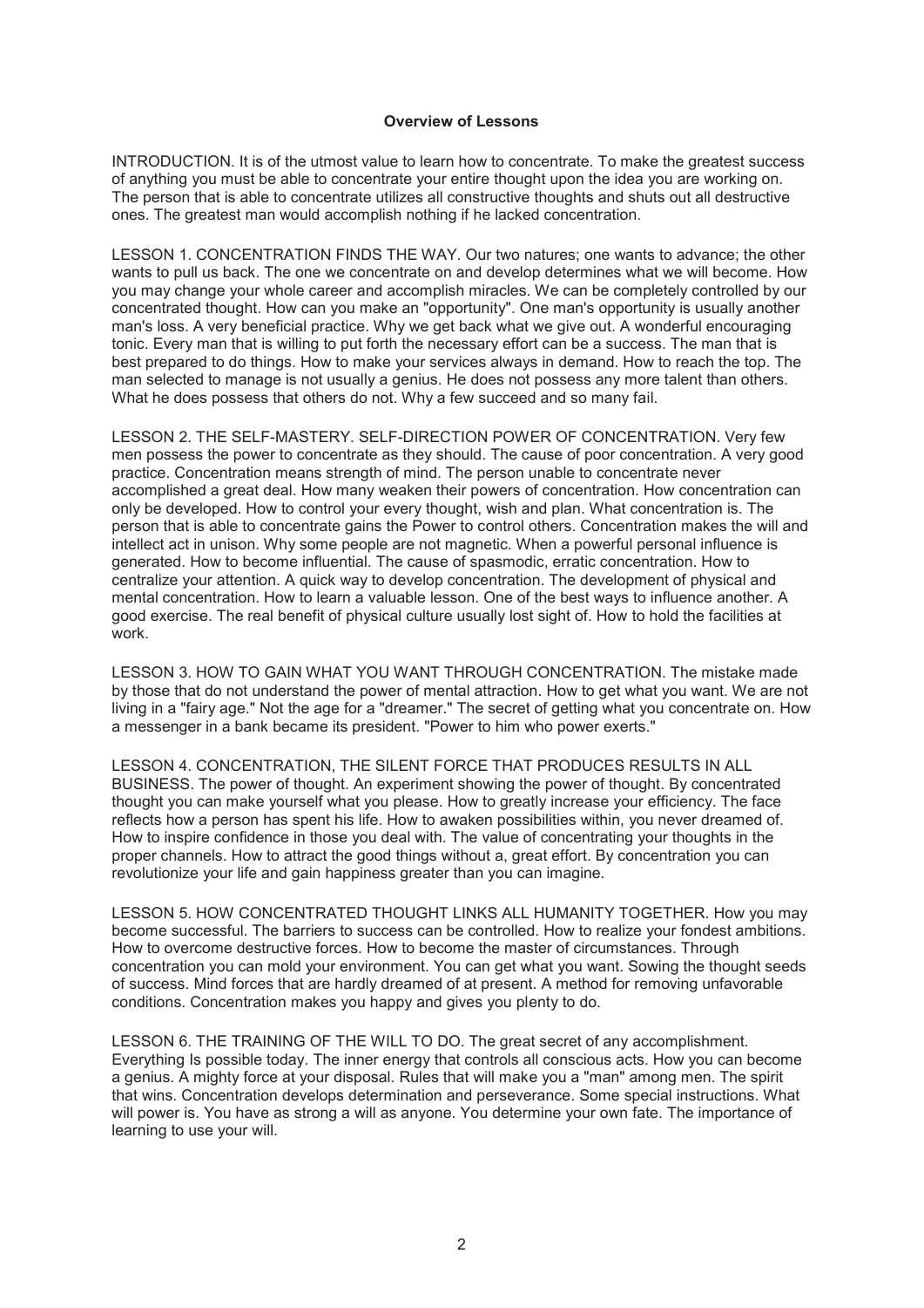## Overview of Lessons

INTRODUCTION. It is of the utmost value to learn how to concentrate. To make the greatest success of anything you must be able to concentrate your entire thought upon the idea you are working on. The person that is able to concentrate utilizes all constructive thoughts and shuts out all destructive ones. The greatest man would accomplish nothing if he lacked concentration.

LESSON 1. CONCENTRATION FINDS THE WAY. Our two natures; one wants to advance; the other wants to pull us back. The one we concentrate on and develop determines what we will become. How you may change your whole career and accomplish miracles. We can be completely controlled by our concentrated thought. How can you make an "opportunity". One man's opportunity is usually another man's loss. A very beneficial practice. Why we get back what we give out. A wonderful encouraging tonic. Every man that is willing to put forth the necessary effort can be a success. The man that is best prepared to do things. How to make your services always in demand. How to reach the top. The man selected to manage is not usually a genius. He does not possess any more talent than others. What he does possess that others do not. Why a few succeed and so many fail.

LESSON 2. THE SELF-MASTERY. SELF-DIRECTION POWER OF CONCENTRATION. Very few men possess the power to concentrate as they should. The cause of poor concentration. A very good practice. Concentration means strength of mind. The person unable to concentrate never accomplished a great deal. How many weaken their powers of concentration. How concentration can only be developed. How to control your every thought, wish and plan. What concentration is. The person that is able to concentrate gains the Power to control others. Concentration makes the will and intellect act in unison. Why some people are not magnetic. When a powerful personal influence is generated. How to become influential. The cause of spasmodic, erratic concentration. How to centralize your attention. A quick way to develop concentration. The development of physical and mental concentration. How to learn a valuable lesson. One of the best ways to influence another. A good exercise. The real benefit of physical culture usually lost sight of. How to hold the facilities at work.

LESSON 3. HOW TO GAIN WHAT YOU WANT THROUGH CONCENTRATION. The mistake made by those that do not understand the power of mental attraction. How to get what you want. We are not living in a "fairy age." Not the age for a "dreamer." The secret of getting what you concentrate on. How a messenger in a bank became its president. "Power to him who power exerts."

LESSON 4. CONCENTRATION, THE SILENT FORCE THAT PRODUCES RESULTS IN ALL BUSINESS. The power of thought. An experiment showing the power of thought. By concentrated thought you can make yourself what you please. How to greatly increase your efficiency. The face reflects how a person has spent his life. How to awaken possibilities within, you never dreamed of. How to inspire confidence in those you deal with. The value of concentrating your thoughts in the proper channels. How to attract the good things without a, great effort. By concentration you can revolutionize your life and gain happiness greater than you can imagine.

LESSON 5. HOW CONCENTRATED THOUGHT LINKS ALL HUMANITY TOGETHER. How you may become successful. The barriers to success can be controlled. How to realize your fondest ambitions. How to overcome destructive forces. How to become the master of circumstances. Through concentration you can mold your environment. You can get what you want. Sowing the thought seeds of success. Mind forces that are hardly dreamed of at present. A method for removing unfavorable conditions. Concentration makes you happy and gives you plenty to do.

LESSON 6. THE TRAINING OF THE WILL TO DO. The great secret of any accomplishment. Everything Is possible today. The inner energy that controls all conscious acts. How you can become a genius. A mighty force at your disposal. Rules that will make you a "man" among men. The spirit that wins. Concentration develops determination and perseverance. Some special instructions. What will power is. You have as strong a will as anyone. You determine your own fate. The importance of learning to use your will.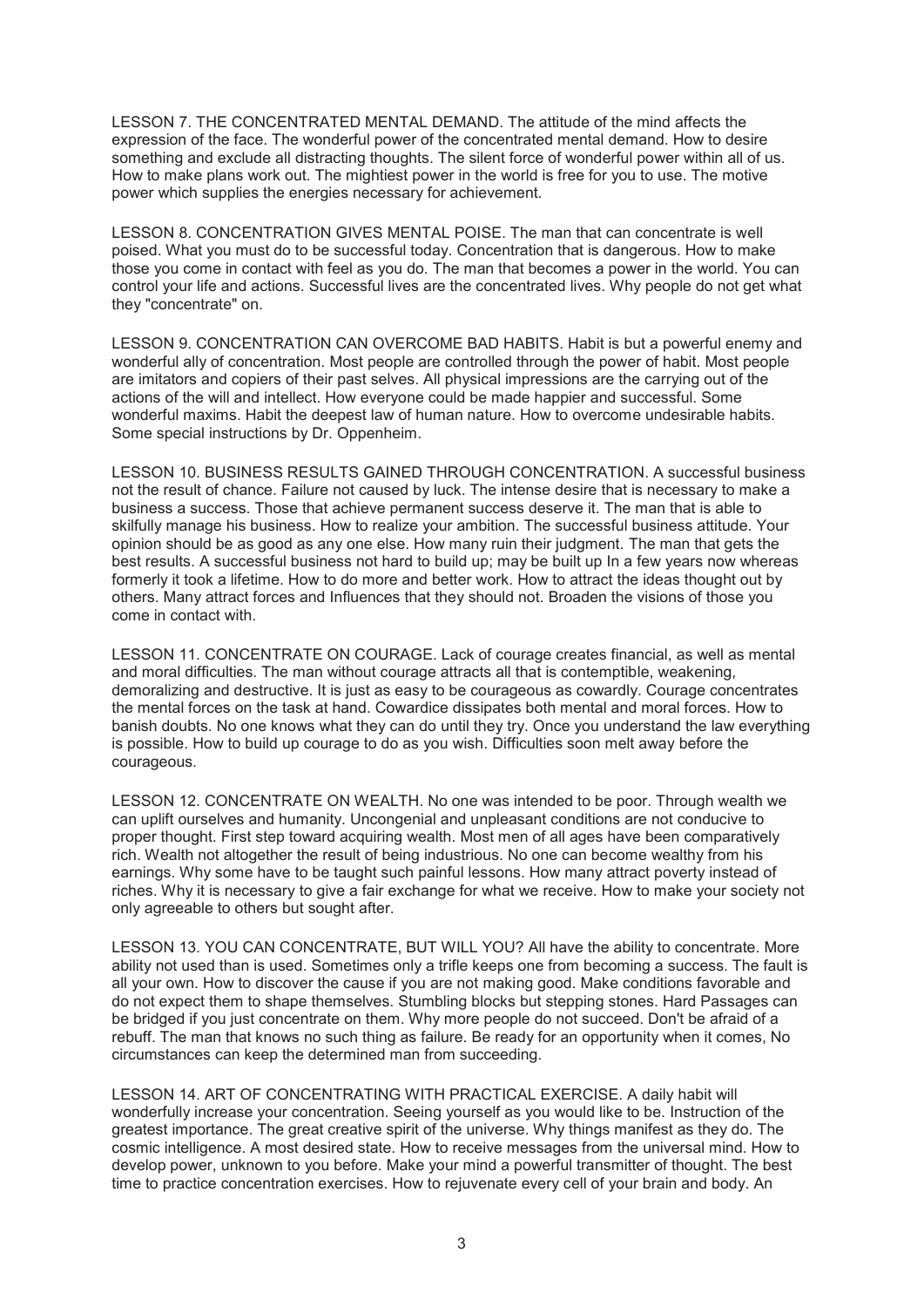LESSON 7. THE CONCENTRATED MENTAL DEMAND. The attitude of the mind affects the expression of the face. The wonderful power of the concentrated mental demand. How to desire something and exclude all distracting thoughts. The silent force of wonderful power within all of us. How to make plans work out. The mightiest power in the world is free for you to use. The motive power which supplies the energies necessary for achievement.

LESSON 8. CONCENTRATION GIVES MENTAL POISE. The man that can concentrate is well poised. What you must do to be successful today. Concentration that is dangerous. How to make those you come in contact with feel as you do. The man that becomes a power in the world. You can control your life and actions. Successful lives are the concentrated lives. Why people do not get what they "concentrate" on.

LESSON 9. CONCENTRATION CAN OVERCOME BAD HABITS. Habit is but a powerful enemy and wonderful ally of concentration. Most people are controlled through the power of habit. Most people are imitators and copiers of their past selves. All physical impressions are the carrying out of the actions of the will and intellect. How everyone could be made happier and successful. Some wonderful maxims. Habit the deepest law of human nature. How to overcome undesirable habits. Some special instructions by Dr. Oppenheim.

LESSON 10. BUSINESS RESULTS GAINED THROUGH CONCENTRATION. A successful business not the result of chance. Failure not caused by luck. The intense desire that is necessary to make a business a success. Those that achieve permanent success deserve it. The man that is able to skilfully manage his business. How to realize your ambition. The successful business attitude. Your opinion should be as good as any one else. How many ruin their judgment. The man that gets the best results. A successful business not hard to build up; may be built up In a few years now whereas formerly it took a lifetime. How to do more and better work. How to attract the ideas thought out by others. Many attract forces and Influences that they should not. Broaden the visions of those you come in contact with.

LESSON 11. CONCENTRATE ON COURAGE. Lack of courage creates financial, as well as mental and moral difficulties. The man without courage attracts all that is contemptible, weakening, demoralizing and destructive. It is just as easy to be courageous as cowardly. Courage concentrates the mental forces on the task at hand. Cowardice dissipates both mental and moral forces. How to banish doubts. No one knows what they can do until they try. Once you understand the law everything is possible. How to build up courage to do as you wish. Difficulties soon melt away before the courageous.

LESSON 12. CONCENTRATE ON WEALTH. No one was intended to be poor. Through wealth we can uplift ourselves and humanity. Uncongenial and unpleasant conditions are not conducive to proper thought. First step toward acquiring wealth. Most men of all ages have been comparatively rich. Wealth not altogether the result of being industrious. No one can become wealthy from his earnings. Why some have to be taught such painful lessons. How many attract poverty instead of riches. Why it is necessary to give a fair exchange for what we receive. How to make your society not only agreeable to others but sought after.

LESSON 13. YOU CAN CONCENTRATE, BUT WILL YOU? All have the ability to concentrate. More ability not used than is used. Sometimes only a trifle keeps one from becoming a success. The fault is all your own. How to discover the cause if you are not making good. Make conditions favorable and do not expect them to shape themselves. Stumbling blocks but stepping stones. Hard Passages can be bridged if you just concentrate on them. Why more people do not succeed. Don't be afraid of a rebuff. The man that knows no such thing as failure. Be ready for an opportunity when it comes, No circumstances can keep the determined man from succeeding.

LESSON 14. ART OF CONCENTRATING WITH PRACTICAL EXERCISE. A daily habit will wonderfully increase your concentration. Seeing yourself as you would like to be. Instruction of the greatest importance. The great creative spirit of the universe. Why things manifest as they do. The cosmic intelligence. A most desired state. How to receive messages from the universal mind. How to develop power, unknown to you before. Make your mind a powerful transmitter of thought. The best time to practice concentration exercises. How to rejuvenate every cell of your brain and body. An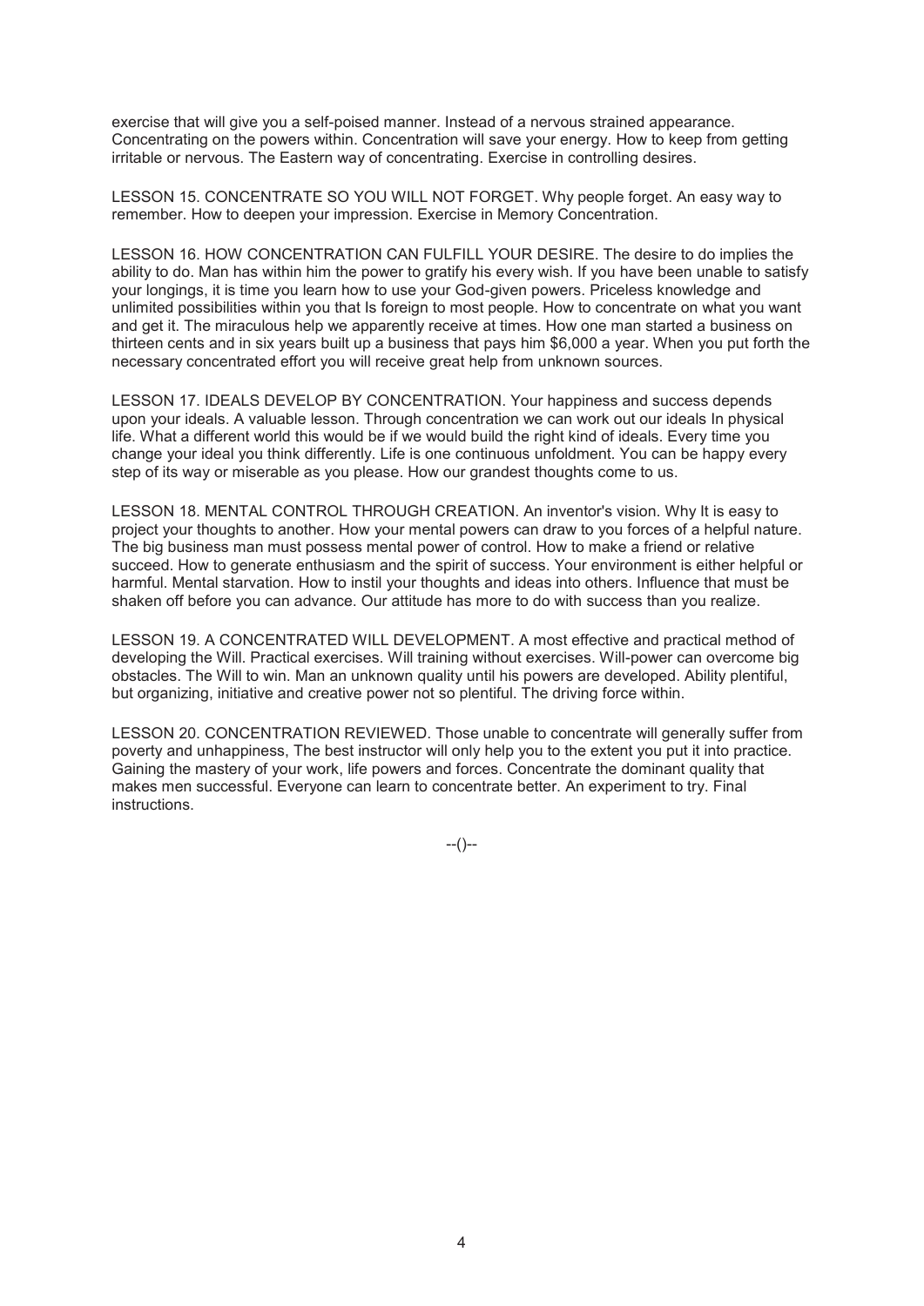exercise that will give you a self-poised manner. Instead of a nervous strained appearance. Concentrating on the powers within. Concentration will save your energy. How to keep from getting irritable or nervous. The Eastern way of concentrating. Exercise in controlling desires.

LESSON 15. CONCENTRATE SO YOU WILL NOT FORGET. Why people forget. An easy way to remember. How to deepen your impression. Exercise in Memory Concentration.

LESSON 16. HOW CONCENTRATION CAN FULFILL YOUR DESIRE. The desire to do implies the ability to do. Man has within him the power to gratify his every wish. If you have been unable to satisfy your longings, it is time you learn how to use your God-given powers. Priceless knowledge and unlimited possibilities within you that Is foreign to most people. How to concentrate on what you want and get it. The miraculous help we apparently receive at times. How one man started a business on thirteen cents and in six years built up a business that pays him $6,000 a year. When you put forth the necessary concentrated effort you will receive great help from unknown sources.

LESSON 17. IDEALS DEVELOP BY CONCENTRATION. Your happiness and success depends upon your ideals. A valuable lesson. Through concentration we can work out our ideals In physical life. What a different world this would be if we would build the right kind of ideals. Every time you change your ideal you think differently. Life is one continuous unfoldment. You can be happy every step of its way or miserable as you please. How our grandest thoughts come to us.

LESSON 18. MENTAL CONTROL THROUGH CREATION. An inventor's vision. Why It is easy to project your thoughts to another. How your mental powers can draw to you forces of a helpful nature. The big business man must possess mental power of control. How to make a friend or relative succeed. How to generate enthusiasm and the spirit of success. Your environment is either helpful or harmful. Mental starvation. How to instil your thoughts and ideas into others. Influence that must be shaken off before you can advance. Our attitude has more to do with success than you realize.

LESSON 19. A CONCENTRATED WILL DEVELOPMENT. A most effective and practical method of developing the Will. Practical exercises. Will training without exercises. Will-power can overcome big obstacles. The Will to win. Man an unknown quality until his powers are developed. Ability plentiful, but organizing, initiative and creative power not so plentiful. The driving force within.

LESSON 20. CONCENTRATION REVIEWED. Those unable to concentrate will generally suffer from poverty and unhappiness, The best instructor will only help you to the extent you put it into practice. Gaining the mastery of your work, life powers and forces. Concentrate the dominant quality that makes men successful. Everyone can learn to concentrate better. An experiment to try. Final instructions.

--()--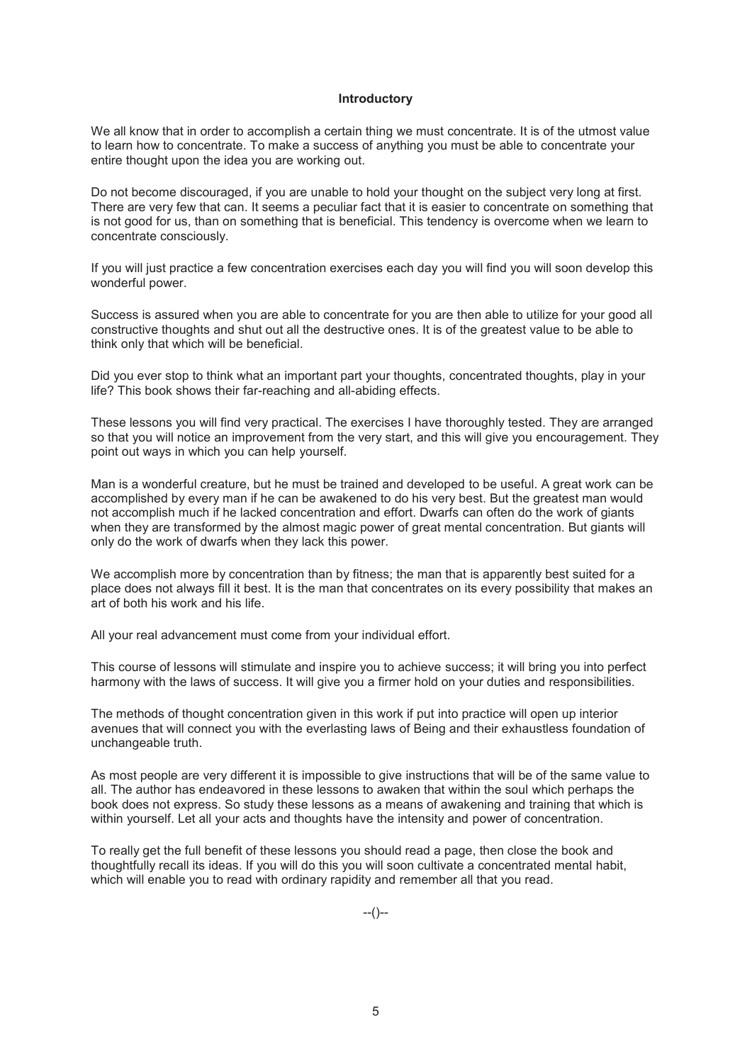## Introductory

We all know that in order to accomplish a certain thing we must concentrate. It is of the utmost value to learn how to concentrate. To make a success of anything you must be able to concentrate your entire thought upon the idea you are working out.

Do not become discouraged, if you are unable to hold your thought on the subject very long at first. There are very few that can. It seems a peculiar fact that it is easier to concentrate on something that is not good for us, than on something that is beneficial. This tendency is overcome when we learn to concentrate consciously.

If you will just practice a few concentration exercises each day you will find you will soon develop this wonderful power.

Success is assured when you are able to concentrate for you are then able to utilize for your good all constructive thoughts and shut out all the destructive ones. It is of the greatest value to be able to think only that which will be beneficial.

Did you ever stop to think what an important part your thoughts, concentrated thoughts, play in your life? This book shows their far-reaching and all-abiding effects.

These lessons you will find very practical. The exercises I have thoroughly tested. They are arranged so that you will notice an improvement from the very start, and this will give you encouragement. They point out ways in which you can help yourself.

Man is a wonderful creature, but he must be trained and developed to be useful. A great work can be accomplished by every man if he can be awakened to do his very best. But the greatest man would not accomplish much if he lacked concentration and effort. Dwarfs can often do the work of giants when they are transformed by the almost magic power of great mental concentration. But giants will only do the work of dwarfs when they lack this power.

We accomplish more by concentration than by fitness; the man that is apparently best suited for a place does not always fill it best. It is the man that concentrates on its every possibility that makes an art of both his work and his life.

All your real advancement must come from your individual effort.

This course of lessons will stimulate and inspire you to achieve success; it will bring you into perfect harmony with the laws of success. It will give you a firmer hold on your duties and responsibilities.

The methods of thought concentration given in this work if put into practice will open up interior avenues that will connect you with the everlasting laws of Being and their exhaustless foundation of unchangeable truth.

As most people are very different it is impossible to give instructions that will be of the same value to all. The author has endeavored in these lessons to awaken that within the soul which perhaps the book does not express. So study these lessons as a means of awakening and training that which is within yourself. Let all your acts and thoughts have the intensity and power of concentration.

To really get the full benefit of these lessons you should read a page, then close the book and thoughtfully recall its ideas. If you will do this you will soon cultivate a concentrated mental habit, which will enable you to read with ordinary rapidity and remember all that you read.

--()--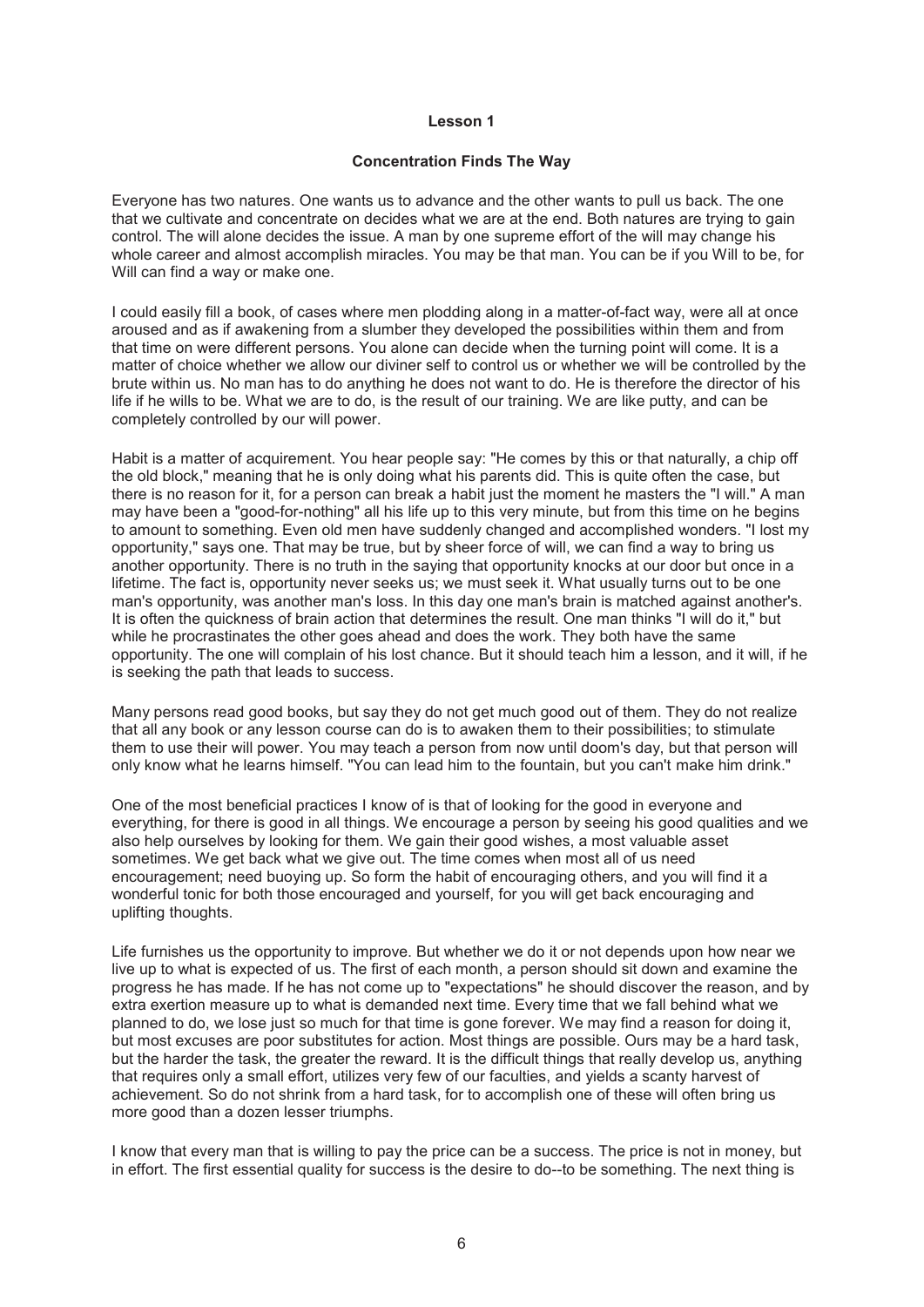## Lesson 1

### Concentration Finds The Way

Everyone has two natures. One wants us to advance and the other wants to pull us back. The one that we cultivate and concentrate on decides what we are at the end. Both natures are trying to gain control. The will alone decides the issue. A man by one supreme effort of the will may change his whole career and almost accomplish miracles. You may be that man. You can be if you Will to be, for Will can find a way or make one.

I could easily fill a book, of cases where men plodding along in a matter-of-fact way, were all at once aroused and as if awakening from a slumber they developed the possibilities within them and from that time on were different persons. You alone can decide when the turning point will come. It is a matter of choice whether we allow our diviner self to control us or whether we will be controlled by the brute within us. No man has to do anything he does not want to do. He is therefore the director of his life if he wills to be. What we are to do, is the result of our training. We are like putty, and can be completely controlled by our will power.

Habit is a matter of acquirement. You hear people say: "He comes by this or that naturally, a chip off the old block," meaning that he is only doing what his parents did. This is quite often the case, but there is no reason for it, for a person can break a habit just the moment he masters the "I will." A man may have been a "good-for-nothing" all his life up to this very minute, but from this time on he begins to amount to something. Even old men have suddenly changed and accomplished wonders. "I lost my opportunity," says one. That may be true, but by sheer force of will, we can find a way to bring us another opportunity. There is no truth in the saying that opportunity knocks at our door but once in a lifetime. The fact is, opportunity never seeks us; we must seek it. What usually turns out to be one man's opportunity, was another man's loss. In this day one man's brain is matched against another's. It is often the quickness of brain action that determines the result. One man thinks "I will do it," but while he procrastinates the other goes ahead and does the work. They both have the same opportunity. The one will complain of his lost chance. But it should teach him a lesson, and it will, if he is seeking the path that leads to success.

Many persons read good books, but say they do not get much good out of them. They do not realize that all any book or any lesson course can do is to awaken them to their possibilities; to stimulate them to use their will power. You may teach a person from now until doom's day, but that person will only know what he learns himself. "You can lead him to the fountain, but you can't make him drink."

One of the most beneficial practices I know of is that of looking for the good in everyone and everything, for there is good in all things. We encourage a person by seeing his good qualities and we also help ourselves by looking for them. We gain their good wishes, a most valuable asset sometimes. We get back what we give out. The time comes when most all of us need encouragement; need buoying up. So form the habit of encouraging others, and you will find it a wonderful tonic for both those encouraged and yourself, for you will get back encouraging and uplifting thoughts.

Life furnishes us the opportunity to improve. But whether we do it or not depends upon how near we live up to what is expected of us. The first of each month, a person should sit down and examine the progress he has made. If he has not come up to "expectations" he should discover the reason, and by extra exertion measure up to what is demanded next time. Every time that we fall behind what we planned to do, we lose just so much for that time is gone forever. We may find a reason for doing it, but most excuses are poor substitutes for action. Most things are possible. Ours may be a hard task, but the harder the task, the greater the reward. It is the difficult things that really develop us, anything that requires only a small effort, utilizes very few of our faculties, and yields a scanty harvest of achievement. So do not shrink from a hard task, for to accomplish one of these will often bring us more good than a dozen lesser triumphs.

I know that every man that is willing to pay the price can be a success. The price is not in money, but in effort. The first essential quality for success is the desire to do--to be something. The next thing is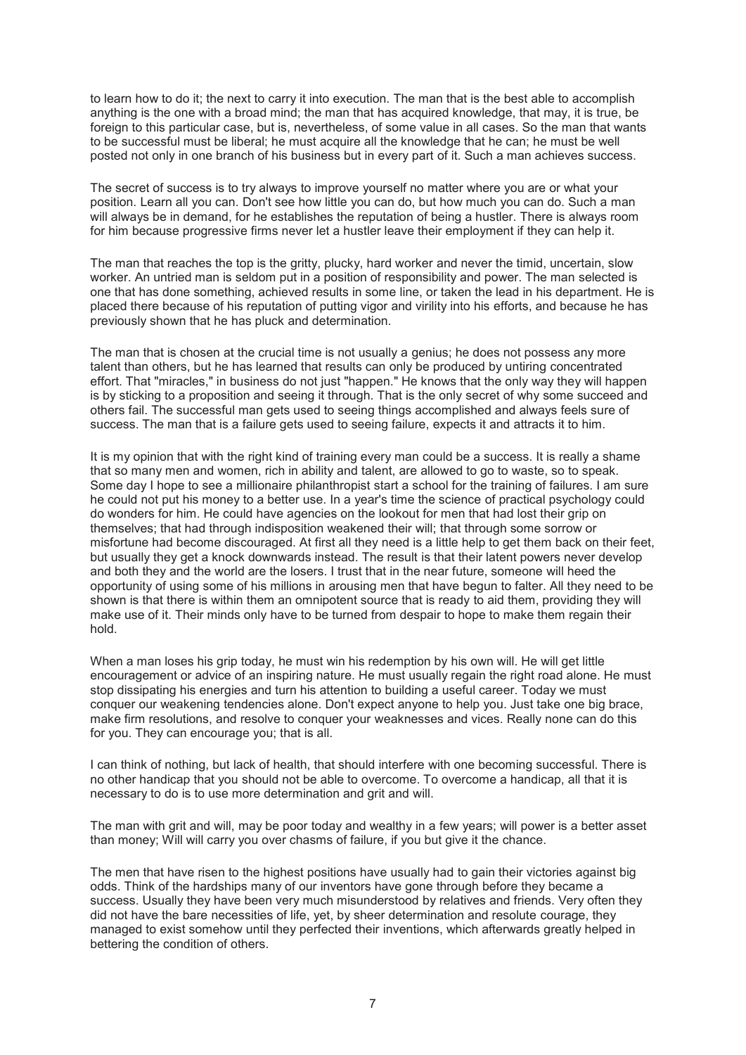to learn how to do it; the next to carry it into execution. The man that is the best able to accomplish anything is the one with a broad mind; the man that has acquired knowledge, that may, it is true, be foreign to this particular case, but is, nevertheless, of some value in all cases. So the man that wants to be successful must be liberal; he must acquire all the knowledge that he can; he must be well posted not only in one branch of his business but in every part of it. Such a man achieves success.

The secret of success is to try always to improve yourself no matter where you are or what your position. Learn all you can. Don't see how little you can do, but how much you can do. Such a man will always be in demand, for he establishes the reputation of being a hustler. There is always room for him because progressive firms never let a hustler leave their employment if they can help it.

The man that reaches the top is the gritty, plucky, hard worker and never the timid, uncertain, slow worker. An untried man is seldom put in a position of responsibility and power. The man selected is one that has done something, achieved results in some line, or taken the lead in his department. He is placed there because of his reputation of putting vigor and virility into his efforts, and because he has previously shown that he has pluck and determination.

The man that is chosen at the crucial time is not usually a genius; he does not possess any more talent than others, but he has learned that results can only be produced by untiring concentrated effort. That "miracles," in business do not just "happen." He knows that the only way they will happen is by sticking to a proposition and seeing it through. That is the only secret of why some succeed and others fail. The successful man gets used to seeing things accomplished and always feels sure of success. The man that is a failure gets used to seeing failure, expects it and attracts it to him.

It is my opinion that with the right kind of training every man could be a success. It is really a shame that so many men and women, rich in ability and talent, are allowed to go to waste, so to speak. Some day I hope to see a millionaire philanthropist start a school for the training of failures. I am sure he could not put his money to a better use. In a year's time the science of practical psychology could do wonders for him. He could have agencies on the lookout for men that had lost their grip on themselves; that had through indisposition weakened their will; that through some sorrow or misfortune had become discouraged. At first all they need is a little help to get them back on their feet, but usually they get a knock downwards instead. The result is that their latent powers never develop and both they and the world are the losers. I trust that in the near future, someone will heed the opportunity of using some of his millions in arousing men that have begun to falter. All they need to be shown is that there is within them an omnipotent source that is ready to aid them, providing they will make use of it. Their minds only have to be turned from despair to hope to make them regain their hold.

When a man loses his grip today, he must win his redemption by his own will. He will get little encouragement or advice of an inspiring nature. He must usually regain the right road alone. He must stop dissipating his energies and turn his attention to building a useful career. Today we must conquer our weakening tendencies alone. Don't expect anyone to help you. Just take one big brace, make firm resolutions, and resolve to conquer your weaknesses and vices. Really none can do this for you. They can encourage you; that is all.

I can think of nothing, but lack of health, that should interfere with one becoming successful. There is no other handicap that you should not be able to overcome. To overcome a handicap, all that it is necessary to do is to use more determination and grit and will.

The man with grit and will, may be poor today and wealthy in a few years; will power is a better asset than money; Will will carry you over chasms of failure, if you but give it the chance.

The men that have risen to the highest positions have usually had to gain their victories against big odds. Think of the hardships many of our inventors have gone through before they became a success. Usually they have been very much misunderstood by relatives and friends. Very often they did not have the bare necessities of life, yet, by sheer determination and resolute courage, they managed to exist somehow until they perfected their inventions, which afterwards greatly helped in bettering the condition of others.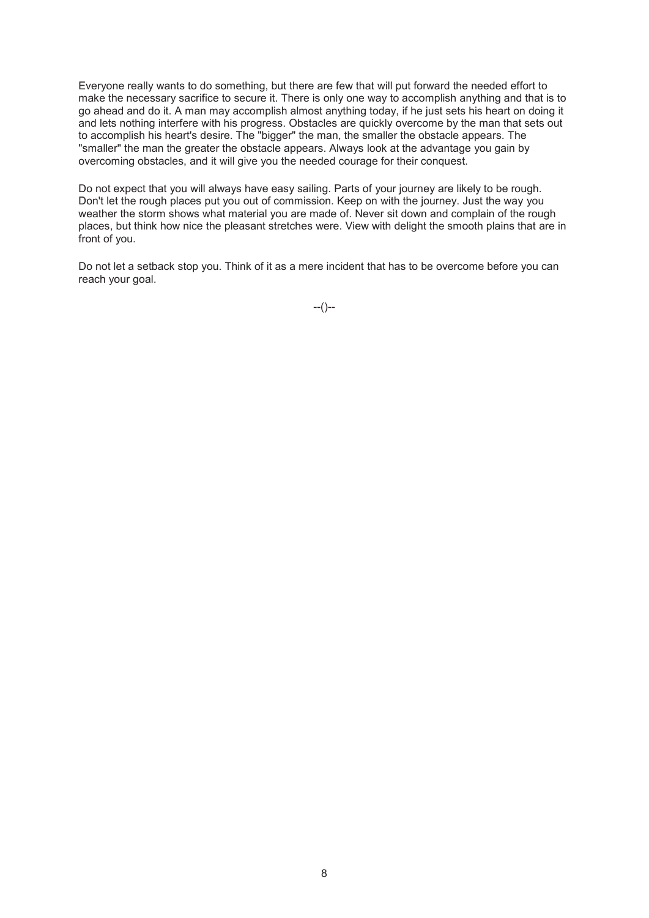Everyone really wants to do something, but there are few that will put forward the needed effort to make the necessary sacrifice to secure it. There is only one way to accomplish anything and that is to go ahead and do it. A man may accomplish almost anything today, if he just sets his heart on doing it and lets nothing interfere with his progress. Obstacles are quickly overcome by the man that sets out to accomplish his heart's desire. The "bigger" the man, the smaller the obstacle appears. The "smaller" the man the greater the obstacle appears. Always look at the advantage you gain by overcoming obstacles, and it will give you the needed courage for their conquest.

Do not expect that you will always have easy sailing. Parts of your journey are likely to be rough. Don't let the rough places put you out of commission. Keep on with the journey. Just the way you weather the storm shows what material you are made of. Never sit down and complain of the rough places, but think how nice the pleasant stretches were. View with delight the smooth plains that are in front of you.

Do not let a setback stop you. Think of it as a mere incident that has to be overcome before you can reach your goal.

--()--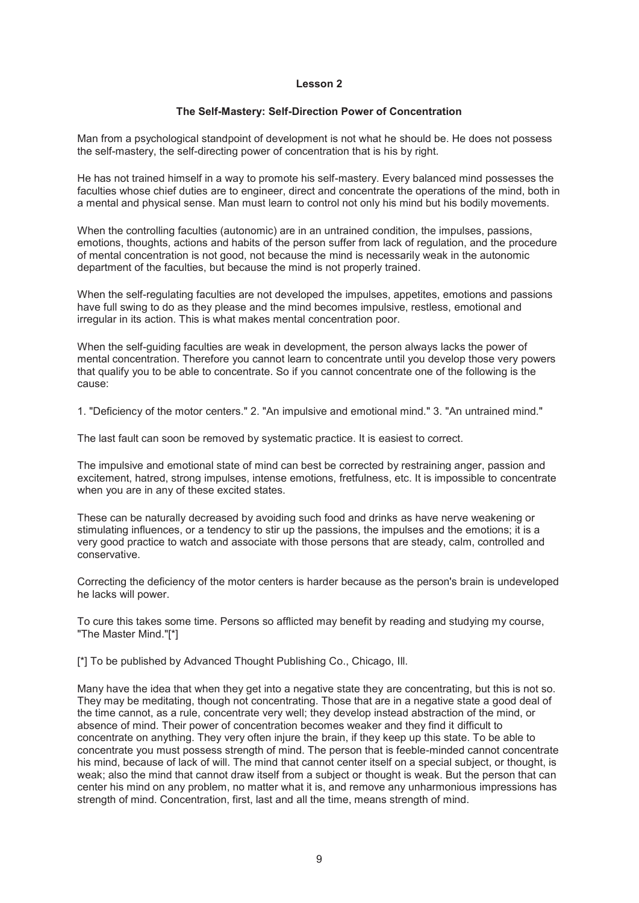## Lesson 2

### The Self-Mastery: Self-Direction Power of Concentration

Man from a psychological standpoint of development is not what he should be. He does not possess the self-mastery, the self-directing power of concentration that is his by right.

He has not trained himself in a way to promote his self-mastery. Every balanced mind possesses the faculties whose chief duties are to engineer, direct and concentrate the operations of the mind, both in a mental and physical sense. Man must learn to control not only his mind but his bodily movements.

When the controlling faculties (autonomic) are in an untrained condition, the impulses, passions, emotions, thoughts, actions and habits of the person suffer from lack of regulation, and the procedure of mental concentration is not good, not because the mind is necessarily weak in the autonomic department of the faculties, but because the mind is not properly trained.

When the self-regulating faculties are not developed the impulses, appetites, emotions and passions have full swing to do as they please and the mind becomes impulsive, restless, emotional and irregular in its action. This is what makes mental concentration poor.

When the self-guiding faculties are weak in development, the person always lacks the power of mental concentration. Therefore you cannot learn to concentrate until you develop those very powers that qualify you to be able to concentrate. So if you cannot concentrate one of the following is the cause:

1. "Deficiency of the motor centers." 2. "An impulsive and emotional mind." 3. "An untrained mind."

The last fault can soon be removed by systematic practice. It is easiest to correct.

The impulsive and emotional state of mind can best be corrected by restraining anger, passion and excitement, hatred, strong impulses, intense emotions, fretfulness, etc. It is impossible to concentrate when you are in any of these excited states.

These can be naturally decreased by avoiding such food and drinks as have nerve weakening or stimulating influences, or a tendency to stir up the passions, the impulses and the emotions; it is a very good practice to watch and associate with those persons that are steady, calm, controlled and conservative.

Correcting the deficiency of the motor centers is harder because as the person's brain is undeveloped he lacks will power.

To cure this takes some time. Persons so afflicted may benefit by reading and studying my course, "The Master Mind."[*]

[*] To be published by Advanced Thought Publishing Co., Chicago, Ill.

Many have the idea that when they get into a negative state they are concentrating, but this is not so. They may be meditating, though not concentrating. Those that are in a negative state a good deal of the time cannot, as a rule, concentrate very well; they develop instead abstraction of the mind, or absence of mind. Their power of concentration becomes weaker and they find it difficult to concentrate on anything. They very often injure the brain, if they keep up this state. To be able to concentrate you must possess strength of mind. The person that is feeble-minded cannot concentrate his mind, because of lack of will. The mind that cannot center itself on a special subject, or thought, is weak; also the mind that cannot draw itself from a subject or thought is weak. But the person that can center his mind on any problem, no matter what it is, and remove any unharmonious impressions has strength of mind. Concentration, first, last and all the time, means strength of mind.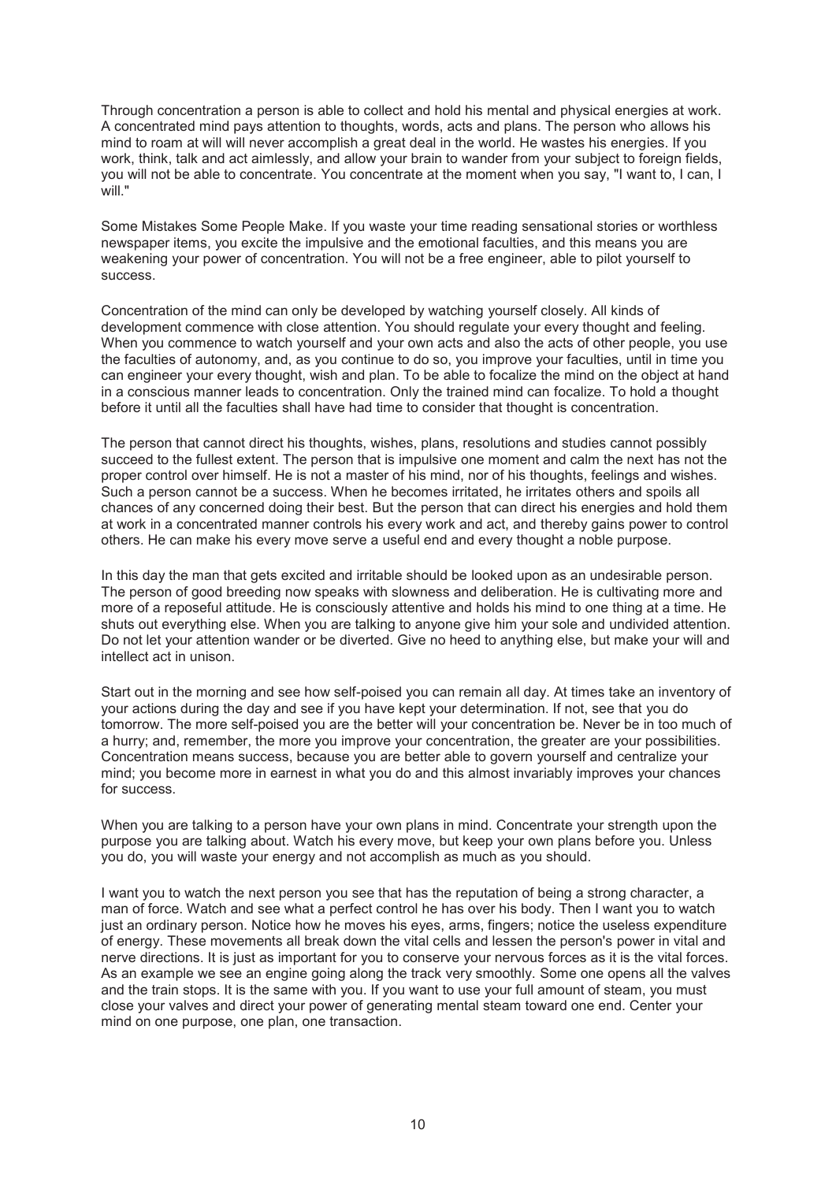Through concentration a person is able to collect and hold his mental and physical energies at work. A concentrated mind pays attention to thoughts, words, acts and plans. The person who allows his mind to roam at will will never accomplish a great deal in the world. He wastes his energies. If you work, think, talk and act aimlessly, and allow your brain to wander from your subject to foreign fields, you will not be able to concentrate. You concentrate at the moment when you say, "I want to, I can, I will."

Some Mistakes Some People Make. If you waste your time reading sensational stories or worthless newspaper items, you excite the impulsive and the emotional faculties, and this means you are weakening your power of concentration. You will not be a free engineer, able to pilot yourself to success.

Concentration of the mind can only be developed by watching yourself closely. All kinds of development commence with close attention. You should regulate your every thought and feeling. When you commence to watch yourself and your own acts and also the acts of other people, you use the faculties of autonomy, and, as you continue to do so, you improve your faculties, until in time you can engineer your every thought, wish and plan. To be able to focalize the mind on the object at hand in a conscious manner leads to concentration. Only the trained mind can focalize. To hold a thought before it until all the faculties shall have had time to consider that thought is concentration.

The person that cannot direct his thoughts, wishes, plans, resolutions and studies cannot possibly succeed to the fullest extent. The person that is impulsive one moment and calm the next has not the proper control over himself. He is not a master of his mind, nor of his thoughts, feelings and wishes. Such a person cannot be a success. When he becomes irritated, he irritates others and spoils all chances of any concerned doing their best. But the person that can direct his energies and hold them at work in a concentrated manner controls his every work and act, and thereby gains power to control others. He can make his every move serve a useful end and every thought a noble purpose.

In this day the man that gets excited and irritable should be looked upon as an undesirable person. The person of good breeding now speaks with slowness and deliberation. He is cultivating more and more of a reposeful attitude. He is consciously attentive and holds his mind to one thing at a time. He shuts out everything else. When you are talking to anyone give him your sole and undivided attention. Do not let your attention wander or be diverted. Give no heed to anything else, but make your will and intellect act in unison.

Start out in the morning and see how self-poised you can remain all day. At times take an inventory of your actions during the day and see if you have kept your determination. If not, see that you do tomorrow. The more self-poised you are the better will your concentration be. Never be in too much of a hurry; and, remember, the more you improve your concentration, the greater are your possibilities. Concentration means success, because you are better able to govern yourself and centralize your mind; you become more in earnest in what you do and this almost invariably improves your chances for success.

When you are talking to a person have your own plans in mind. Concentrate your strength upon the purpose you are talking about. Watch his every move, but keep your own plans before you. Unless you do, you will waste your energy and not accomplish as much as you should.

I want you to watch the next person you see that has the reputation of being a strong character, a man of force. Watch and see what a perfect control he has over his body. Then I want you to watch just an ordinary person. Notice how he moves his eyes, arms, fingers; notice the useless expenditure of energy. These movements all break down the vital cells and lessen the person's power in vital and nerve directions. It is just as important for you to conserve your nervous forces as it is the vital forces. As an example we see an engine going along the track very smoothly. Some one opens all the valves and the train stops. It is the same with you. If you want to use your full amount of steam, you must close your valves and direct your power of generating mental steam toward one end. Center your mind on one purpose, one plan, one transaction.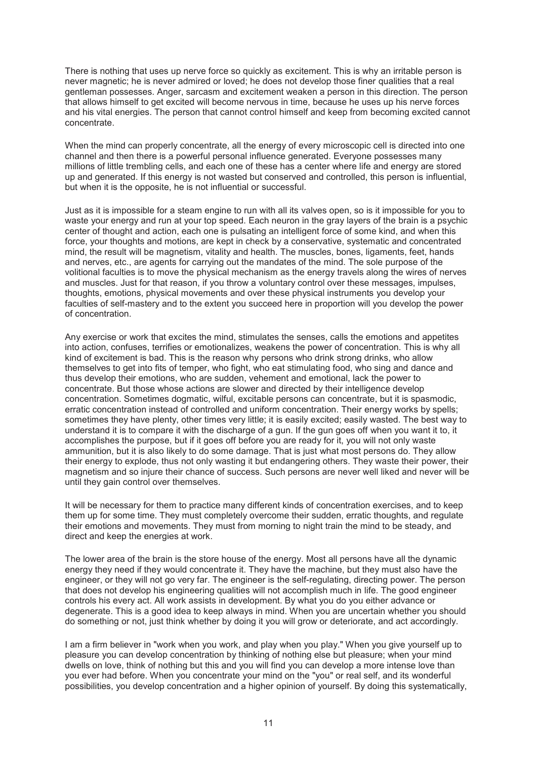There is nothing that uses up nerve force so quickly as excitement. This is why an irritable person is never magnetic; he is never admired or loved; he does not develop those finer qualities that a real gentleman possesses. Anger, sarcasm and excitement weaken a person in this direction. The person that allows himself to get excited will become nervous in time, because he uses up his nerve forces and his vital energies. The person that cannot control himself and keep from becoming excited cannot concentrate.

When the mind can properly concentrate, all the energy of every microscopic cell is directed into one channel and then there is a powerful personal influence generated. Everyone possesses many millions of little trembling cells, and each one of these has a center where life and energy are stored up and generated. If this energy is not wasted but conserved and controlled, this person is influential, but when it is the opposite, he is not influential or successful.

Just as it is impossible for a steam engine to run with all its valves open, so is it impossible for you to waste your energy and run at your top speed. Each neuron in the gray layers of the brain is a psychic center of thought and action, each one is pulsating an intelligent force of some kind, and when this force, your thoughts and motions, are kept in check by a conservative, systematic and concentrated mind, the result will be magnetism, vitality and health. The muscles, bones, ligaments, feet, hands and nerves, etc., are agents for carrying out the mandates of the mind. The sole purpose of the volitional faculties is to move the physical mechanism as the energy travels along the wires of nerves and muscles. Just for that reason, if you throw a voluntary control over these messages, impulses, thoughts, emotions, physical movements and over these physical instruments you develop your faculties of self-mastery and to the extent you succeed here in proportion will you develop the power of concentration.

Any exercise or work that excites the mind, stimulates the senses, calls the emotions and appetites into action, confuses, terrifies or emotionalizes, weakens the power of concentration. This is why all kind of excitement is bad. This is the reason why persons who drink strong drinks, who allow themselves to get into fits of temper, who fight, who eat stimulating food, who sing and dance and thus develop their emotions, who are sudden, vehement and emotional, lack the power to concentrate. But those whose actions are slower and directed by their intelligence develop concentration. Sometimes dogmatic, wilful, excitable persons can concentrate, but it is spasmodic, erratic concentration instead of controlled and uniform concentration. Their energy works by spells; sometimes they have plenty, other times very little; it is easily excited; easily wasted. The best way to understand it is to compare it with the discharge of a gun. If the gun goes off when you want it to, it accomplishes the purpose, but if it goes off before you are ready for it, you will not only waste ammunition, but it is also likely to do some damage. That is just what most persons do. They allow their energy to explode, thus not only wasting it but endangering others. They waste their power, their magnetism and so injure their chance of success. Such persons are never well liked and never will be until they gain control over themselves.

It will be necessary for them to practice many different kinds of concentration exercises, and to keep them up for some time. They must completely overcome their sudden, erratic thoughts, and regulate their emotions and movements. They must from morning to night train the mind to be steady, and direct and keep the energies at work.

The lower area of the brain is the store house of the energy. Most all persons have all the dynamic energy they need if they would concentrate it. They have the machine, but they must also have the engineer, or they will not go very far. The engineer is the self-regulating, directing power. The person that does not develop his engineering qualities will not accomplish much in life. The good engineer controls his every act. All work assists in development. By what you do you either advance or degenerate. This is a good idea to keep always in mind. When you are uncertain whether you should do something or not, just think whether by doing it you will grow or deteriorate, and act accordingly.

I am a firm believer in "work when you work, and play when you play." When you give yourself up to pleasure you can develop concentration by thinking of nothing else but pleasure; when your mind dwells on love, think of nothing but this and you will find you can develop a more intense love than you ever had before. When you concentrate your mind on the "you" or real self, and its wonderful possibilities, you develop concentration and a higher opinion of yourself. By doing this systematically,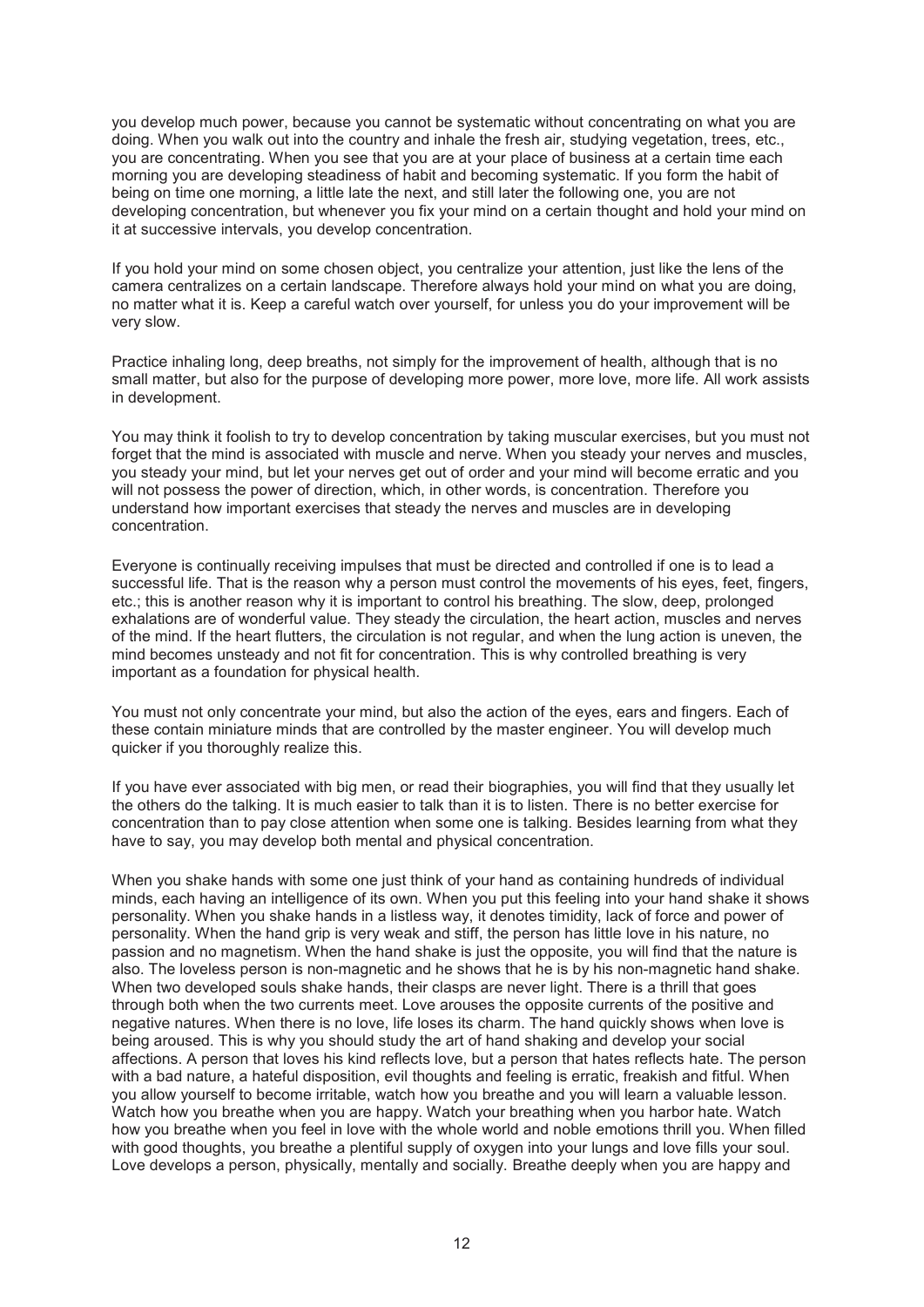you develop much power, because you cannot be systematic without concentrating on what you are doing. When you walk out into the country and inhale the fresh air, studying vegetation, trees, etc., you are concentrating. When you see that you are at your place of business at a certain time each morning you are developing steadiness of habit and becoming systematic. If you form the habit of being on time one morning, a little late the next, and still later the following one, you are not developing concentration, but whenever you fix your mind on a certain thought and hold your mind on it at successive intervals, you develop concentration.

If you hold your mind on some chosen object, you centralize your attention, just like the lens of the camera centralizes on a certain landscape. Therefore always hold your mind on what you are doing, no matter what it is. Keep a careful watch over yourself, for unless you do your improvement will be very slow.

Practice inhaling long, deep breaths, not simply for the improvement of health, although that is no small matter, but also for the purpose of developing more power, more love, more life. All work assists in development.

You may think it foolish to try to develop concentration by taking muscular exercises, but you must not forget that the mind is associated with muscle and nerve. When you steady your nerves and muscles, you steady your mind, but let your nerves get out of order and your mind will become erratic and you will not possess the power of direction, which, in other words, is concentration. Therefore you understand how important exercises that steady the nerves and muscles are in developing concentration.

Everyone is continually receiving impulses that must be directed and controlled if one is to lead a successful life. That is the reason why a person must control the movements of his eyes, feet, fingers, etc.; this is another reason why it is important to control his breathing. The slow, deep, prolonged exhalations are of wonderful value. They steady the circulation, the heart action, muscles and nerves of the mind. If the heart flutters, the circulation is not regular, and when the lung action is uneven, the mind becomes unsteady and not fit for concentration. This is why controlled breathing is very important as a foundation for physical health.

You must not only concentrate your mind, but also the action of the eyes, ears and fingers. Each of these contain miniature minds that are controlled by the master engineer. You will develop much quicker if you thoroughly realize this.

If you have ever associated with big men, or read their biographies, you will find that they usually let the others do the talking. It is much easier to talk than it is to listen. There is no better exercise for concentration than to pay close attention when some one is talking. Besides learning from what they have to say, you may develop both mental and physical concentration.

When you shake hands with some one just think of your hand as containing hundreds of individual minds, each having an intelligence of its own. When you put this feeling into your hand shake it shows personality. When you shake hands in a listless way, it denotes timidity, lack of force and power of personality. When the hand grip is very weak and stiff, the person has little love in his nature, no passion and no magnetism. When the hand shake is just the opposite, you will find that the nature is also. The loveless person is non-magnetic and he shows that he is by his non-magnetic hand shake. When two developed souls shake hands, their clasps are never light. There is a thrill that goes through both when the two currents meet. Love arouses the opposite currents of the positive and negative natures. When there is no love, life loses its charm. The hand quickly shows when love is being aroused. This is why you should study the art of hand shaking and develop your social affections. A person that loves his kind reflects love, but a person that hates reflects hate. The person with a bad nature, a hateful disposition, evil thoughts and feeling is erratic, freakish and fitful. When you allow yourself to become irritable, watch how you breathe and you will learn a valuable lesson. Watch how you breathe when you are happy. Watch your breathing when you harbor hate. Watch how you breathe when you feel in love with the whole world and noble emotions thrill you. When filled with good thoughts, you breathe a plentiful supply of oxygen into your lungs and love fills your soul. Love develops a person, physically, mentally and socially. Breathe deeply when you are happy and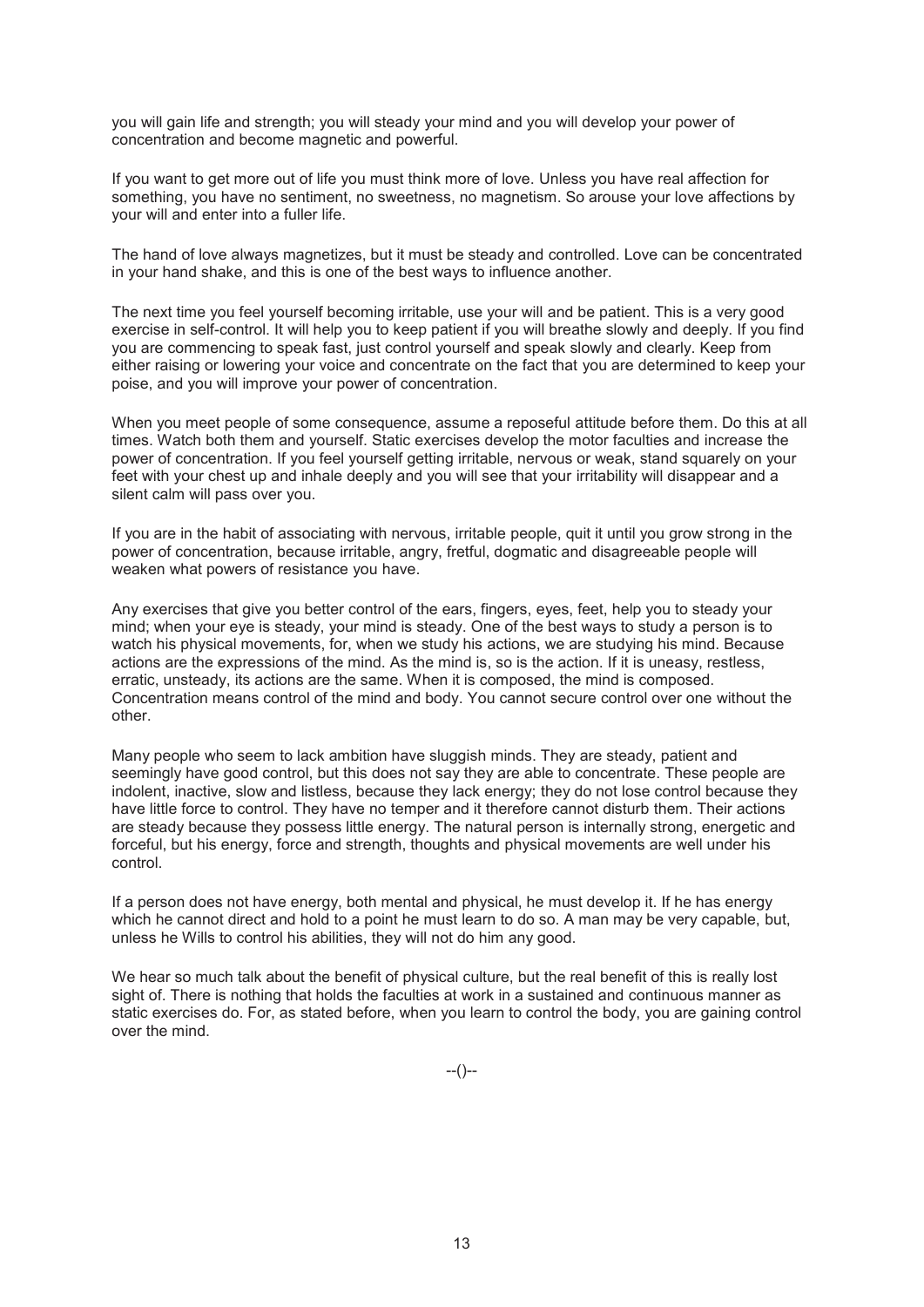you will gain life and strength; you will steady your mind and you will develop your power of concentration and become magnetic and powerful.

If you want to get more out of life you must think more of love. Unless you have real affection for something, you have no sentiment, no sweetness, no magnetism. So arouse your love affections by your will and enter into a fuller life.

The hand of love always magnetizes, but it must be steady and controlled. Love can be concentrated in your hand shake, and this is one of the best ways to influence another.

The next time you feel yourself becoming irritable, use your will and be patient. This is a very good exercise in self-control. It will help you to keep patient if you will breathe slowly and deeply. If you find you are commencing to speak fast, just control yourself and speak slowly and clearly. Keep from either raising or lowering your voice and concentrate on the fact that you are determined to keep your poise, and you will improve your power of concentration.

When you meet people of some consequence, assume a reposeful attitude before them. Do this at all times. Watch both them and yourself. Static exercises develop the motor faculties and increase the power of concentration. If you feel yourself getting irritable, nervous or weak, stand squarely on your feet with your chest up and inhale deeply and you will see that your irritability will disappear and a silent calm will pass over you.

If you are in the habit of associating with nervous, irritable people, quit it until you grow strong in the power of concentration, because irritable, angry, fretful, dogmatic and disagreeable people will weaken what powers of resistance you have.

Any exercises that give you better control of the ears, fingers, eyes, feet, help you to steady your mind; when your eye is steady, your mind is steady. One of the best ways to study a person is to watch his physical movements, for, when we study his actions, we are studying his mind. Because actions are the expressions of the mind. As the mind is, so is the action. If it is uneasy, restless, erratic, unsteady, its actions are the same. When it is composed, the mind is composed. Concentration means control of the mind and body. You cannot secure control over one without the other.

Many people who seem to lack ambition have sluggish minds. They are steady, patient and seemingly have good control, but this does not say they are able to concentrate. These people are indolent, inactive, slow and listless, because they lack energy; they do not lose control because they have little force to control. They have no temper and it therefore cannot disturb them. Their actions are steady because they possess little energy. The natural person is internally strong, energetic and forceful, but his energy, force and strength, thoughts and physical movements are well under his control.

If a person does not have energy, both mental and physical, he must develop it. If he has energy which he cannot direct and hold to a point he must learn to do so. A man may be very capable, but, unless he Wills to control his abilities, they will not do him any good.

We hear so much talk about the benefit of physical culture, but the real benefit of this is really lost sight of. There is nothing that holds the faculties at work in a sustained and continuous manner as static exercises do. For, as stated before, when you learn to control the body, you are gaining control over the mind.

--()--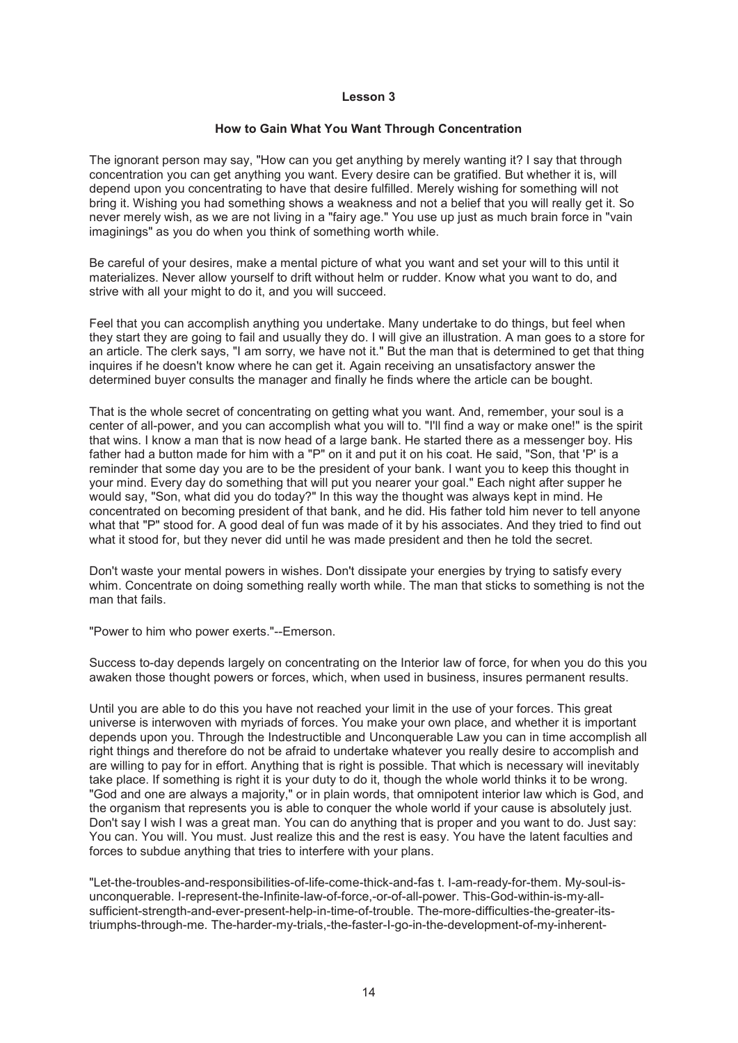## Lesson 3

### How to Gain What You Want Through Concentration

The ignorant person may say, "How can you get anything by merely wanting it? I say that through concentration you can get anything you want. Every desire can be gratified. But whether it is, will depend upon you concentrating to have that desire fulfilled. Merely wishing for something will not bring it. Wishing you had something shows a weakness and not a belief that you will really get it. So never merely wish, as we are not living in a "fairy age." You use up just as much brain force in "vain imaginings" as you do when you think of something worth while.

Be careful of your desires, make a mental picture of what you want and set your will to this until it materializes. Never allow yourself to drift without helm or rudder. Know what you want to do, and strive with all your might to do it, and you will succeed.

Feel that you can accomplish anything you undertake. Many undertake to do things, but feel when they start they are going to fail and usually they do. I will give an illustration. A man goes to a store for an article. The clerk says, "I am sorry, we have not it." But the man that is determined to get that thing inquires if he doesn't know where he can get it. Again receiving an unsatisfactory answer the determined buyer consults the manager and finally he finds where the article can be bought.

That is the whole secret of concentrating on getting what you want. And, remember, your soul is a center of all-power, and you can accomplish what you will to. "I'll find a way or make one!" is the spirit that wins. I know a man that is now head of a large bank. He started there as a messenger boy. His father had a button made for him with a "P" on it and put it on his coat. He said, "Son, that 'P' is a reminder that some day you are to be the president of your bank. I want you to keep this thought in your mind. Every day do something that will put you nearer your goal." Each night after supper he would say, "Son, what did you do today?" In this way the thought was always kept in mind. He concentrated on becoming president of that bank, and he did. His father told him never to tell anyone what that "P" stood for. A good deal of fun was made of it by his associates. And they tried to find out what it stood for, but they never did until he was made president and then he told the secret.

Don't waste your mental powers in wishes. Don't dissipate your energies by trying to satisfy every whim. Concentrate on doing something really worth while. The man that sticks to something is not the man that fails.

"Power to him who power exerts."--Emerson.

Success to-day depends largely on concentrating on the Interior law of force, for when you do this you awaken those thought powers or forces, which, when used in business, insures permanent results.

Until you are able to do this you have not reached your limit in the use of your forces. This great universe is interwoven with myriads of forces. You make your own place, and whether it is important depends upon you. Through the Indestructible and Unconquerable Law you can in time accomplish all right things and therefore do not be afraid to undertake whatever you really desire to accomplish and are willing to pay for in effort. Anything that is right is possible. That which is necessary will inevitably take place. If something is right it is your duty to do it, though the whole world thinks it to be wrong. "God and one are always a majority," or in plain words, that omnipotent interior law which is God, and the organism that represents you is able to conquer the whole world if your cause is absolutely just. Don't say I wish I was a great man. You can do anything that is proper and you want to do. Just say: You can. You will. You must. Just realize this and the rest is easy. You have the latent faculties and forces to subdue anything that tries to interfere with your plans.

"Let-the-troubles-and-responsibilities-of-life-come-thick-and-fas t. I-am-ready-for-them. My-soul-is-unconquerable. I-represent-the-Infinite-law-of-force,-or-of-all-power. This-God-within-is-my-all-sufficient-strength-and-ever-present-help-in-time-of-trouble. The-more-difficulties-the-greater-its-triumphs-through-me. The-harder-my-trials,-the-faster-I-go-in-the-development-of-my-inherent-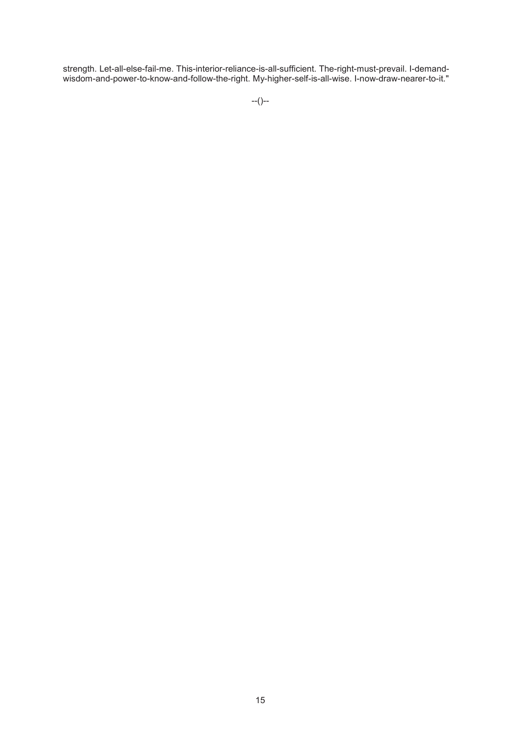strength. Let-all-else-fail-me. This-interior-reliance-is-all-sufficient. The-right-must-prevail. I-demand-wisdom-and-power-to-know-and-follow-the-right. My-higher-self-is-all-wise. I-now-draw-nearer-to-it."

--()--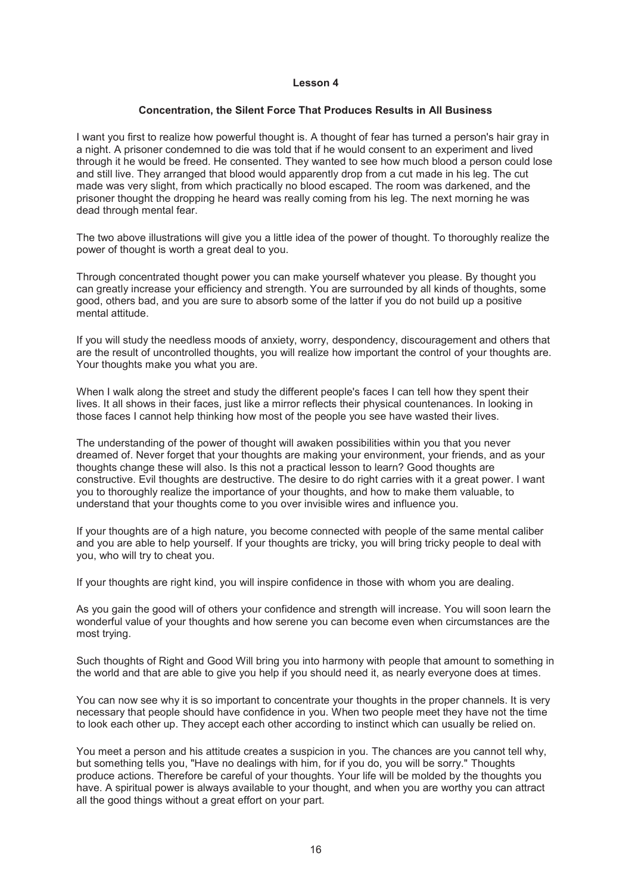# Lesson 4

## Concentration, the Silent Force That Produces Results in All Business

I want you first to realize how powerful thought is. A thought of fear has turned a person's hair gray in a night. A prisoner condemned to die was told that if he would consent to an experiment and lived through it he would be freed. He consented. They wanted to see how much blood a person could lose and still live. They arranged that blood would apparently drop from a cut made in his leg. The cut made was very slight, from which practically no blood escaped. The room was darkened, and the prisoner thought the dropping he heard was really coming from his leg. The next morning he was dead through mental fear.

The two above illustrations will give you a little idea of the power of thought. To thoroughly realize the power of thought is worth a great deal to you.

Through concentrated thought power you can make yourself whatever you please. By thought you can greatly increase your efficiency and strength. You are surrounded by all kinds of thoughts, some good, others bad, and you are sure to absorb some of the latter if you do not build up a positive mental attitude.

If you will study the needless moods of anxiety, worry, despondency, discouragement and others that are the result of uncontrolled thoughts, you will realize how important the control of your thoughts are. Your thoughts make you what you are.

When I walk along the street and study the different people's faces I can tell how they spent their lives. It all shows in their faces, just like a mirror reflects their physical countenances. In looking in those faces I cannot help thinking how most of the people you see have wasted their lives.

The understanding of the power of thought will awaken possibilities within you that you never dreamed of. Never forget that your thoughts are making your environment, your friends, and as your thoughts change these will also. Is this not a practical lesson to learn? Good thoughts are constructive. Evil thoughts are destructive. The desire to do right carries with it a great power. I want you to thoroughly realize the importance of your thoughts, and how to make them valuable, to understand that your thoughts come to you over invisible wires and influence you.

If your thoughts are of a high nature, you become connected with people of the same mental caliber and you are able to help yourself. If your thoughts are tricky, you will bring tricky people to deal with you, who will try to cheat you.

If your thoughts are right kind, you will inspire confidence in those with whom you are dealing.

As you gain the good will of others your confidence and strength will increase. You will soon learn the wonderful value of your thoughts and how serene you can become even when circumstances are the most trying.

Such thoughts of Right and Good Will bring you into harmony with people that amount to something in the world and that are able to give you help if you should need it, as nearly everyone does at times.

You can now see why it is so important to concentrate your thoughts in the proper channels. It is very necessary that people should have confidence in you. When two people meet they have not the time to look each other up. They accept each other according to instinct which can usually be relied on.

You meet a person and his attitude creates a suspicion in you. The chances are you cannot tell why, but something tells you, "Have no dealings with him, for if you do, you will be sorry." Thoughts produce actions. Therefore be careful of your thoughts. Your life will be molded by the thoughts you have. A spiritual power is always available to your thought, and when you are worthy you can attract all the good things without a great effort on your part.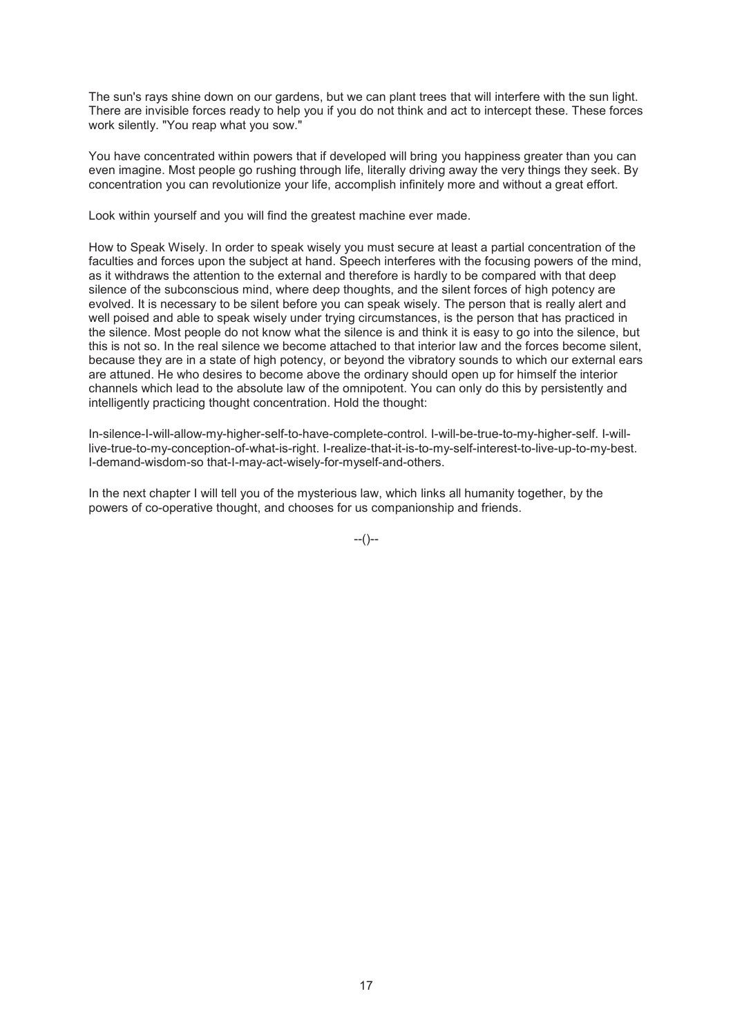The sun's rays shine down on our gardens, but we can plant trees that will interfere with the sun light. There are invisible forces ready to help you if you do not think and act to intercept these. These forces work silently. "You reap what you sow."

You have concentrated within powers that if developed will bring you happiness greater than you can even imagine. Most people go rushing through life, literally driving away the very things they seek. By concentration you can revolutionize your life, accomplish infinitely more and without a great effort.

Look within yourself and you will find the greatest machine ever made.

How to Speak Wisely. In order to speak wisely you must secure at least a partial concentration of the faculties and forces upon the subject at hand. Speech interferes with the focusing powers of the mind, as it withdraws the attention to the external and therefore is hardly to be compared with that deep silence of the subconscious mind, where deep thoughts, and the silent forces of high potency are evolved. It is necessary to be silent before you can speak wisely. The person that is really alert and well poised and able to speak wisely under trying circumstances, is the person that has practiced in the silence. Most people do not know what the silence is and think it is easy to go into the silence, but this is not so. In the real silence we become attached to that interior law and the forces become silent, because they are in a state of high potency, or beyond the vibratory sounds to which our external ears are attuned. He who desires to become above the ordinary should open up for himself the interior channels which lead to the absolute law of the omnipotent. You can only do this by persistently and intelligently practicing thought concentration. Hold the thought:

In-silence-I-will-allow-my-higher-self-to-have-complete-control. I-will-be-true-to-my-higher-self. I-will-live-true-to-my-conception-of-what-is-right. I-realize-that-it-is-to-my-self-interest-to-live-up-to-my-best. I-demand-wisdom-so that-I-may-act-wisely-for-myself-and-others.

In the next chapter I will tell you of the mysterious law, which links all humanity together, by the powers of co-operative thought, and chooses for us companionship and friends.

--()--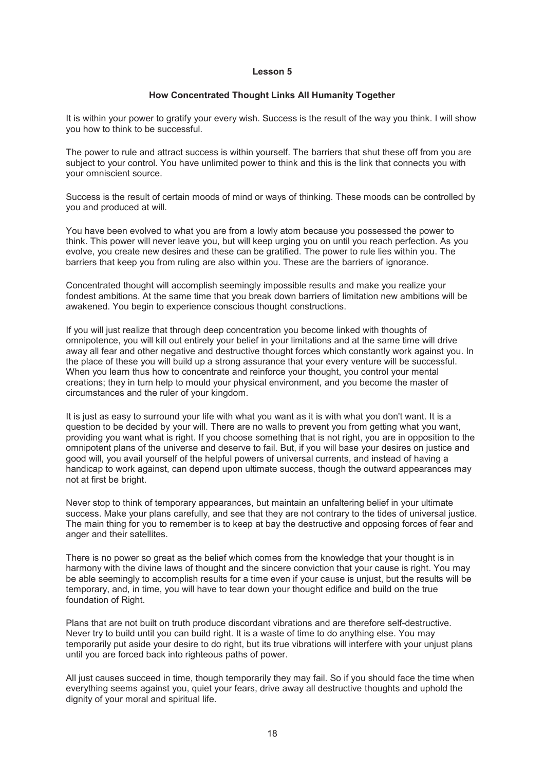## Lesson 5

### How Concentrated Thought Links All Humanity Together

It is within your power to gratify your every wish. Success is the result of the way you think. I will show you how to think to be successful.

The power to rule and attract success is within yourself. The barriers that shut these off from you are subject to your control. You have unlimited power to think and this is the link that connects you with your omniscient source.

Success is the result of certain moods of mind or ways of thinking. These moods can be controlled by you and produced at will.

You have been evolved to what you are from a lowly atom because you possessed the power to think. This power will never leave you, but will keep urging you on until you reach perfection. As you evolve, you create new desires and these can be gratified. The power to rule lies within you. The barriers that keep you from ruling are also within you. These are the barriers of ignorance.

Concentrated thought will accomplish seemingly impossible results and make you realize your fondest ambitions. At the same time that you break down barriers of limitation new ambitions will be awakened. You begin to experience conscious thought constructions.

If you will just realize that through deep concentration you become linked with thoughts of omnipotence, you will kill out entirely your belief in your limitations and at the same time will drive away all fear and other negative and destructive thought forces which constantly work against you. In the place of these you will build up a strong assurance that your every venture will be successful. When you learn thus how to concentrate and reinforce your thought, you control your mental creations; they in turn help to mould your physical environment, and you become the master of circumstances and the ruler of your kingdom.

It is just as easy to surround your life with what you want as it is with what you don't want. It is a question to be decided by your will. There are no walls to prevent you from getting what you want, providing you want what is right. If you choose something that is not right, you are in opposition to the omnipotent plans of the universe and deserve to fail. But, if you will base your desires on justice and good will, you avail yourself of the helpful powers of universal currents, and instead of having a handicap to work against, can depend upon ultimate success, though the outward appearances may not at first be bright.

Never stop to think of temporary appearances, but maintain an unfaltering belief in your ultimate success. Make your plans carefully, and see that they are not contrary to the tides of universal justice. The main thing for you to remember is to keep at bay the destructive and opposing forces of fear and anger and their satellites.

There is no power so great as the belief which comes from the knowledge that your thought is in harmony with the divine laws of thought and the sincere conviction that your cause is right. You may be able seemingly to accomplish results for a time even if your cause is unjust, but the results will be temporary, and, in time, you will have to tear down your thought edifice and build on the true foundation of Right.

Plans that are not built on truth produce discordant vibrations and are therefore self-destructive. Never try to build until you can build right. It is a waste of time to do anything else. You may temporarily put aside your desire to do right, but its true vibrations will interfere with your unjust plans until you are forced back into righteous paths of power.

All just causes succeed in time, though temporarily they may fail. So if you should face the time when everything seems against you, quiet your fears, drive away all destructive thoughts and uphold the dignity of your moral and spiritual life.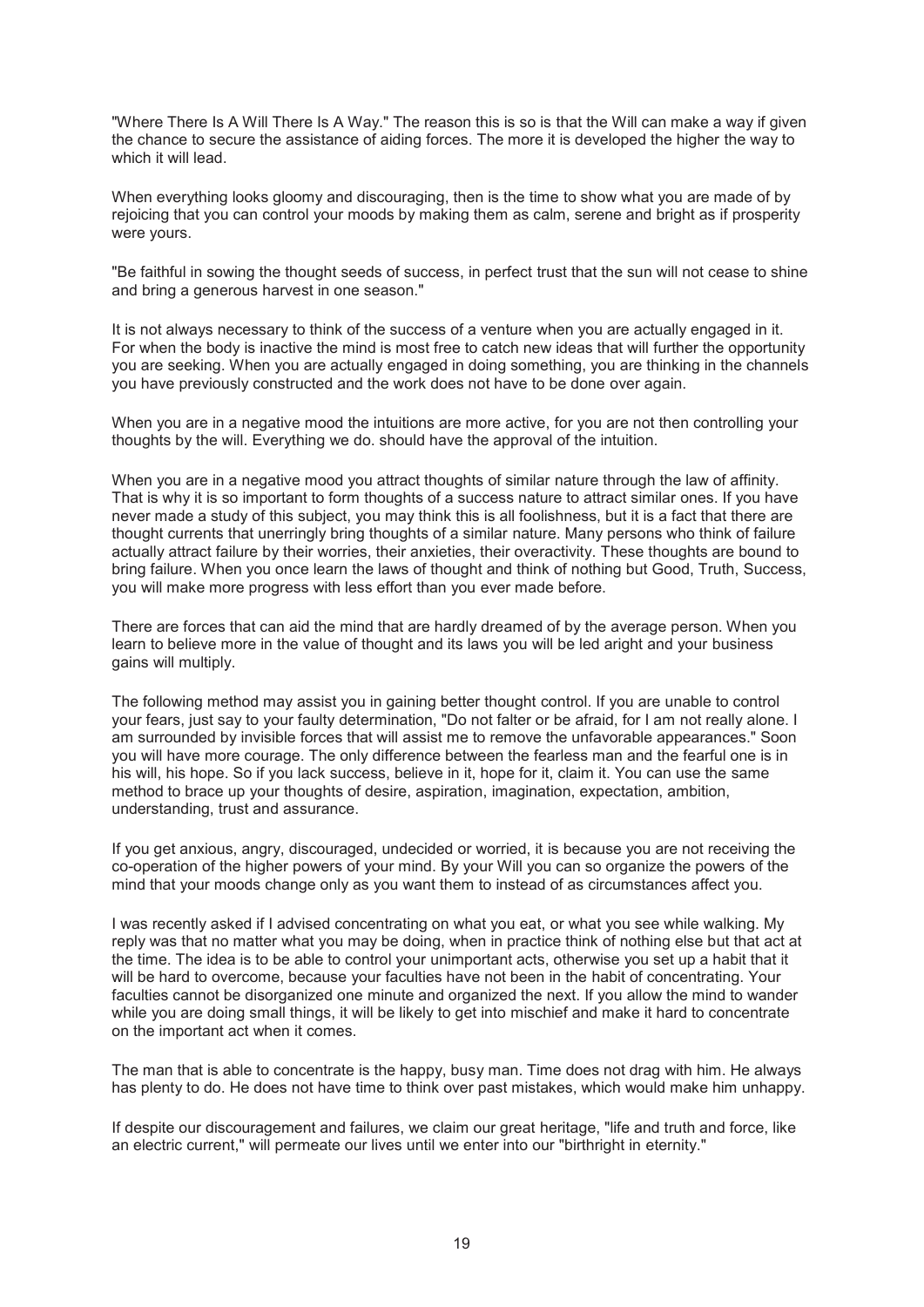"Where There Is A Will There Is A Way." The reason this is so is that the Will can make a way if given the chance to secure the assistance of aiding forces. The more it is developed the higher the way to which it will lead.

When everything looks gloomy and discouraging, then is the time to show what you are made of by rejoicing that you can control your moods by making them as calm, serene and bright as if prosperity were yours.

"Be faithful in sowing the thought seeds of success, in perfect trust that the sun will not cease to shine and bring a generous harvest in one season."

It is not always necessary to think of the success of a venture when you are actually engaged in it. For when the body is inactive the mind is most free to catch new ideas that will further the opportunity you are seeking. When you are actually engaged in doing something, you are thinking in the channels you have previously constructed and the work does not have to be done over again.

When you are in a negative mood the intuitions are more active, for you are not then controlling your thoughts by the will. Everything we do. should have the approval of the intuition.

When you are in a negative mood you attract thoughts of similar nature through the law of affinity. That is why it is so important to form thoughts of a success nature to attract similar ones. If you have never made a study of this subject, you may think this is all foolishness, but it is a fact that there are thought currents that unerringly bring thoughts of a similar nature. Many persons who think of failure actually attract failure by their worries, their anxieties, their overactivity. These thoughts are bound to bring failure. When you once learn the laws of thought and think of nothing but Good, Truth, Success, you will make more progress with less effort than you ever made before.

There are forces that can aid the mind that are hardly dreamed of by the average person. When you learn to believe more in the value of thought and its laws you will be led aright and your business gains will multiply.

The following method may assist you in gaining better thought control. If you are unable to control your fears, just say to your faulty determination, "Do not falter or be afraid, for I am not really alone. I am surrounded by invisible forces that will assist me to remove the unfavorable appearances." Soon you will have more courage. The only difference between the fearless man and the fearful one is in his will, his hope. So if you lack success, believe in it, hope for it, claim it. You can use the same method to brace up your thoughts of desire, aspiration, imagination, expectation, ambition, understanding, trust and assurance.

If you get anxious, angry, discouraged, undecided or worried, it is because you are not receiving the co-operation of the higher powers of your mind. By your Will you can so organize the powers of the mind that your moods change only as you want them to instead of as circumstances affect you.

I was recently asked if I advised concentrating on what you eat, or what you see while walking. My reply was that no matter what you may be doing, when in practice think of nothing else but that act at the time. The idea is to be able to control your unimportant acts, otherwise you set up a habit that it will be hard to overcome, because your faculties have not been in the habit of concentrating. Your faculties cannot be disorganized one minute and organized the next. If you allow the mind to wander while you are doing small things, it will be likely to get into mischief and make it hard to concentrate on the important act when it comes.

The man that is able to concentrate is the happy, busy man. Time does not drag with him. He always has plenty to do. He does not have time to think over past mistakes, which would make him unhappy.

If despite our discouragement and failures, we claim our great heritage, "life and truth and force, like an electric current," will permeate our lives until we enter into our "birthright in eternity."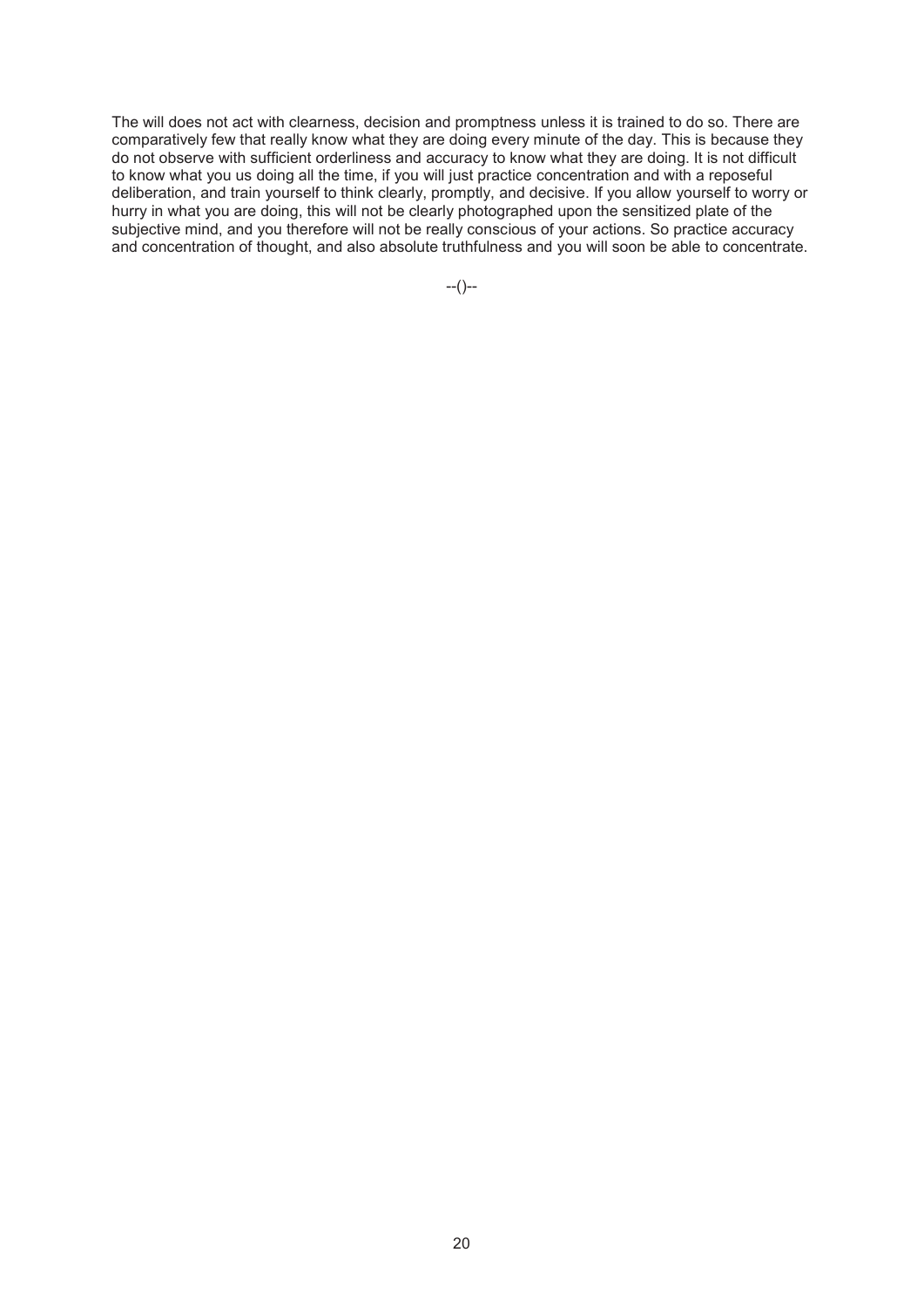The will does not act with clearness, decision and promptness unless it is trained to do so. There are comparatively few that really know what they are doing every minute of the day. This is because they do not observe with sufficient orderliness and accuracy to know what they are doing. It is not difficult to know what you us doing all the time, if you will just practice concentration and with a reposeful deliberation, and train yourself to think clearly, promptly, and decisive. If you allow yourself to worry or hurry in what you are doing, this will not be clearly photographed upon the sensitized plate of the subjective mind, and you therefore will not be really conscious of your actions. So practice accuracy and concentration of thought, and also absolute truthfulness and you will soon be able to concentrate.

--()--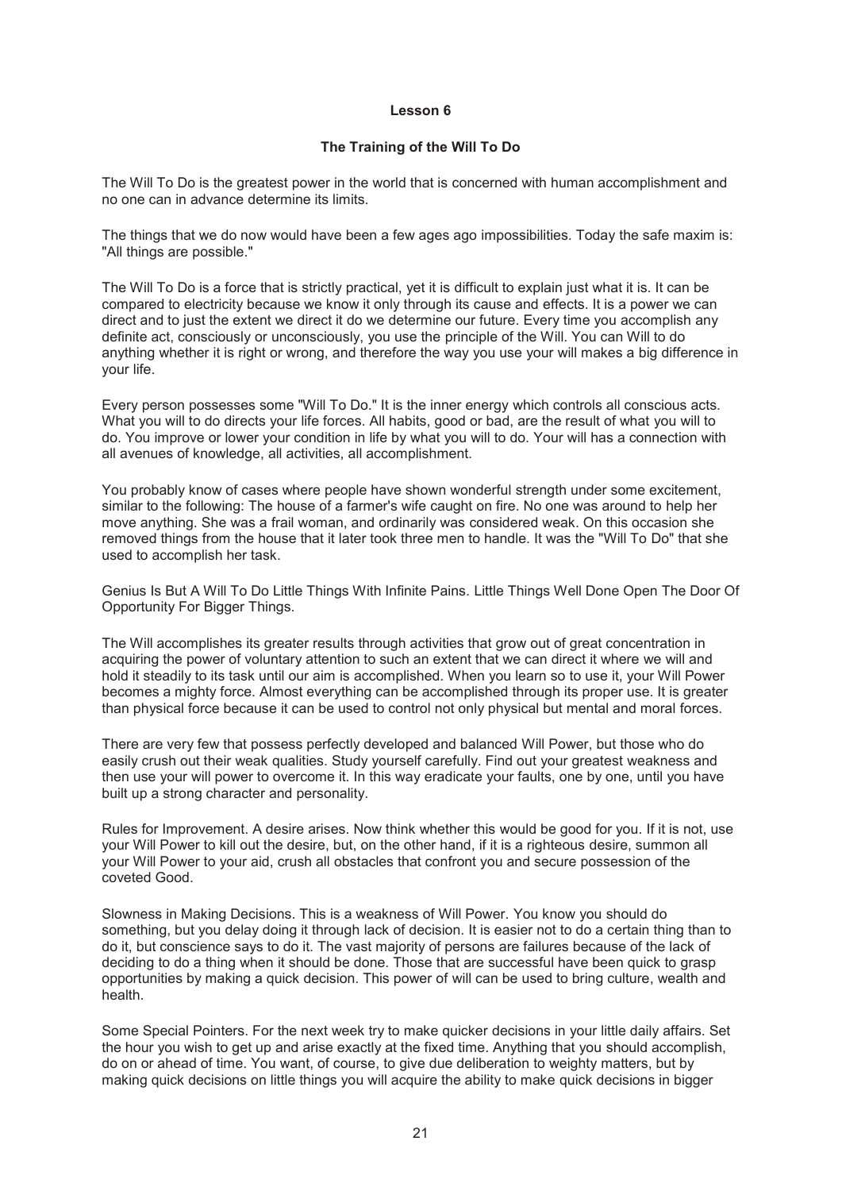## Lesson 6

### The Training of the Will To Do

The Will To Do is the greatest power in the world that is concerned with human accomplishment and no one can in advance determine its limits.

The things that we do now would have been a few ages ago impossibilities. Today the safe maxim is: "All things are possible."

The Will To Do is a force that is strictly practical, yet it is difficult to explain just what it is. It can be compared to electricity because we know it only through its cause and effects. It is a power we can direct and to just the extent we direct it do we determine our future. Every time you accomplish any definite act, consciously or unconsciously, you use the principle of the Will. You can Will to do anything whether it is right or wrong, and therefore the way you use your will makes a big difference in your life.

Every person possesses some "Will To Do." It is the inner energy which controls all conscious acts. What you will to do directs your life forces. All habits, good or bad, are the result of what you will to do. You improve or lower your condition in life by what you will to do. Your will has a connection with all avenues of knowledge, all activities, all accomplishment.

You probably know of cases where people have shown wonderful strength under some excitement, similar to the following: The house of a farmer's wife caught on fire. No one was around to help her move anything. She was a frail woman, and ordinarily was considered weak. On this occasion she removed things from the house that it later took three men to handle. It was the "Will To Do" that she used to accomplish her task.

Genius Is But A Will To Do Little Things With Infinite Pains. Little Things Well Done Open The Door Of Opportunity For Bigger Things.

The Will accomplishes its greater results through activities that grow out of great concentration in acquiring the power of voluntary attention to such an extent that we can direct it where we will and hold it steadily to its task until our aim is accomplished. When you learn so to use it, your Will Power becomes a mighty force. Almost everything can be accomplished through its proper use. It is greater than physical force because it can be used to control not only physical but mental and moral forces.

There are very few that possess perfectly developed and balanced Will Power, but those who do easily crush out their weak qualities. Study yourself carefully. Find out your greatest weakness and then use your will power to overcome it. In this way eradicate your faults, one by one, until you have built up a strong character and personality.

Rules for Improvement. A desire arises. Now think whether this would be good for you. If it is not, use your Will Power to kill out the desire, but, on the other hand, if it is a righteous desire, summon all your Will Power to your aid, crush all obstacles that confront you and secure possession of the coveted Good.

Slowness in Making Decisions. This is a weakness of Will Power. You know you should do something, but you delay doing it through lack of decision. It is easier not to do a certain thing than to do it, but conscience says to do it. The vast majority of persons are failures because of the lack of deciding to do a thing when it should be done. Those that are successful have been quick to grasp opportunities by making a quick decision. This power of will can be used to bring culture, wealth and health.

Some Special Pointers. For the next week try to make quicker decisions in your little daily affairs. Set the hour you wish to get up and arise exactly at the fixed time. Anything that you should accomplish, do on or ahead of time. You want, of course, to give due deliberation to weighty matters, but by making quick decisions on little things you will acquire the ability to make quick decisions in bigger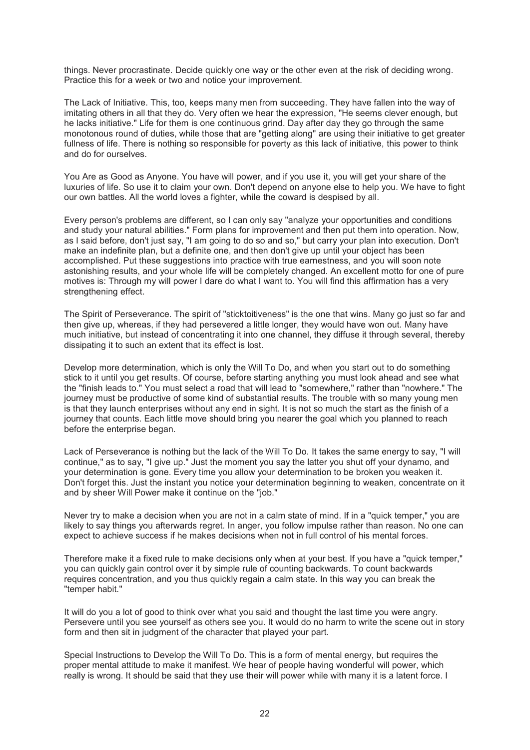things. Never procrastinate. Decide quickly one way or the other even at the risk of deciding wrong. Practice this for a week or two and notice your improvement.

The Lack of Initiative. This, too, keeps many men from succeeding. They have fallen into the way of imitating others in all that they do. Very often we hear the expression, "He seems clever enough, but he lacks initiative." Life for them is one continuous grind. Day after day they go through the same monotonous round of duties, while those that are "getting along" are using their initiative to get greater fullness of life. There is nothing so responsible for poverty as this lack of initiative, this power to think and do for ourselves.

You Are as Good as Anyone. You have will power, and if you use it, you will get your share of the luxuries of life. So use it to claim your own. Don't depend on anyone else to help you. We have to fight our own battles. All the world loves a fighter, while the coward is despised by all.

Every person's problems are different, so I can only say "analyze your opportunities and conditions and study your natural abilities." Form plans for improvement and then put them into operation. Now, as I said before, don't just say, "I am going to do so and so," but carry your plan into execution. Don't make an indefinite plan, but a definite one, and then don't give up until your object has been accomplished. Put these suggestions into practice with true earnestness, and you will soon note astonishing results, and your whole life will be completely changed. An excellent motto for one of pure motives is: Through my will power I dare do what I want to. You will find this affirmation has a very strengthening effect.

The Spirit of Perseverance. The spirit of "sticktoitiveness" is the one that wins. Many go just so far and then give up, whereas, if they had persevered a little longer, they would have won out. Many have much initiative, but instead of concentrating it into one channel, they diffuse it through several, thereby dissipating it to such an extent that its effect is lost.

Develop more determination, which is only the Will To Do, and when you start out to do something stick to it until you get results. Of course, before starting anything you must look ahead and see what the "finish leads to." You must select a road that will lead to "somewhere," rather than "nowhere." The journey must be productive of some kind of substantial results. The trouble with so many young men is that they launch enterprises without any end in sight. It is not so much the start as the finish of a journey that counts. Each little move should bring you nearer the goal which you planned to reach before the enterprise began.

Lack of Perseverance is nothing but the lack of the Will To Do. It takes the same energy to say, "I will continue," as to say, "I give up." Just the moment you say the latter you shut off your dynamo, and your determination is gone. Every time you allow your determination to be broken you weaken it. Don't forget this. Just the instant you notice your determination beginning to weaken, concentrate on it and by sheer Will Power make it continue on the "job."

Never try to make a decision when you are not in a calm state of mind. If in a "quick temper," you are likely to say things you afterwards regret. In anger, you follow impulse rather than reason. No one can expect to achieve success if he makes decisions when not in full control of his mental forces.

Therefore make it a fixed rule to make decisions only when at your best. If you have a "quick temper," you can quickly gain control over it by simple rule of counting backwards. To count backwards requires concentration, and you thus quickly regain a calm state. In this way you can break the "temper habit."

It will do you a lot of good to think over what you said and thought the last time you were angry. Persevere until you see yourself as others see you. It would do no harm to write the scene out in story form and then sit in judgment of the character that played your part.

Special Instructions to Develop the Will To Do. This is a form of mental energy, but requires the proper mental attitude to make it manifest. We hear of people having wonderful will power, which really is wrong. It should be said that they use their will power while with many it is a latent force. I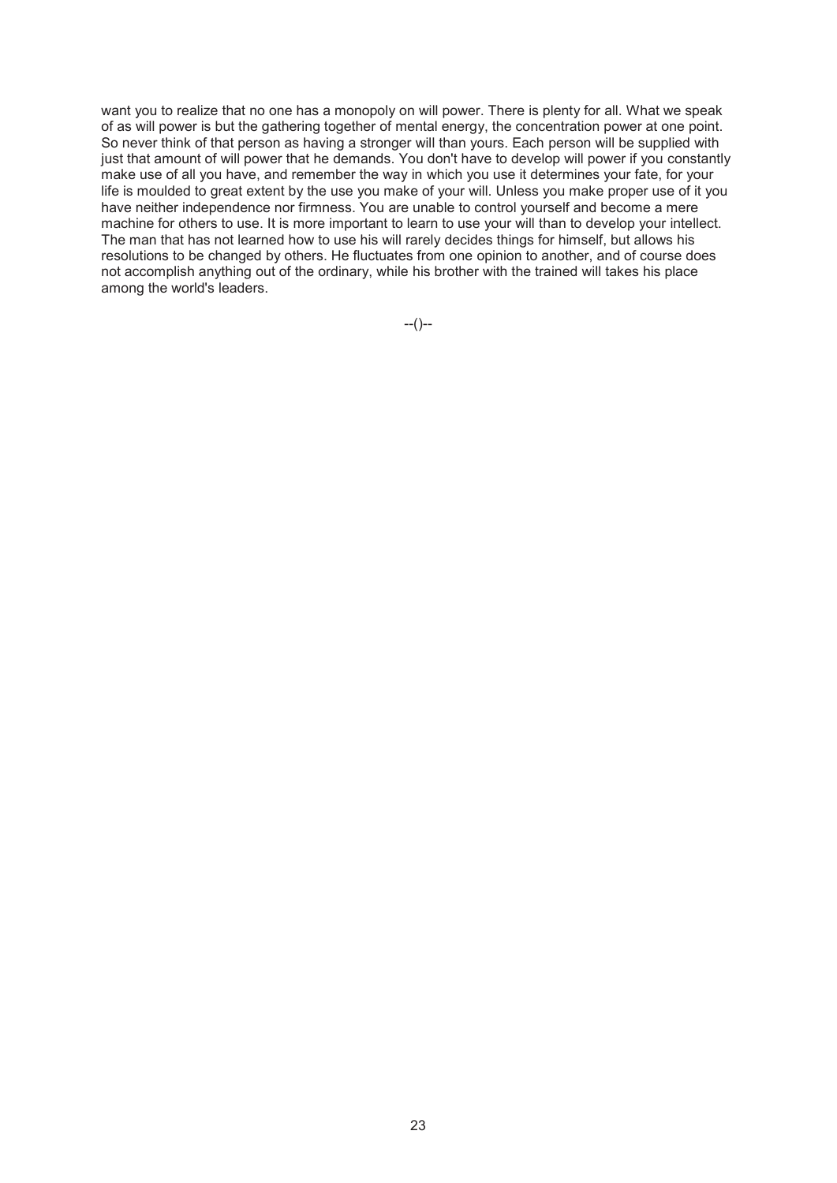want you to realize that no one has a monopoly on will power. There is plenty for all. What we speak of as will power is but the gathering together of mental energy, the concentration power at one point. So never think of that person as having a stronger will than yours. Each person will be supplied with just that amount of will power that he demands. You don't have to develop will power if you constantly make use of all you have, and remember the way in which you use it determines your fate, for your life is moulded to great extent by the use you make of your will. Unless you make proper use of it you have neither independence nor firmness. You are unable to control yourself and become a mere machine for others to use. It is more important to learn to use your will than to develop your intellect. The man that has not learned how to use his will rarely decides things for himself, but allows his resolutions to be changed by others. He fluctuates from one opinion to another, and of course does not accomplish anything out of the ordinary, while his brother with the trained will takes his place among the world's leaders.

--()--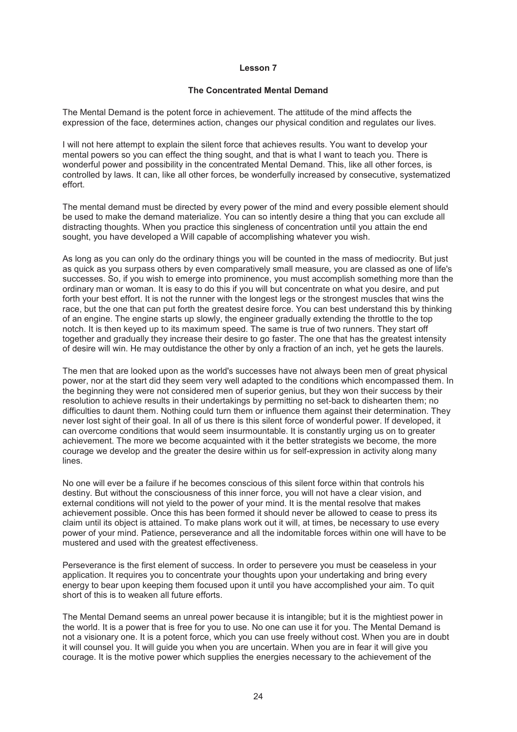## Lesson 7

### The Concentrated Mental Demand

The Mental Demand is the potent force in achievement. The attitude of the mind affects the expression of the face, determines action, changes our physical condition and regulates our lives.

I will not here attempt to explain the silent force that achieves results. You want to develop your mental powers so you can effect the thing sought, and that is what I want to teach you. There is wonderful power and possibility in the concentrated Mental Demand. This, like all other forces, is controlled by laws. It can, like all other forces, be wonderfully increased by consecutive, systematized effort.

The mental demand must be directed by every power of the mind and every possible element should be used to make the demand materialize. You can so intently desire a thing that you can exclude all distracting thoughts. When you practice this singleness of concentration until you attain the end sought, you have developed a Will capable of accomplishing whatever you wish.

As long as you can only do the ordinary things you will be counted in the mass of mediocrity. But just as quick as you surpass others by even comparatively small measure, you are classed as one of life's successes. So, if you wish to emerge into prominence, you must accomplish something more than the ordinary man or woman. It is easy to do this if you will but concentrate on what you desire, and put forth your best effort. It is not the runner with the longest legs or the strongest muscles that wins the race, but the one that can put forth the greatest desire force. You can best understand this by thinking of an engine. The engine starts up slowly, the engineer gradually extending the throttle to the top notch. It is then keyed up to its maximum speed. The same is true of two runners. They start off together and gradually they increase their desire to go faster. The one that has the greatest intensity of desire will win. He may outdistance the other by only a fraction of an inch, yet he gets the laurels.

The men that are looked upon as the world's successes have not always been men of great physical power, nor at the start did they seem very well adapted to the conditions which encompassed them. In the beginning they were not considered men of superior genius, but they won their success by their resolution to achieve results in their undertakings by permitting no set-back to dishearten them; no difficulties to daunt them. Nothing could turn them or influence them against their determination. They never lost sight of their goal. In all of us there is this silent force of wonderful power. If developed, it can overcome conditions that would seem insurmountable. It is constantly urging us on to greater achievement. The more we become acquainted with it the better strategists we become, the more courage we develop and the greater the desire within us for self-expression in activity along many lines.

No one will ever be a failure if he becomes conscious of this silent force within that controls his destiny. But without the consciousness of this inner force, you will not have a clear vision, and external conditions will not yield to the power of your mind. It is the mental resolve that makes achievement possible. Once this has been formed it should never be allowed to cease to press its claim until its object is attained. To make plans work out it will, at times, be necessary to use every power of your mind. Patience, perseverance and all the indomitable forces within one will have to be mustered and used with the greatest effectiveness.

Perseverance is the first element of success. In order to persevere you must be ceaseless in your application. It requires you to concentrate your thoughts upon your undertaking and bring every energy to bear upon keeping them focused upon it until you have accomplished your aim. To quit short of this is to weaken all future efforts.

The Mental Demand seems an unreal power because it is intangible; but it is the mightiest power in the world. It is a power that is free for you to use. No one can use it for you. The Mental Demand is not a visionary one. It is a potent force, which you can use freely without cost. When you are in doubt it will counsel you. It will guide you when you are uncertain. When you are in fear it will give you courage. It is the motive power which supplies the energies necessary to the achievement of the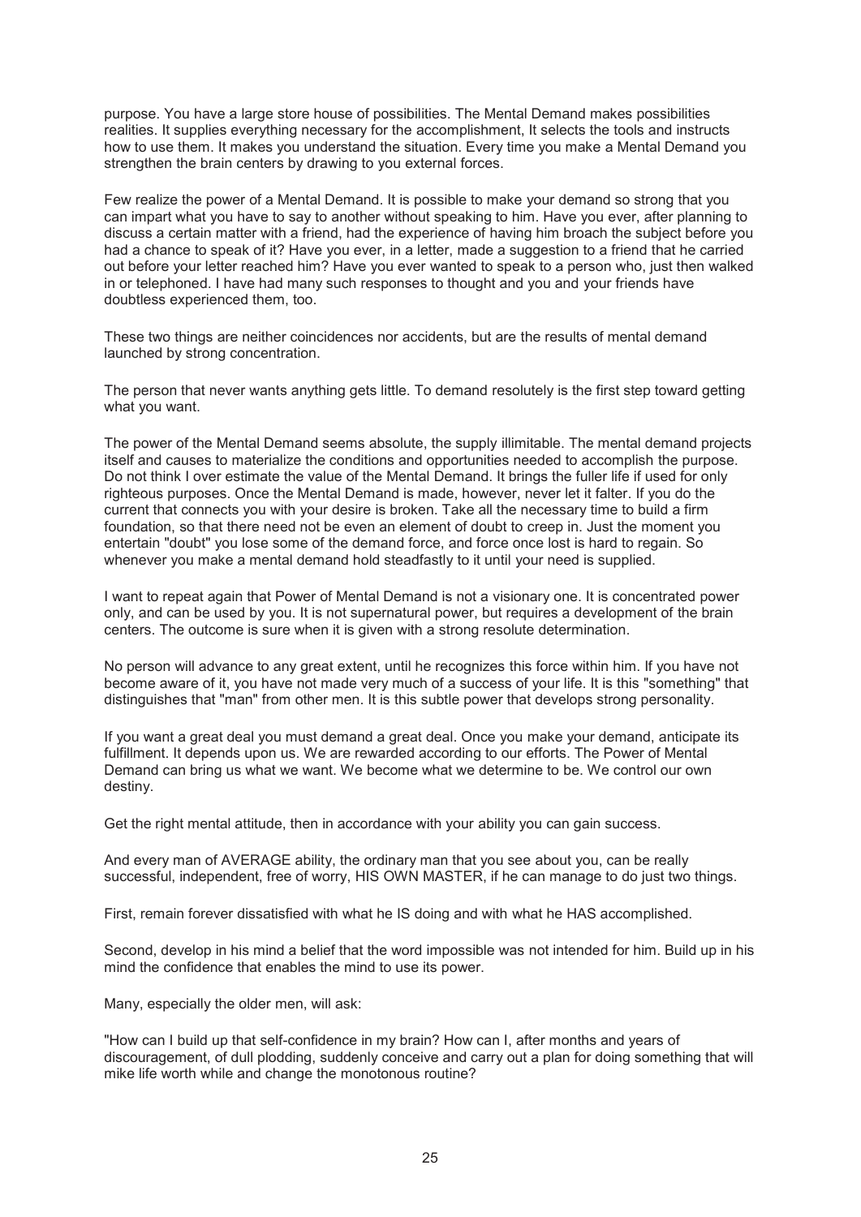purpose. You have a large store house of possibilities. The Mental Demand makes possibilities realities. It supplies everything necessary for the accomplishment, It selects the tools and instructs how to use them. It makes you understand the situation. Every time you make a Mental Demand you strengthen the brain centers by drawing to you external forces.

Few realize the power of a Mental Demand. It is possible to make your demand so strong that you can impart what you have to say to another without speaking to him. Have you ever, after planning to discuss a certain matter with a friend, had the experience of having him broach the subject before you had a chance to speak of it? Have you ever, in a letter, made a suggestion to a friend that he carried out before your letter reached him? Have you ever wanted to speak to a person who, just then walked in or telephoned. I have had many such responses to thought and you and your friends have doubtless experienced them, too.

These two things are neither coincidences nor accidents, but are the results of mental demand launched by strong concentration.

The person that never wants anything gets little. To demand resolutely is the first step toward getting what you want.

The power of the Mental Demand seems absolute, the supply illimitable. The mental demand projects itself and causes to materialize the conditions and opportunities needed to accomplish the purpose. Do not think I over estimate the value of the Mental Demand. It brings the fuller life if used for only righteous purposes. Once the Mental Demand is made, however, never let it falter. If you do the current that connects you with your desire is broken. Take all the necessary time to build a firm foundation, so that there need not be even an element of doubt to creep in. Just the moment you entertain "doubt" you lose some of the demand force, and force once lost is hard to regain. So whenever you make a mental demand hold steadfastly to it until your need is supplied.

I want to repeat again that Power of Mental Demand is not a visionary one. It is concentrated power only, and can be used by you. It is not supernatural power, but requires a development of the brain centers. The outcome is sure when it is given with a strong resolute determination.

No person will advance to any great extent, until he recognizes this force within him. If you have not become aware of it, you have not made very much of a success of your life. It is this "something" that distinguishes that "man" from other men. It is this subtle power that develops strong personality.

If you want a great deal you must demand a great deal. Once you make your demand, anticipate its fulfillment. It depends upon us. We are rewarded according to our efforts. The Power of Mental Demand can bring us what we want. We become what we determine to be. We control our own destiny.

Get the right mental attitude, then in accordance with your ability you can gain success.

And every man of AVERAGE ability, the ordinary man that you see about you, can be really successful, independent, free of worry, HIS OWN MASTER, if he can manage to do just two things.

First, remain forever dissatisfied with what he IS doing and with what he HAS accomplished.

Second, develop in his mind a belief that the word impossible was not intended for him. Build up in his mind the confidence that enables the mind to use its power.

Many, especially the older men, will ask:

"How can I build up that self-confidence in my brain? How can I, after months and years of discouragement, of dull plodding, suddenly conceive and carry out a plan for doing something that will mike life worth while and change the monotonous routine?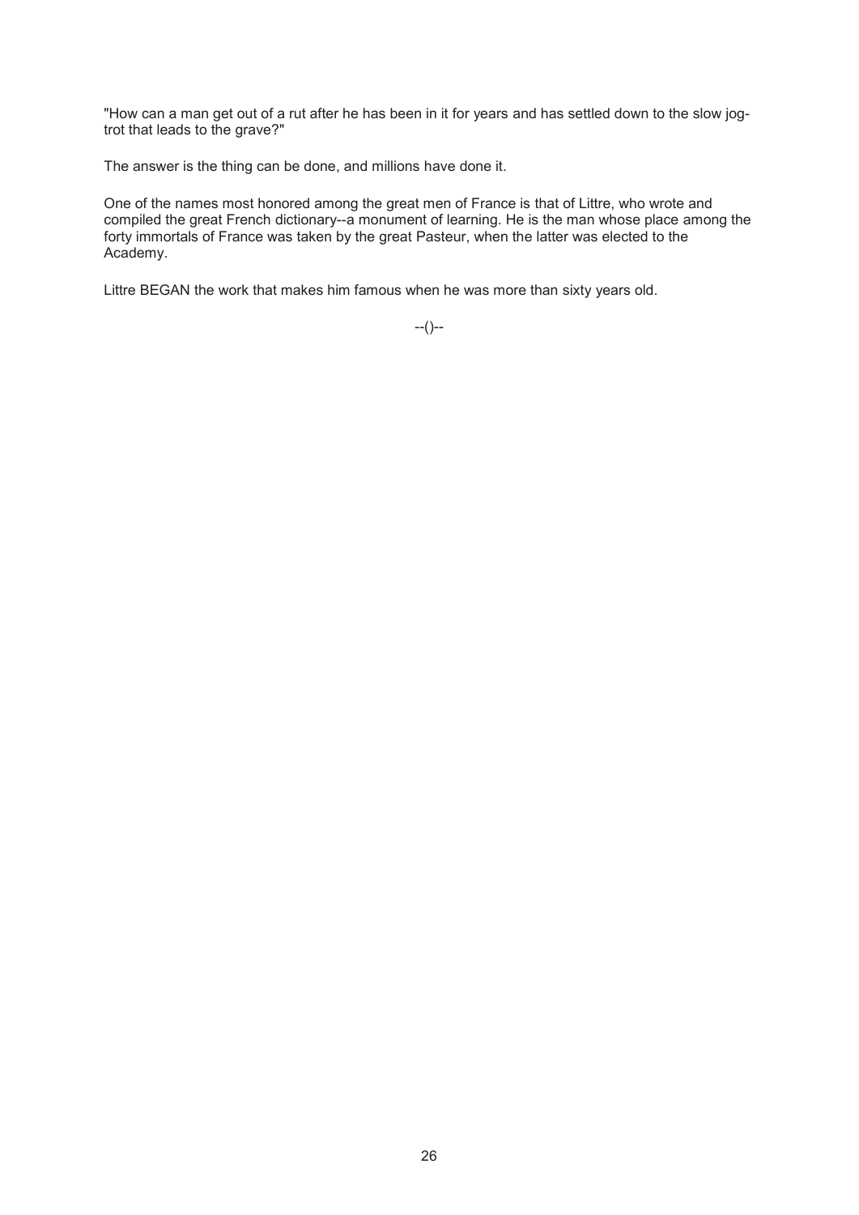"How can a man get out of a rut after he has been in it for years and has settled down to the slow jog-trot that leads to the grave?"

The answer is the thing can be done, and millions have done it.

One of the names most honored among the great men of France is that of Littre, who wrote and compiled the great French dictionary--a monument of learning. He is the man whose place among the forty immortals of France was taken by the great Pasteur, when the latter was elected to the Academy.

Littre BEGAN the work that makes him famous when he was more than sixty years old.

--()--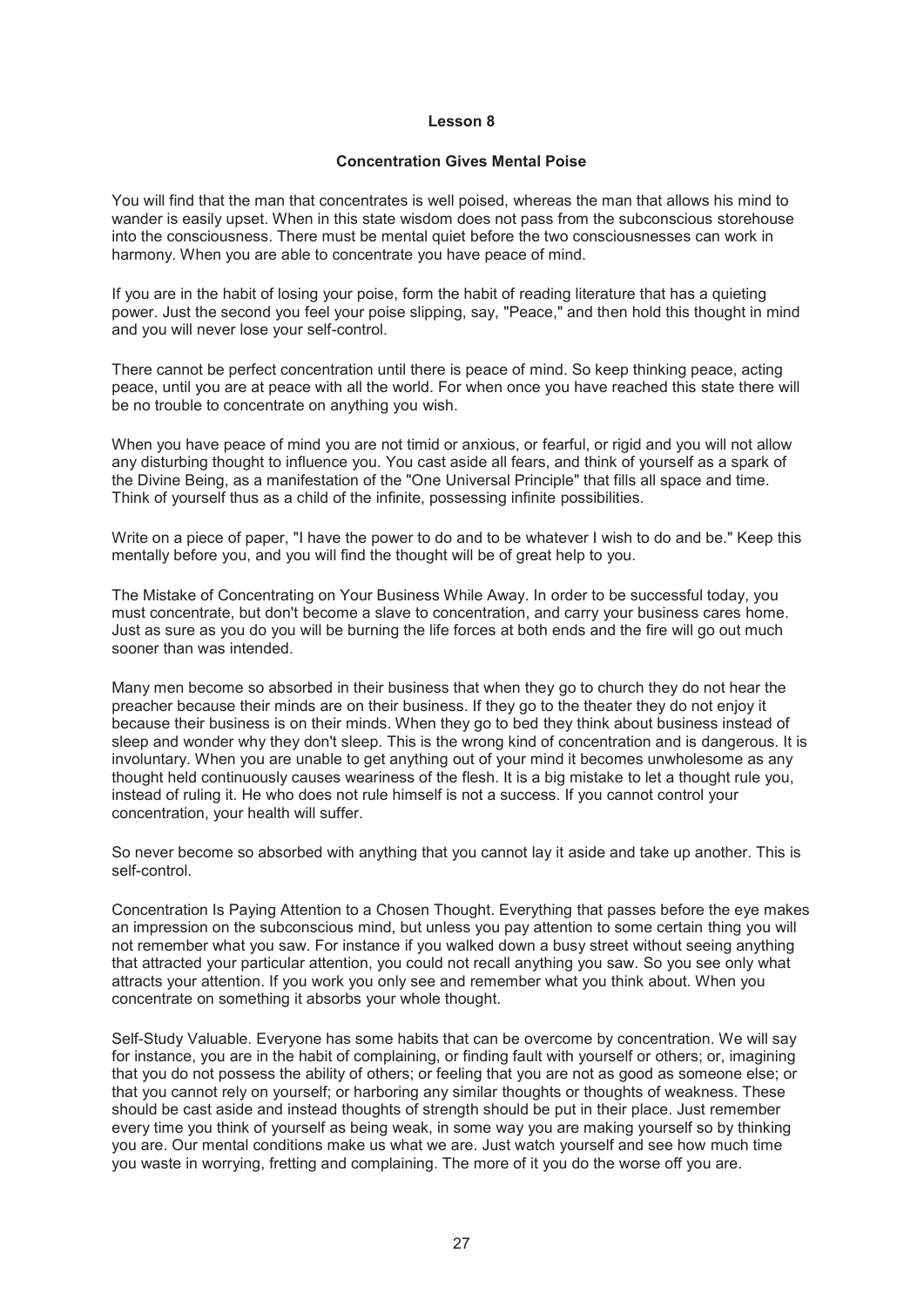## Lesson 8

### Concentration Gives Mental Poise

You will find that the man that concentrates is well poised, whereas the man that allows his mind to wander is easily upset. When in this state wisdom does not pass from the subconscious storehouse into the consciousness. There must be mental quiet before the two consciousnesses can work in harmony. When you are able to concentrate you have peace of mind.

If you are in the habit of losing your poise, form the habit of reading literature that has a quieting power. Just the second you feel your poise slipping, say, "Peace," and then hold this thought in mind and you will never lose your self-control.

There cannot be perfect concentration until there is peace of mind. So keep thinking peace, acting peace, until you are at peace with all the world. For when once you have reached this state there will be no trouble to concentrate on anything you wish.

When you have peace of mind you are not timid or anxious, or fearful, or rigid and you will not allow any disturbing thought to influence you. You cast aside all fears, and think of yourself as a spark of the Divine Being, as a manifestation of the "One Universal Principle" that fills all space and time. Think of yourself thus as a child of the infinite, possessing infinite possibilities.

Write on a piece of paper, "I have the power to do and to be whatever I wish to do and be." Keep this mentally before you, and you will find the thought will be of great help to you.

The Mistake of Concentrating on Your Business While Away. In order to be successful today, you must concentrate, but don't become a slave to concentration, and carry your business cares home. Just as sure as you do you will be burning the life forces at both ends and the fire will go out much sooner than was intended.

Many men become so absorbed in their business that when they go to church they do not hear the preacher because their minds are on their business. If they go to the theater they do not enjoy it because their business is on their minds. When they go to bed they think about business instead of sleep and wonder why they don't sleep. This is the wrong kind of concentration and is dangerous. It is involuntary. When you are unable to get anything out of your mind it becomes unwholesome as any thought held continuously causes weariness of the flesh. It is a big mistake to let a thought rule you, instead of ruling it. He who does not rule himself is not a success. If you cannot control your concentration, your health will suffer.

So never become so absorbed with anything that you cannot lay it aside and take up another. This is self-control.

Concentration Is Paying Attention to a Chosen Thought. Everything that passes before the eye makes an impression on the subconscious mind, but unless you pay attention to some certain thing you will not remember what you saw. For instance if you walked down a busy street without seeing anything that attracted your particular attention, you could not recall anything you saw. So you see only what attracts your attention. If you work you only see and remember what you think about. When you concentrate on something it absorbs your whole thought.

Self-Study Valuable. Everyone has some habits that can be overcome by concentration. We will say for instance, you are in the habit of complaining, or finding fault with yourself or others; or, imagining that you do not possess the ability of others; or feeling that you are not as good as someone else; or that you cannot rely on yourself; or harboring any similar thoughts or thoughts of weakness. These should be cast aside and instead thoughts of strength should be put in their place. Just remember every time you think of yourself as being weak, in some way you are making yourself so by thinking you are. Our mental conditions make us what we are. Just watch yourself and see how much time you waste in worrying, fretting and complaining. The more of it you do the worse off you are.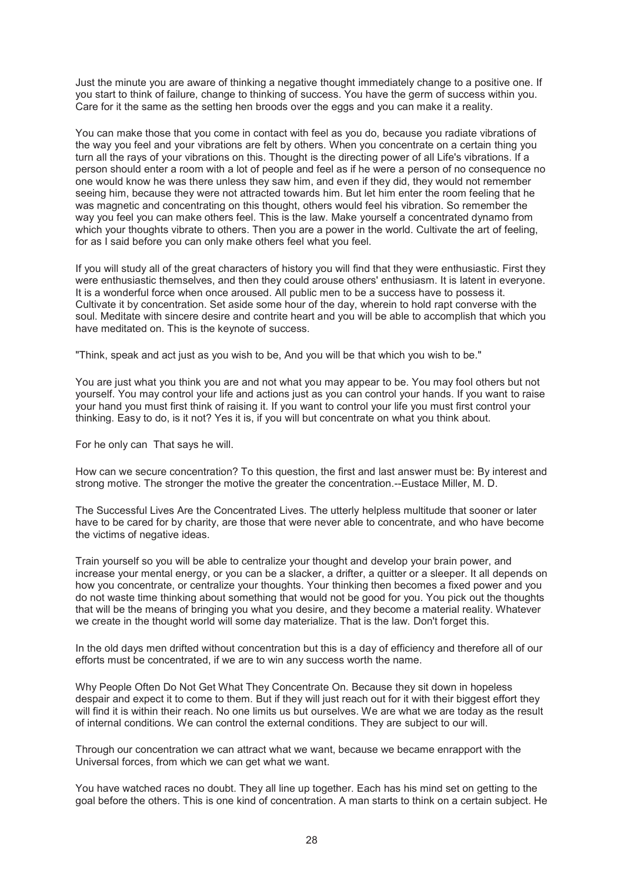Just the minute you are aware of thinking a negative thought immediately change to a positive one. If you start to think of failure, change to thinking of success. You have the germ of success within you. Care for it the same as the setting hen broods over the eggs and you can make it a reality.

You can make those that you come in contact with feel as you do, because you radiate vibrations of the way you feel and your vibrations are felt by others. When you concentrate on a certain thing you turn all the rays of your vibrations on this. Thought is the directing power of all Life's vibrations. If a person should enter a room with a lot of people and feel as if he were a person of no consequence no one would know he was there unless they saw him, and even if they did, they would not remember seeing him, because they were not attracted towards him. But let him enter the room feeling that he was magnetic and concentrating on this thought, others would feel his vibration. So remember the way you feel you can make others feel. This is the law. Make yourself a concentrated dynamo from which your thoughts vibrate to others. Then you are a power in the world. Cultivate the art of feeling, for as I said before you can only make others feel what you feel.

If you will study all of the great characters of history you will find that they were enthusiastic. First they were enthusiastic themselves, and then they could arouse others' enthusiasm. It is latent in everyone. It is a wonderful force when once aroused. All public men to be a success have to possess it. Cultivate it by concentration. Set aside some hour of the day, wherein to hold rapt converse with the soul. Meditate with sincere desire and contrite heart and you will be able to accomplish that which you have meditated on. This is the keynote of success.

"Think, speak and act just as you wish to be, And you will be that which you wish to be."

You are just what you think you are and not what you may appear to be. You may fool others but not yourself. You may control your life and actions just as you can control your hands. If you want to raise your hand you must first think of raising it. If you want to control your life you must first control your thinking. Easy to do, is it not? Yes it is, if you will but concentrate on what you think about.

For he only can  That says he will.

How can we secure concentration? To this question, the first and last answer must be: By interest and strong motive. The stronger the motive the greater the concentration.--Eustace Miller, M. D.

The Successful Lives Are the Concentrated Lives. The utterly helpless multitude that sooner or later have to be cared for by charity, are those that were never able to concentrate, and who have become the victims of negative ideas.

Train yourself so you will be able to centralize your thought and develop your brain power, and increase your mental energy, or you can be a slacker, a drifter, a quitter or a sleeper. It all depends on how you concentrate, or centralize your thoughts. Your thinking then becomes a fixed power and you do not waste time thinking about something that would not be good for you. You pick out the thoughts that will be the means of bringing you what you desire, and they become a material reality. Whatever we create in the thought world will some day materialize. That is the law. Don't forget this.

In the old days men drifted without concentration but this is a day of efficiency and therefore all of our efforts must be concentrated, if we are to win any success worth the name.

Why People Often Do Not Get What They Concentrate On. Because they sit down in hopeless despair and expect it to come to them. But if they will just reach out for it with their biggest effort they will find it is within their reach. No one limits us but ourselves. We are what we are today as the result of internal conditions. We can control the external conditions. They are subject to our will.

Through our concentration we can attract what we want, because we became enrapport with the Universal forces, from which we can get what we want.

You have watched races no doubt. They all line up together. Each has his mind set on getting to the goal before the others. This is one kind of concentration. A man starts to think on a certain subject. He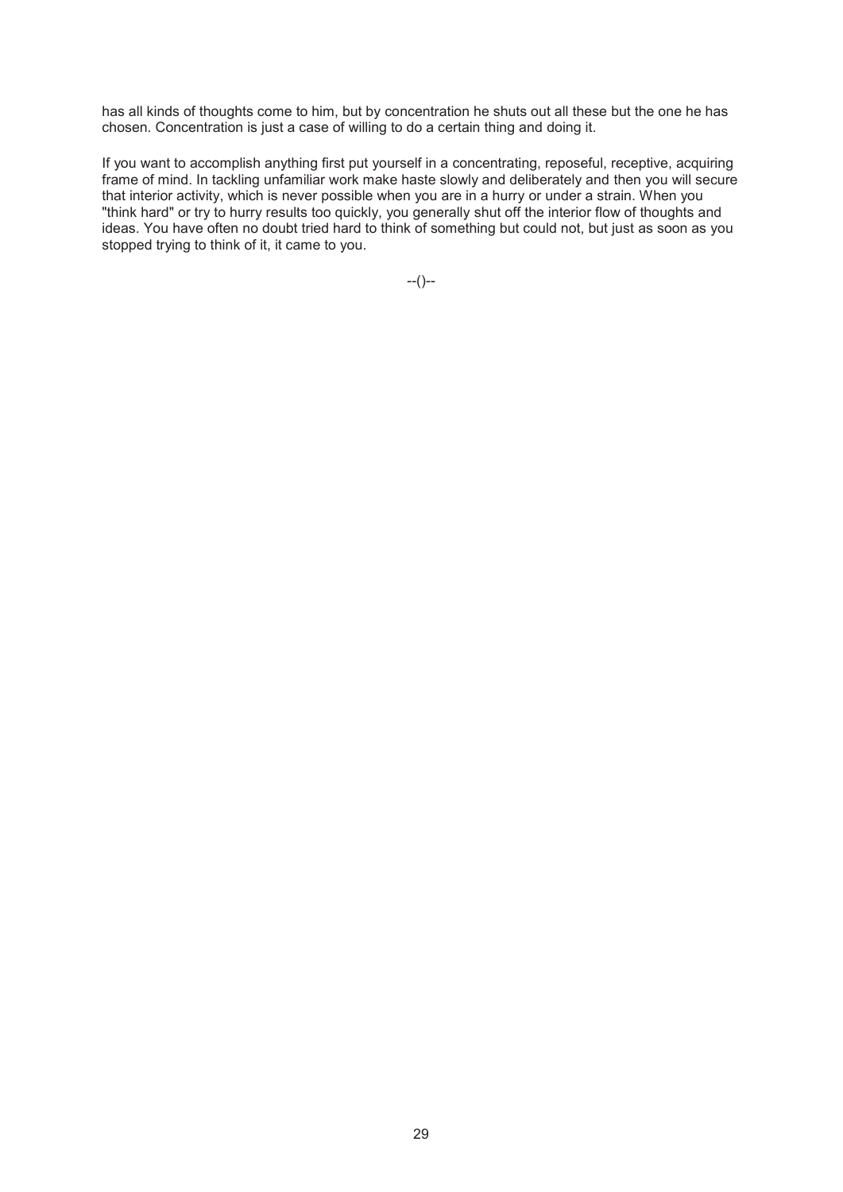has all kinds of thoughts come to him, but by concentration he shuts out all these but the one he has chosen. Concentration is just a case of willing to do a certain thing and doing it.

If you want to accomplish anything first put yourself in a concentrating, reposeful, receptive, acquiring frame of mind. In tackling unfamiliar work make haste slowly and deliberately and then you will secure that interior activity, which is never possible when you are in a hurry or under a strain. When you "think hard" or try to hurry results too quickly, you generally shut off the interior flow of thoughts and ideas. You have often no doubt tried hard to think of something but could not, but just as soon as you stopped trying to think of it, it came to you.

--()--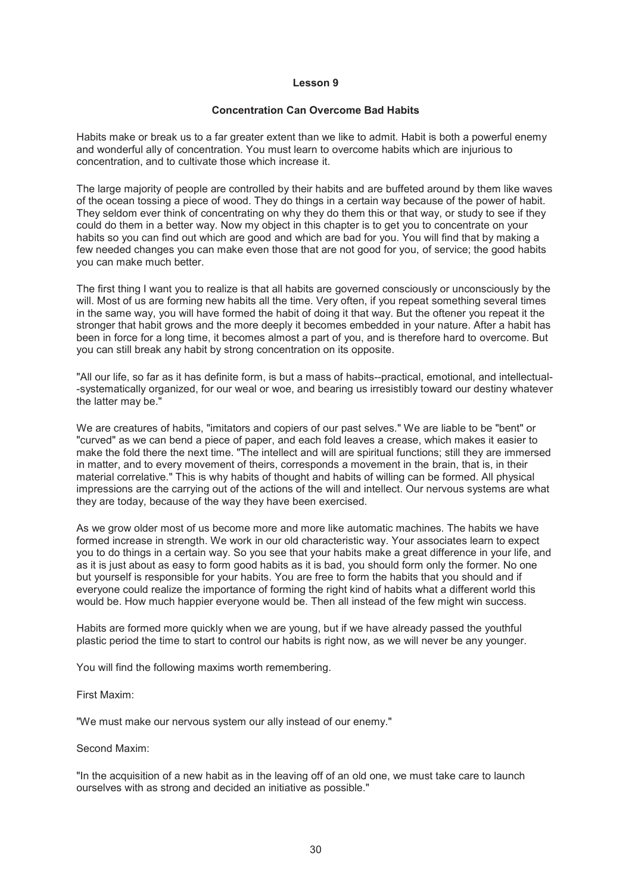# Lesson 9

## Concentration Can Overcome Bad Habits

Habits make or break us to a far greater extent than we like to admit. Habit is both a powerful enemy and wonderful ally of concentration. You must learn to overcome habits which are injurious to concentration, and to cultivate those which increase it.

The large majority of people are controlled by their habits and are buffeted around by them like waves of the ocean tossing a piece of wood. They do things in a certain way because of the power of habit. They seldom ever think of concentrating on why they do them this or that way, or study to see if they could do them in a better way. Now my object in this chapter is to get you to concentrate on your habits so you can find out which are good and which are bad for you. You will find that by making a few needed changes you can make even those that are not good for you, of service; the good habits you can make much better.

The first thing I want you to realize is that all habits are governed consciously or unconsciously by the will. Most of us are forming new habits all the time. Very often, if you repeat something several times in the same way, you will have formed the habit of doing it that way. But the oftener you repeat it the stronger that habit grows and the more deeply it becomes embedded in your nature. After a habit has been in force for a long time, it becomes almost a part of you, and is therefore hard to overcome. But you can still break any habit by strong concentration on its opposite.

"All our life, so far as it has definite form, is but a mass of habits--practical, emotional, and intellectual--systematically organized, for our weal or woe, and bearing us irresistibly toward our destiny whatever the latter may be."

We are creatures of habits, "imitators and copiers of our past selves." We are liable to be "bent" or "curved" as we can bend a piece of paper, and each fold leaves a crease, which makes it easier to make the fold there the next time. "The intellect and will are spiritual functions; still they are immersed in matter, and to every movement of theirs, corresponds a movement in the brain, that is, in their material correlative." This is why habits of thought and habits of willing can be formed. All physical impressions are the carrying out of the actions of the will and intellect. Our nervous systems are what they are today, because of the way they have been exercised.

As we grow older most of us become more and more like automatic machines. The habits we have formed increase in strength. We work in our old characteristic way. Your associates learn to expect you to do things in a certain way. So you see that your habits make a great difference in your life, and as it is just about as easy to form good habits as it is bad, you should form only the former. No one but yourself is responsible for your habits. You are free to form the habits that you should and if everyone could realize the importance of forming the right kind of habits what a different world this would be. How much happier everyone would be. Then all instead of the few might win success.

Habits are formed more quickly when we are young, but if we have already passed the youthful plastic period the time to start to control our habits is right now, as we will never be any younger.

You will find the following maxims worth remembering.

First Maxim:

"We must make our nervous system our ally instead of our enemy."

Second Maxim:

"In the acquisition of a new habit as in the leaving off of an old one, we must take care to launch ourselves with as strong and decided an initiative as possible."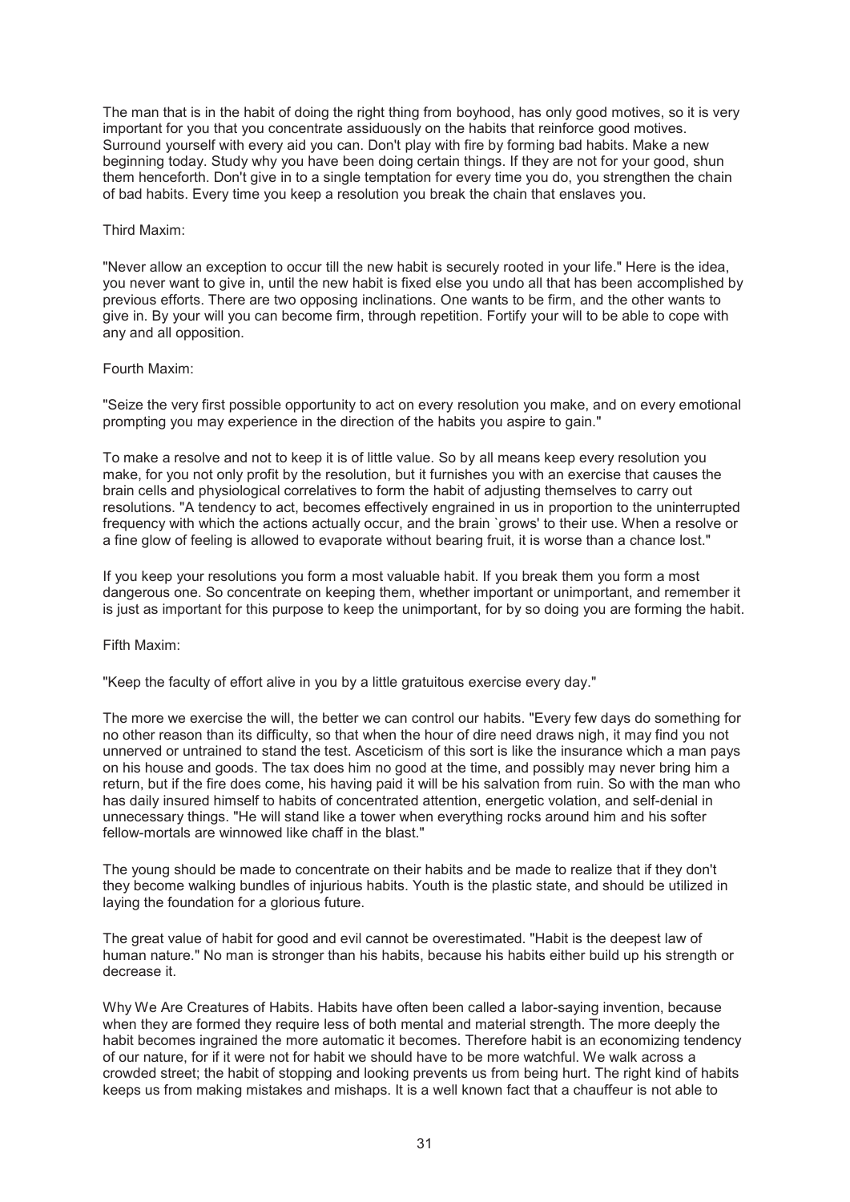The man that is in the habit of doing the right thing from boyhood, has only good motives, so it is very important for you that you concentrate assiduously on the habits that reinforce good motives. Surround yourself with every aid you can. Don't play with fire by forming bad habits. Make a new beginning today. Study why you have been doing certain things. If they are not for your good, shun them henceforth. Don't give in to a single temptation for every time you do, you strengthen the chain of bad habits. Every time you keep a resolution you break the chain that enslaves you.

Third Maxim:

"Never allow an exception to occur till the new habit is securely rooted in your life." Here is the idea, you never want to give in, until the new habit is fixed else you undo all that has been accomplished by previous efforts. There are two opposing inclinations. One wants to be firm, and the other wants to give in. By your will you can become firm, through repetition. Fortify your will to be able to cope with any and all opposition.

Fourth Maxim:

"Seize the very first possible opportunity to act on every resolution you make, and on every emotional prompting you may experience in the direction of the habits you aspire to gain."

To make a resolve and not to keep it is of little value. So by all means keep every resolution you make, for you not only profit by the resolution, but it furnishes you with an exercise that causes the brain cells and physiological correlatives to form the habit of adjusting themselves to carry out resolutions. "A tendency to act, becomes effectively engrained in us in proportion to the uninterrupted frequency with which the actions actually occur, and the brain `grows' to their use. When a resolve or a fine glow of feeling is allowed to evaporate without bearing fruit, it is worse than a chance lost."

If you keep your resolutions you form a most valuable habit. If you break them you form a most dangerous one. So concentrate on keeping them, whether important or unimportant, and remember it is just as important for this purpose to keep the unimportant, for by so doing you are forming the habit.

Fifth Maxim:

"Keep the faculty of effort alive in you by a little gratuitous exercise every day."

The more we exercise the will, the better we can control our habits. "Every few days do something for no other reason than its difficulty, so that when the hour of dire need draws nigh, it may find you not unnerved or untrained to stand the test. Asceticism of this sort is like the insurance which a man pays on his house and goods. The tax does him no good at the time, and possibly may never bring him a return, but if the fire does come, his having paid it will be his salvation from ruin. So with the man who has daily insured himself to habits of concentrated attention, energetic volation, and self-denial in unnecessary things. "He will stand like a tower when everything rocks around him and his softer fellow-mortals are winnowed like chaff in the blast."

The young should be made to concentrate on their habits and be made to realize that if they don't they become walking bundles of injurious habits. Youth is the plastic state, and should be utilized in laying the foundation for a glorious future.

The great value of habit for good and evil cannot be overestimated. "Habit is the deepest law of human nature." No man is stronger than his habits, because his habits either build up his strength or decrease it.

Why We Are Creatures of Habits. Habits have often been called a labor-saying invention, because when they are formed they require less of both mental and material strength. The more deeply the habit becomes ingrained the more automatic it becomes. Therefore habit is an economizing tendency of our nature, for if it were not for habit we should have to be more watchful. We walk across a crowded street; the habit of stopping and looking prevents us from being hurt. The right kind of habits keeps us from making mistakes and mishaps. It is a well known fact that a chauffeur is not able to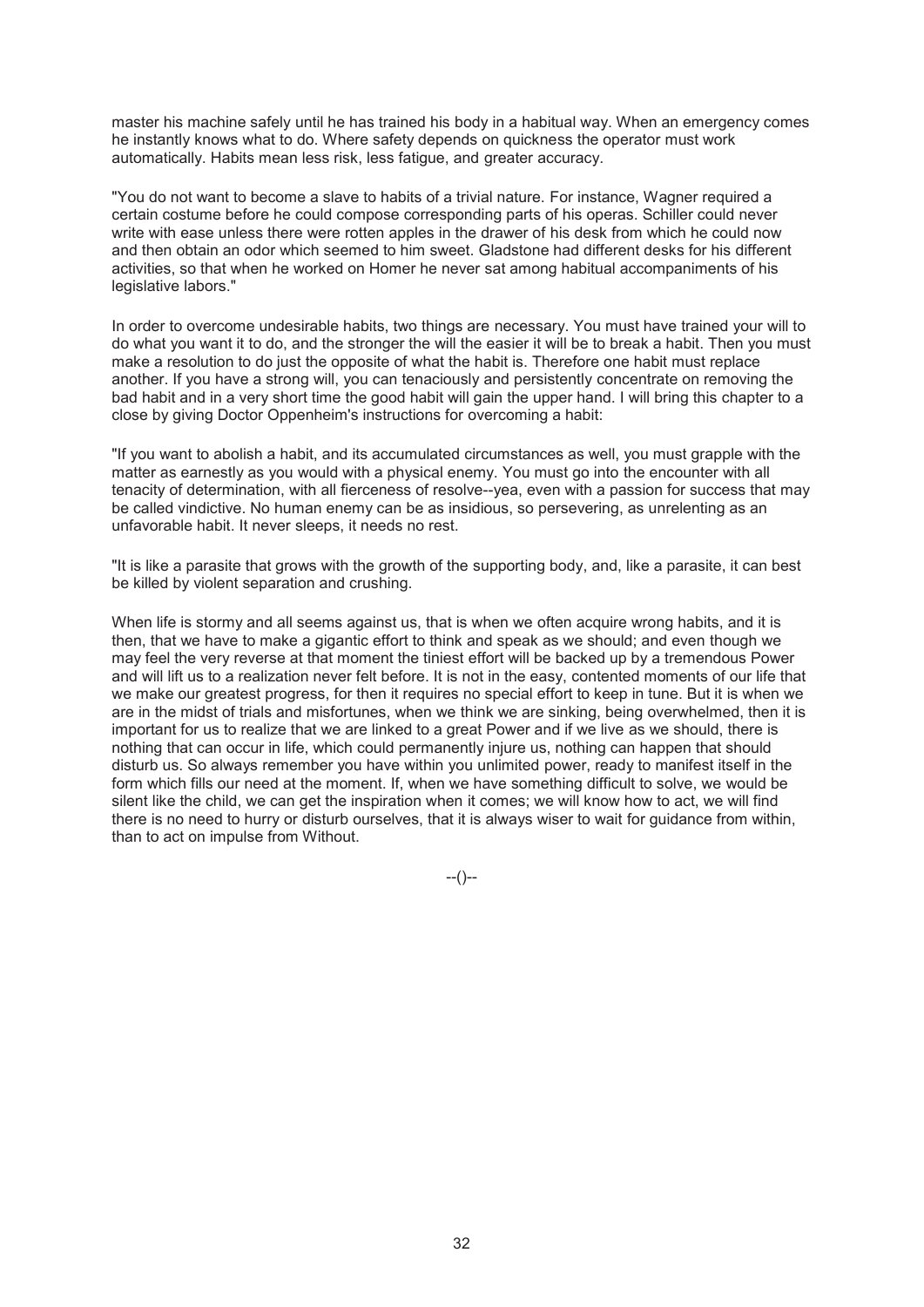master his machine safely until he has trained his body in a habitual way. When an emergency comes he instantly knows what to do. Where safety depends on quickness the operator must work automatically. Habits mean less risk, less fatigue, and greater accuracy.

"You do not want to become a slave to habits of a trivial nature. For instance, Wagner required a certain costume before he could compose corresponding parts of his operas. Schiller could never write with ease unless there were rotten apples in the drawer of his desk from which he could now and then obtain an odor which seemed to him sweet. Gladstone had different desks for his different activities, so that when he worked on Homer he never sat among habitual accompaniments of his legislative labors."

In order to overcome undesirable habits, two things are necessary. You must have trained your will to do what you want it to do, and the stronger the will the easier it will be to break a habit. Then you must make a resolution to do just the opposite of what the habit is. Therefore one habit must replace another. If you have a strong will, you can tenaciously and persistently concentrate on removing the bad habit and in a very short time the good habit will gain the upper hand. I will bring this chapter to a close by giving Doctor Oppenheim's instructions for overcoming a habit:

"If you want to abolish a habit, and its accumulated circumstances as well, you must grapple with the matter as earnestly as you would with a physical enemy. You must go into the encounter with all tenacity of determination, with all fierceness of resolve--yea, even with a passion for success that may be called vindictive. No human enemy can be as insidious, so persevering, as unrelenting as an unfavorable habit. It never sleeps, it needs no rest.

"It is like a parasite that grows with the growth of the supporting body, and, like a parasite, it can best be killed by violent separation and crushing.

When life is stormy and all seems against us, that is when we often acquire wrong habits, and it is then, that we have to make a gigantic effort to think and speak as we should; and even though we may feel the very reverse at that moment the tiniest effort will be backed up by a tremendous Power and will lift us to a realization never felt before. It is not in the easy, contented moments of our life that we make our greatest progress, for then it requires no special effort to keep in tune. But it is when we are in the midst of trials and misfortunes, when we think we are sinking, being overwhelmed, then it is important for us to realize that we are linked to a great Power and if we live as we should, there is nothing that can occur in life, which could permanently injure us, nothing can happen that should disturb us. So always remember you have within you unlimited power, ready to manifest itself in the form which fills our need at the moment. If, when we have something difficult to solve, we would be silent like the child, we can get the inspiration when it comes; we will know how to act, we will find there is no need to hurry or disturb ourselves, that it is always wiser to wait for guidance from within, than to act on impulse from Without.

--()--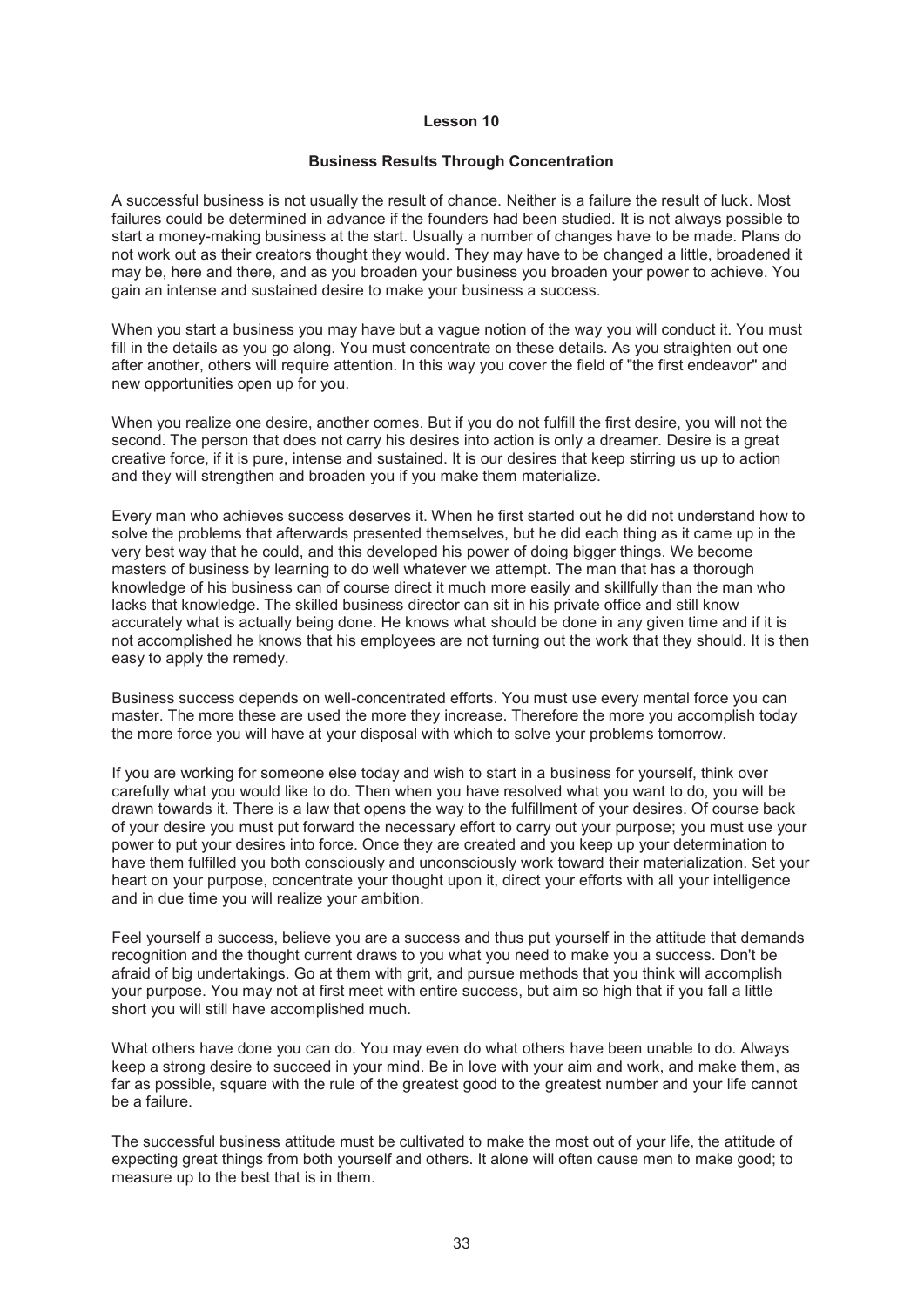# Lesson 10

## Business Results Through Concentration

A successful business is not usually the result of chance. Neither is a failure the result of luck. Most failures could be determined in advance if the founders had been studied. It is not always possible to start a money-making business at the start. Usually a number of changes have to be made. Plans do not work out as their creators thought they would. They may have to be changed a little, broadened it may be, here and there, and as you broaden your business you broaden your power to achieve. You gain an intense and sustained desire to make your business a success.

When you start a business you may have but a vague notion of the way you will conduct it. You must fill in the details as you go along. You must concentrate on these details. As you straighten out one after another, others will require attention. In this way you cover the field of "the first endeavor" and new opportunities open up for you.

When you realize one desire, another comes. But if you do not fulfill the first desire, you will not the second. The person that does not carry his desires into action is only a dreamer. Desire is a great creative force, if it is pure, intense and sustained. It is our desires that keep stirring us up to action and they will strengthen and broaden you if you make them materialize.

Every man who achieves success deserves it. When he first started out he did not understand how to solve the problems that afterwards presented themselves, but he did each thing as it came up in the very best way that he could, and this developed his power of doing bigger things. We become masters of business by learning to do well whatever we attempt. The man that has a thorough knowledge of his business can of course direct it much more easily and skillfully than the man who lacks that knowledge. The skilled business director can sit in his private office and still know accurately what is actually being done. He knows what should be done in any given time and if it is not accomplished he knows that his employees are not turning out the work that they should. It is then easy to apply the remedy.

Business success depends on well-concentrated efforts. You must use every mental force you can master. The more these are used the more they increase. Therefore the more you accomplish today the more force you will have at your disposal with which to solve your problems tomorrow.

If you are working for someone else today and wish to start in a business for yourself, think over carefully what you would like to do. Then when you have resolved what you want to do, you will be drawn towards it. There is a law that opens the way to the fulfillment of your desires. Of course back of your desire you must put forward the necessary effort to carry out your purpose; you must use your power to put your desires into force. Once they are created and you keep up your determination to have them fulfilled you both consciously and unconsciously work toward their materialization. Set your heart on your purpose, concentrate your thought upon it, direct your efforts with all your intelligence and in due time you will realize your ambition.

Feel yourself a success, believe you are a success and thus put yourself in the attitude that demands recognition and the thought current draws to you what you need to make you a success. Don't be afraid of big undertakings. Go at them with grit, and pursue methods that you think will accomplish your purpose. You may not at first meet with entire success, but aim so high that if you fall a little short you will still have accomplished much.

What others have done you can do. You may even do what others have been unable to do. Always keep a strong desire to succeed in your mind. Be in love with your aim and work, and make them, as far as possible, square with the rule of the greatest good to the greatest number and your life cannot be a failure.

The successful business attitude must be cultivated to make the most out of your life, the attitude of expecting great things from both yourself and others. It alone will often cause men to make good; to measure up to the best that is in them.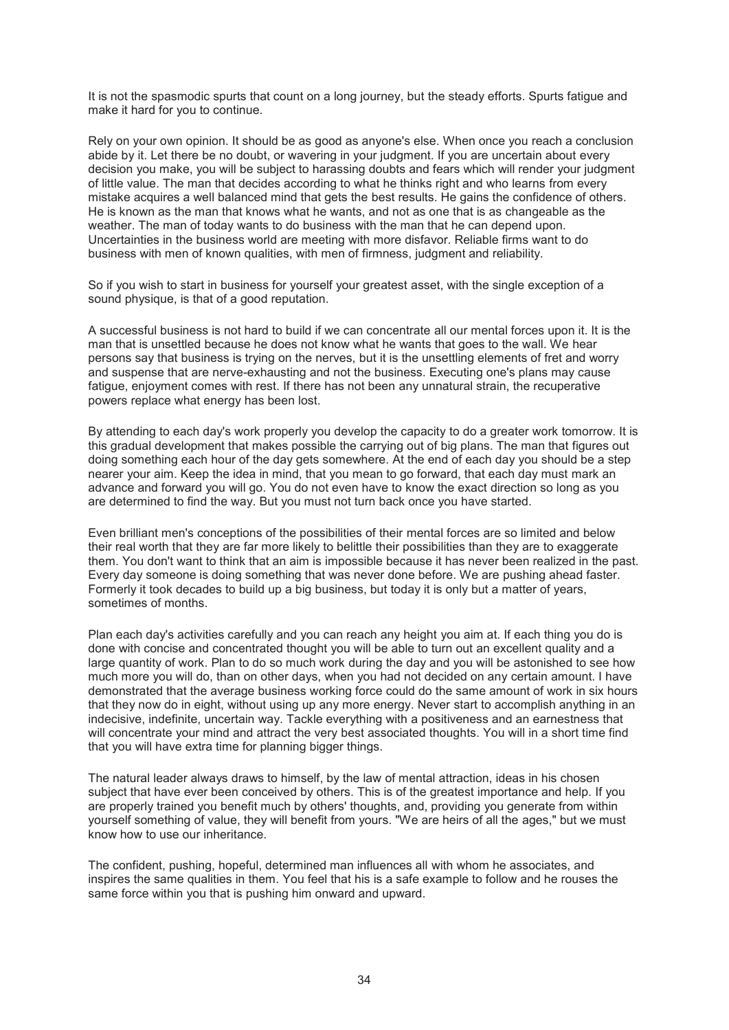It is not the spasmodic spurts that count on a long journey, but the steady efforts. Spurts fatigue and make it hard for you to continue.

Rely on your own opinion. It should be as good as anyone's else. When once you reach a conclusion abide by it. Let there be no doubt, or wavering in your judgment. If you are uncertain about every decision you make, you will be subject to harassing doubts and fears which will render your judgment of little value. The man that decides according to what he thinks right and who learns from every mistake acquires a well balanced mind that gets the best results. He gains the confidence of others. He is known as the man that knows what he wants, and not as one that is as changeable as the weather. The man of today wants to do business with the man that he can depend upon. Uncertainties in the business world are meeting with more disfavor. Reliable firms want to do business with men of known qualities, with men of firmness, judgment and reliability.

So if you wish to start in business for yourself your greatest asset, with the single exception of a sound physique, is that of a good reputation.

A successful business is not hard to build if we can concentrate all our mental forces upon it. It is the man that is unsettled because he does not know what he wants that goes to the wall. We hear persons say that business is trying on the nerves, but it is the unsettling elements of fret and worry and suspense that are nerve-exhausting and not the business. Executing one's plans may cause fatigue, enjoyment comes with rest. If there has not been any unnatural strain, the recuperative powers replace what energy has been lost.

By attending to each day's work properly you develop the capacity to do a greater work tomorrow. It is this gradual development that makes possible the carrying out of big plans. The man that figures out doing something each hour of the day gets somewhere. At the end of each day you should be a step nearer your aim. Keep the idea in mind, that you mean to go forward, that each day must mark an advance and forward you will go. You do not even have to know the exact direction so long as you are determined to find the way. But you must not turn back once you have started.

Even brilliant men's conceptions of the possibilities of their mental forces are so limited and below their real worth that they are far more likely to belittle their possibilities than they are to exaggerate them. You don't want to think that an aim is impossible because it has never been realized in the past. Every day someone is doing something that was never done before. We are pushing ahead faster. Formerly it took decades to build up a big business, but today it is only but a matter of years, sometimes of months.

Plan each day's activities carefully and you can reach any height you aim at. If each thing you do is done with concise and concentrated thought you will be able to turn out an excellent quality and a large quantity of work. Plan to do so much work during the day and you will be astonished to see how much more you will do, than on other days, when you had not decided on any certain amount. I have demonstrated that the average business working force could do the same amount of work in six hours that they now do in eight, without using up any more energy. Never start to accomplish anything in an indecisive, indefinite, uncertain way. Tackle everything with a positiveness and an earnestness that will concentrate your mind and attract the very best associated thoughts. You will in a short time find that you will have extra time for planning bigger things.

The natural leader always draws to himself, by the law of mental attraction, ideas in his chosen subject that have ever been conceived by others. This is of the greatest importance and help. If you are properly trained you benefit much by others' thoughts, and, providing you generate from within yourself something of value, they will benefit from yours. "We are heirs of all the ages," but we must know how to use our inheritance.

The confident, pushing, hopeful, determined man influences all with whom he associates, and inspires the same qualities in them. You feel that his is a safe example to follow and he rouses the same force within you that is pushing him onward and upward.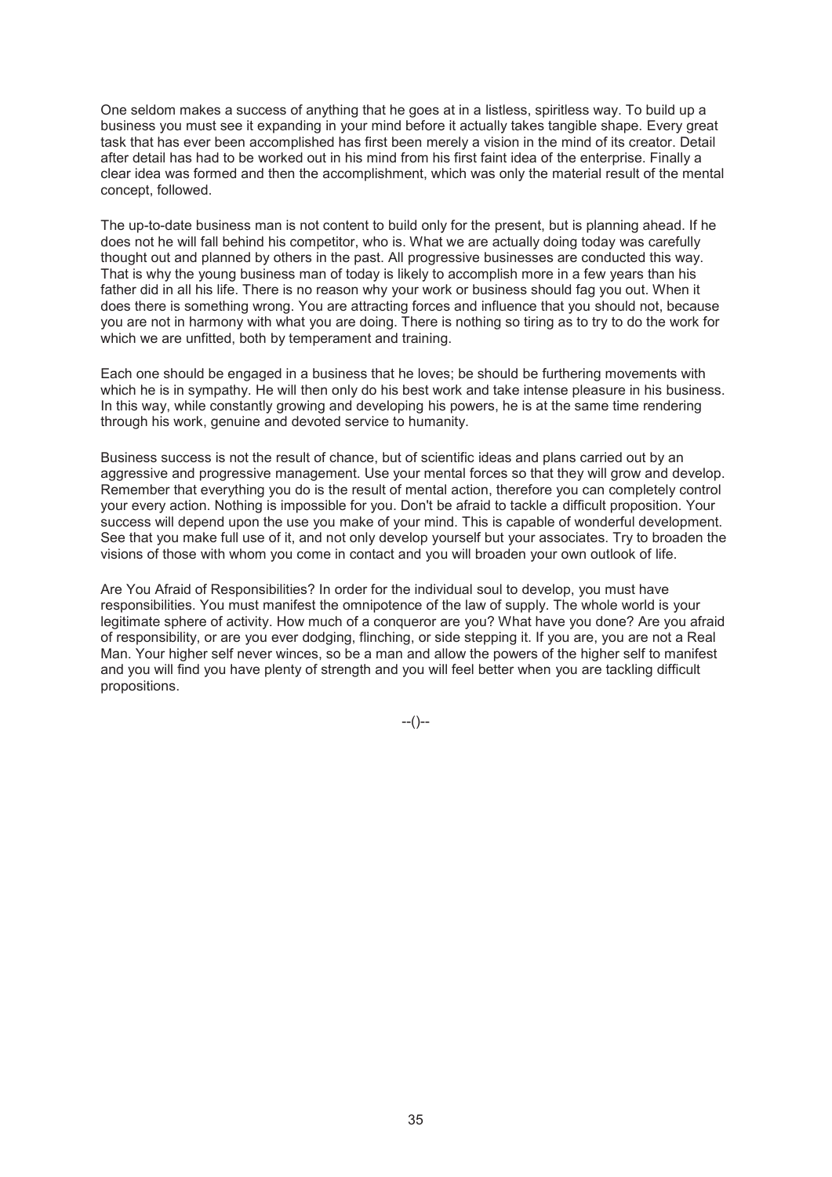One seldom makes a success of anything that he goes at in a listless, spiritless way. To build up a business you must see it expanding in your mind before it actually takes tangible shape. Every great task that has ever been accomplished has first been merely a vision in the mind of its creator. Detail after detail has had to be worked out in his mind from his first faint idea of the enterprise. Finally a clear idea was formed and then the accomplishment, which was only the material result of the mental concept, followed.

The up-to-date business man is not content to build only for the present, but is planning ahead. If he does not he will fall behind his competitor, who is. What we are actually doing today was carefully thought out and planned by others in the past. All progressive businesses are conducted this way. That is why the young business man of today is likely to accomplish more in a few years than his father did in all his life. There is no reason why your work or business should fag you out. When it does there is something wrong. You are attracting forces and influence that you should not, because you are not in harmony with what you are doing. There is nothing so tiring as to try to do the work for which we are unfitted, both by temperament and training.

Each one should be engaged in a business that he loves; be should be furthering movements with which he is in sympathy. He will then only do his best work and take intense pleasure in his business. In this way, while constantly growing and developing his powers, he is at the same time rendering through his work, genuine and devoted service to humanity.

Business success is not the result of chance, but of scientific ideas and plans carried out by an aggressive and progressive management. Use your mental forces so that they will grow and develop. Remember that everything you do is the result of mental action, therefore you can completely control your every action. Nothing is impossible for you. Don't be afraid to tackle a difficult proposition. Your success will depend upon the use you make of your mind. This is capable of wonderful development. See that you make full use of it, and not only develop yourself but your associates. Try to broaden the visions of those with whom you come in contact and you will broaden your own outlook of life.

Are You Afraid of Responsibilities? In order for the individual soul to develop, you must have responsibilities. You must manifest the omnipotence of the law of supply. The whole world is your legitimate sphere of activity. How much of a conqueror are you? What have you done? Are you afraid of responsibility, or are you ever dodging, flinching, or side stepping it. If you are, you are not a Real Man. Your higher self never winces, so be a man and allow the powers of the higher self to manifest and you will find you have plenty of strength and you will feel better when you are tackling difficult propositions.

--()--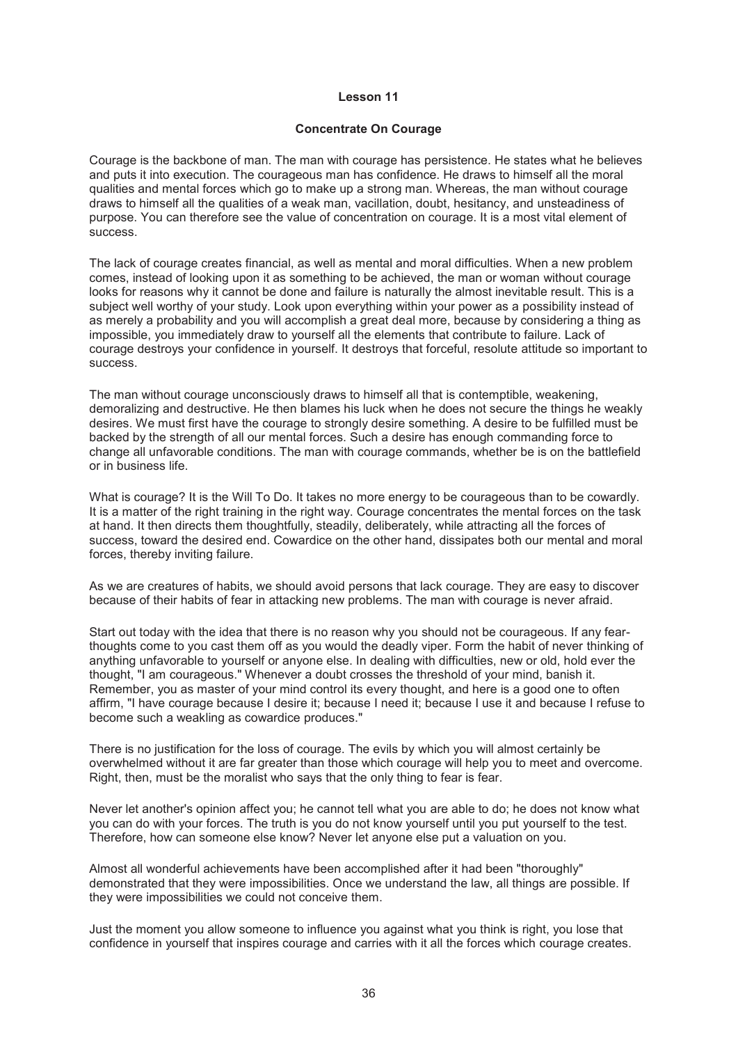## Lesson 11

### Concentrate On Courage

Courage is the backbone of man. The man with courage has persistence. He states what he believes and puts it into execution. The courageous man has confidence. He draws to himself all the moral qualities and mental forces which go to make up a strong man. Whereas, the man without courage draws to himself all the qualities of a weak man, vacillation, doubt, hesitancy, and unsteadiness of purpose. You can therefore see the value of concentration on courage. It is a most vital element of success.

The lack of courage creates financial, as well as mental and moral difficulties. When a new problem comes, instead of looking upon it as something to be achieved, the man or woman without courage looks for reasons why it cannot be done and failure is naturally the almost inevitable result. This is a subject well worthy of your study. Look upon everything within your power as a possibility instead of as merely a probability and you will accomplish a great deal more, because by considering a thing as impossible, you immediately draw to yourself all the elements that contribute to failure. Lack of courage destroys your confidence in yourself. It destroys that forceful, resolute attitude so important to success.

The man without courage unconsciously draws to himself all that is contemptible, weakening, demoralizing and destructive. He then blames his luck when he does not secure the things he weakly desires. We must first have the courage to strongly desire something. A desire to be fulfilled must be backed by the strength of all our mental forces. Such a desire has enough commanding force to change all unfavorable conditions. The man with courage commands, whether be is on the battlefield or in business life.

What is courage? It is the Will To Do. It takes no more energy to be courageous than to be cowardly. It is a matter of the right training in the right way. Courage concentrates the mental forces on the task at hand. It then directs them thoughtfully, steadily, deliberately, while attracting all the forces of success, toward the desired end. Cowardice on the other hand, dissipates both our mental and moral forces, thereby inviting failure.

As we are creatures of habits, we should avoid persons that lack courage. They are easy to discover because of their habits of fear in attacking new problems. The man with courage is never afraid.

Start out today with the idea that there is no reason why you should not be courageous. If any fear-thoughts come to you cast them off as you would the deadly viper. Form the habit of never thinking of anything unfavorable to yourself or anyone else. In dealing with difficulties, new or old, hold ever the thought, "I am courageous." Whenever a doubt crosses the threshold of your mind, banish it. Remember, you as master of your mind control its every thought, and here is a good one to often affirm, "I have courage because I desire it; because I need it; because I use it and because I refuse to become such a weakling as cowardice produces."

There is no justification for the loss of courage. The evils by which you will almost certainly be overwhelmed without it are far greater than those which courage will help you to meet and overcome. Right, then, must be the moralist who says that the only thing to fear is fear.

Never let another's opinion affect you; he cannot tell what you are able to do; he does not know what you can do with your forces. The truth is you do not know yourself until you put yourself to the test. Therefore, how can someone else know? Never let anyone else put a valuation on you.

Almost all wonderful achievements have been accomplished after it had been "thoroughly" demonstrated that they were impossibilities. Once we understand the law, all things are possible. If they were impossibilities we could not conceive them.

Just the moment you allow someone to influence you against what you think is right, you lose that confidence in yourself that inspires courage and carries with it all the forces which courage creates.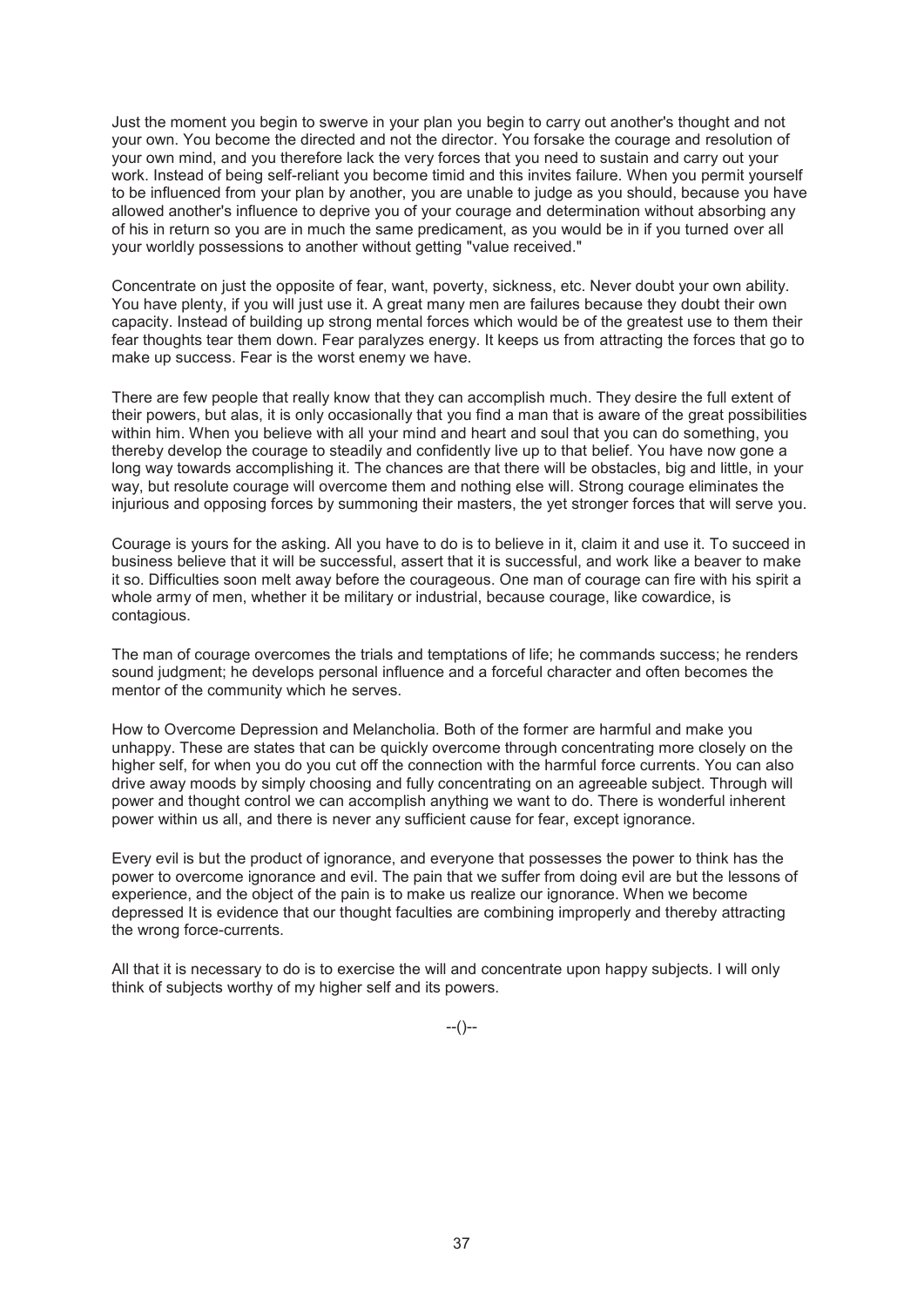Just the moment you begin to swerve in your plan you begin to carry out another's thought and not your own. You become the directed and not the director. You forsake the courage and resolution of your own mind, and you therefore lack the very forces that you need to sustain and carry out your work. Instead of being self-reliant you become timid and this invites failure. When you permit yourself to be influenced from your plan by another, you are unable to judge as you should, because you have allowed another's influence to deprive you of your courage and determination without absorbing any of his in return so you are in much the same predicament, as you would be in if you turned over all your worldly possessions to another without getting "value received."

Concentrate on just the opposite of fear, want, poverty, sickness, etc. Never doubt your own ability. You have plenty, if you will just use it. A great many men are failures because they doubt their own capacity. Instead of building up strong mental forces which would be of the greatest use to them their fear thoughts tear them down. Fear paralyzes energy. It keeps us from attracting the forces that go to make up success. Fear is the worst enemy we have.

There are few people that really know that they can accomplish much. They desire the full extent of their powers, but alas, it is only occasionally that you find a man that is aware of the great possibilities within him. When you believe with all your mind and heart and soul that you can do something, you thereby develop the courage to steadily and confidently live up to that belief. You have now gone a long way towards accomplishing it. The chances are that there will be obstacles, big and little, in your way, but resolute courage will overcome them and nothing else will. Strong courage eliminates the injurious and opposing forces by summoning their masters, the yet stronger forces that will serve you.

Courage is yours for the asking. All you have to do is to believe in it, claim it and use it. To succeed in business believe that it will be successful, assert that it is successful, and work like a beaver to make it so. Difficulties soon melt away before the courageous. One man of courage can fire with his spirit a whole army of men, whether it be military or industrial, because courage, like cowardice, is contagious.

The man of courage overcomes the trials and temptations of life; he commands success; he renders sound judgment; he develops personal influence and a forceful character and often becomes the mentor of the community which he serves.

How to Overcome Depression and Melancholia. Both of the former are harmful and make you unhappy. These are states that can be quickly overcome through concentrating more closely on the higher self, for when you do you cut off the connection with the harmful force currents. You can also drive away moods by simply choosing and fully concentrating on an agreeable subject. Through will power and thought control we can accomplish anything we want to do. There is wonderful inherent power within us all, and there is never any sufficient cause for fear, except ignorance.

Every evil is but the product of ignorance, and everyone that possesses the power to think has the power to overcome ignorance and evil. The pain that we suffer from doing evil are but the lessons of experience, and the object of the pain is to make us realize our ignorance. When we become depressed It is evidence that our thought faculties are combining improperly and thereby attracting the wrong force-currents.

All that it is necessary to do is to exercise the will and concentrate upon happy subjects. I will only think of subjects worthy of my higher self and its powers.

--()--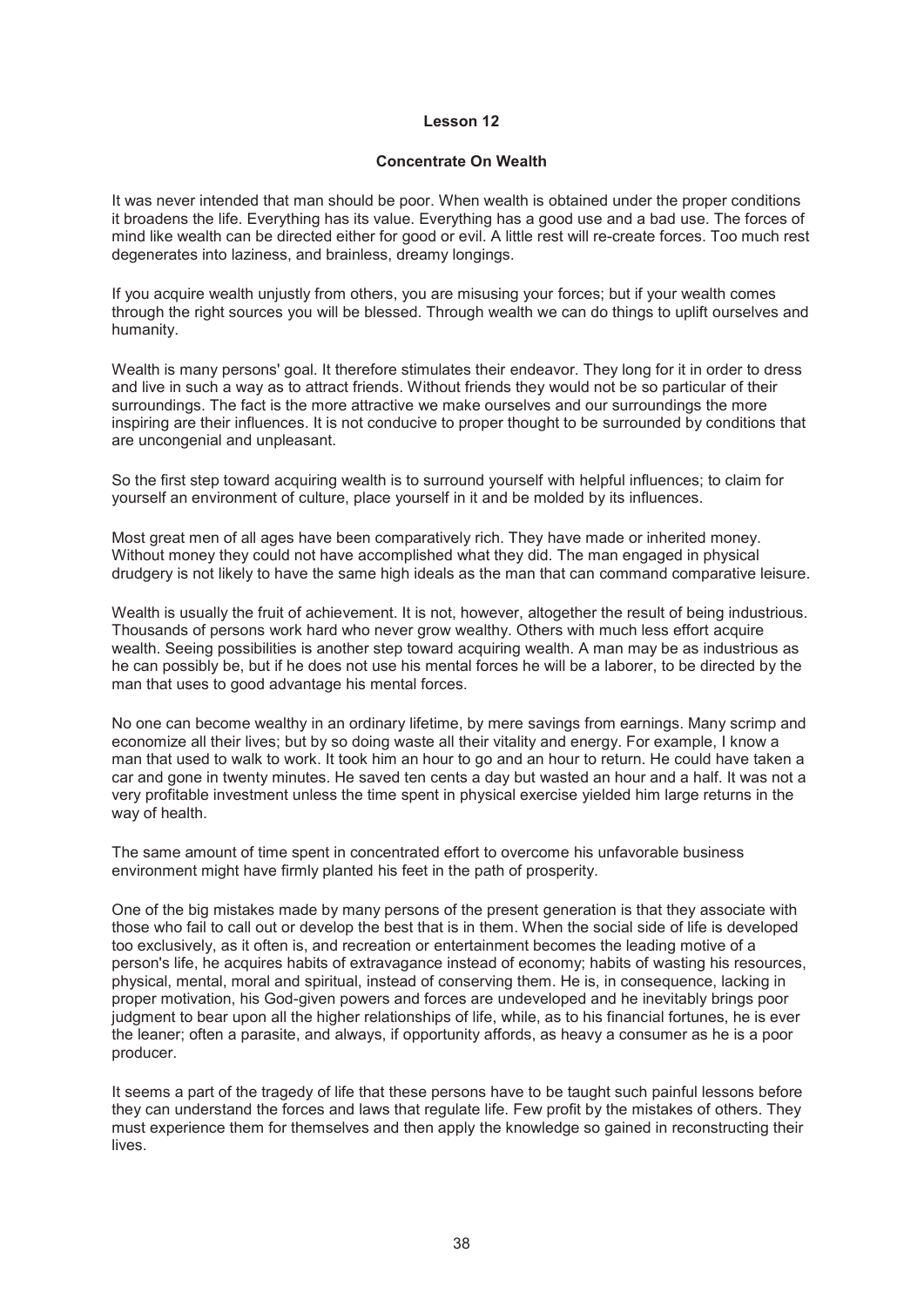## Lesson 12

### Concentrate On Wealth

It was never intended that man should be poor. When wealth is obtained under the proper conditions it broadens the life. Everything has its value. Everything has a good use and a bad use. The forces of mind like wealth can be directed either for good or evil. A little rest will re-create forces. Too much rest degenerates into laziness, and brainless, dreamy longings.

If you acquire wealth unjustly from others, you are misusing your forces; but if your wealth comes through the right sources you will be blessed. Through wealth we can do things to uplift ourselves and humanity.

Wealth is many persons' goal. It therefore stimulates their endeavor. They long for it in order to dress and live in such a way as to attract friends. Without friends they would not be so particular of their surroundings. The fact is the more attractive we make ourselves and our surroundings the more inspiring are their influences. It is not conducive to proper thought to be surrounded by conditions that are uncongenial and unpleasant.

So the first step toward acquiring wealth is to surround yourself with helpful influences; to claim for yourself an environment of culture, place yourself in it and be molded by its influences.

Most great men of all ages have been comparatively rich. They have made or inherited money. Without money they could not have accomplished what they did. The man engaged in physical drudgery is not likely to have the same high ideals as the man that can command comparative leisure.

Wealth is usually the fruit of achievement. It is not, however, altogether the result of being industrious. Thousands of persons work hard who never grow wealthy. Others with much less effort acquire wealth. Seeing possibilities is another step toward acquiring wealth. A man may be as industrious as he can possibly be, but if he does not use his mental forces he will be a laborer, to be directed by the man that uses to good advantage his mental forces.

No one can become wealthy in an ordinary lifetime, by mere savings from earnings. Many scrimp and economize all their lives; but by so doing waste all their vitality and energy. For example, I know a man that used to walk to work. It took him an hour to go and an hour to return. He could have taken a car and gone in twenty minutes. He saved ten cents a day but wasted an hour and a half. It was not a very profitable investment unless the time spent in physical exercise yielded him large returns in the way of health.

The same amount of time spent in concentrated effort to overcome his unfavorable business environment might have firmly planted his feet in the path of prosperity.

One of the big mistakes made by many persons of the present generation is that they associate with those who fail to call out or develop the best that is in them. When the social side of life is developed too exclusively, as it often is, and recreation or entertainment becomes the leading motive of a person's life, he acquires habits of extravagance instead of economy; habits of wasting his resources, physical, mental, moral and spiritual, instead of conserving them. He is, in consequence, lacking in proper motivation, his God-given powers and forces are undeveloped and he inevitably brings poor judgment to bear upon all the higher relationships of life, while, as to his financial fortunes, he is ever the leaner; often a parasite, and always, if opportunity affords, as heavy a consumer as he is a poor producer.

It seems a part of the tragedy of life that these persons have to be taught such painful lessons before they can understand the forces and laws that regulate life. Few profit by the mistakes of others. They must experience them for themselves and then apply the knowledge so gained in reconstructing their lives.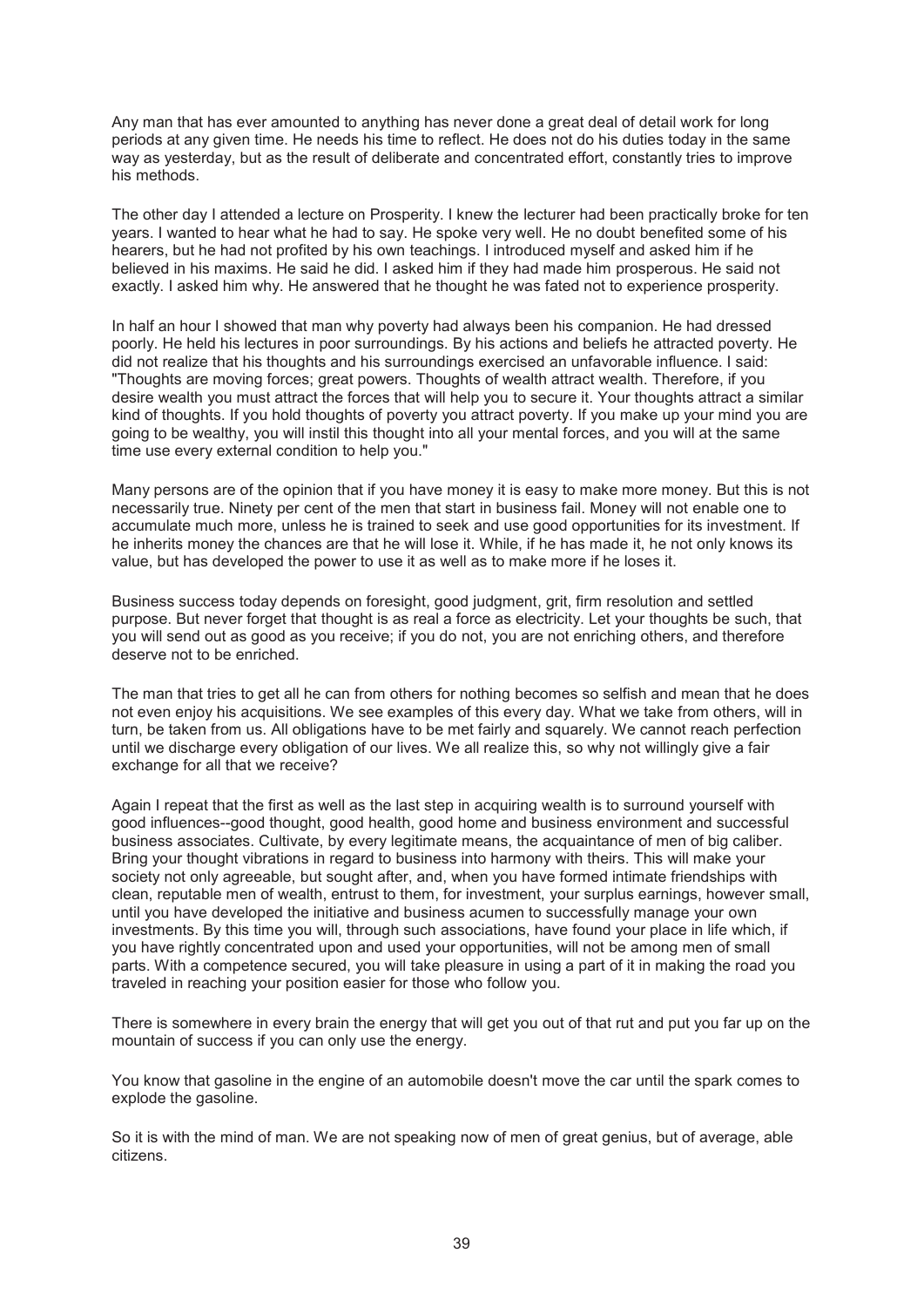Any man that has ever amounted to anything has never done a great deal of detail work for long periods at any given time. He needs his time to reflect. He does not do his duties today in the same way as yesterday, but as the result of deliberate and concentrated effort, constantly tries to improve his methods.

The other day I attended a lecture on Prosperity. I knew the lecturer had been practically broke for ten years. I wanted to hear what he had to say. He spoke very well. He no doubt benefited some of his hearers, but he had not profited by his own teachings. I introduced myself and asked him if he believed in his maxims. He said he did. I asked him if they had made him prosperous. He said not exactly. I asked him why. He answered that he thought he was fated not to experience prosperity.

In half an hour I showed that man why poverty had always been his companion. He had dressed poorly. He held his lectures in poor surroundings. By his actions and beliefs he attracted poverty. He did not realize that his thoughts and his surroundings exercised an unfavorable influence. I said: "Thoughts are moving forces; great powers. Thoughts of wealth attract wealth. Therefore, if you desire wealth you must attract the forces that will help you to secure it. Your thoughts attract a similar kind of thoughts. If you hold thoughts of poverty you attract poverty. If you make up your mind you are going to be wealthy, you will instil this thought into all your mental forces, and you will at the same time use every external condition to help you."

Many persons are of the opinion that if you have money it is easy to make more money. But this is not necessarily true. Ninety per cent of the men that start in business fail. Money will not enable one to accumulate much more, unless he is trained to seek and use good opportunities for its investment. If he inherits money the chances are that he will lose it. While, if he has made it, he not only knows its value, but has developed the power to use it as well as to make more if he loses it.

Business success today depends on foresight, good judgment, grit, firm resolution and settled purpose. But never forget that thought is as real a force as electricity. Let your thoughts be such, that you will send out as good as you receive; if you do not, you are not enriching others, and therefore deserve not to be enriched.

The man that tries to get all he can from others for nothing becomes so selfish and mean that he does not even enjoy his acquisitions. We see examples of this every day. What we take from others, will in turn, be taken from us. All obligations have to be met fairly and squarely. We cannot reach perfection until we discharge every obligation of our lives. We all realize this, so why not willingly give a fair exchange for all that we receive?

Again I repeat that the first as well as the last step in acquiring wealth is to surround yourself with good influences--good thought, good health, good home and business environment and successful business associates. Cultivate, by every legitimate means, the acquaintance of men of big caliber. Bring your thought vibrations in regard to business into harmony with theirs. This will make your society not only agreeable, but sought after, and, when you have formed intimate friendships with clean, reputable men of wealth, entrust to them, for investment, your surplus earnings, however small, until you have developed the initiative and business acumen to successfully manage your own investments. By this time you will, through such associations, have found your place in life which, if you have rightly concentrated upon and used your opportunities, will not be among men of small parts. With a competence secured, you will take pleasure in using a part of it in making the road you traveled in reaching your position easier for those who follow you.

There is somewhere in every brain the energy that will get you out of that rut and put you far up on the mountain of success if you can only use the energy.

You know that gasoline in the engine of an automobile doesn't move the car until the spark comes to explode the gasoline.

So it is with the mind of man. We are not speaking now of men of great genius, but of average, able citizens.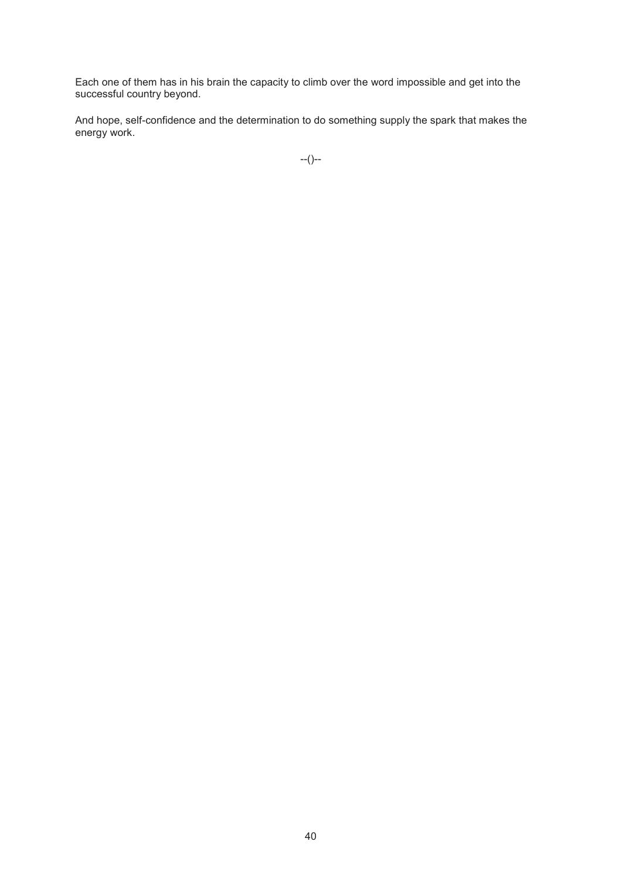Each one of them has in his brain the capacity to climb over the word impossible and get into the successful country beyond.

And hope, self-confidence and the determination to do something supply the spark that makes the energy work.

--()--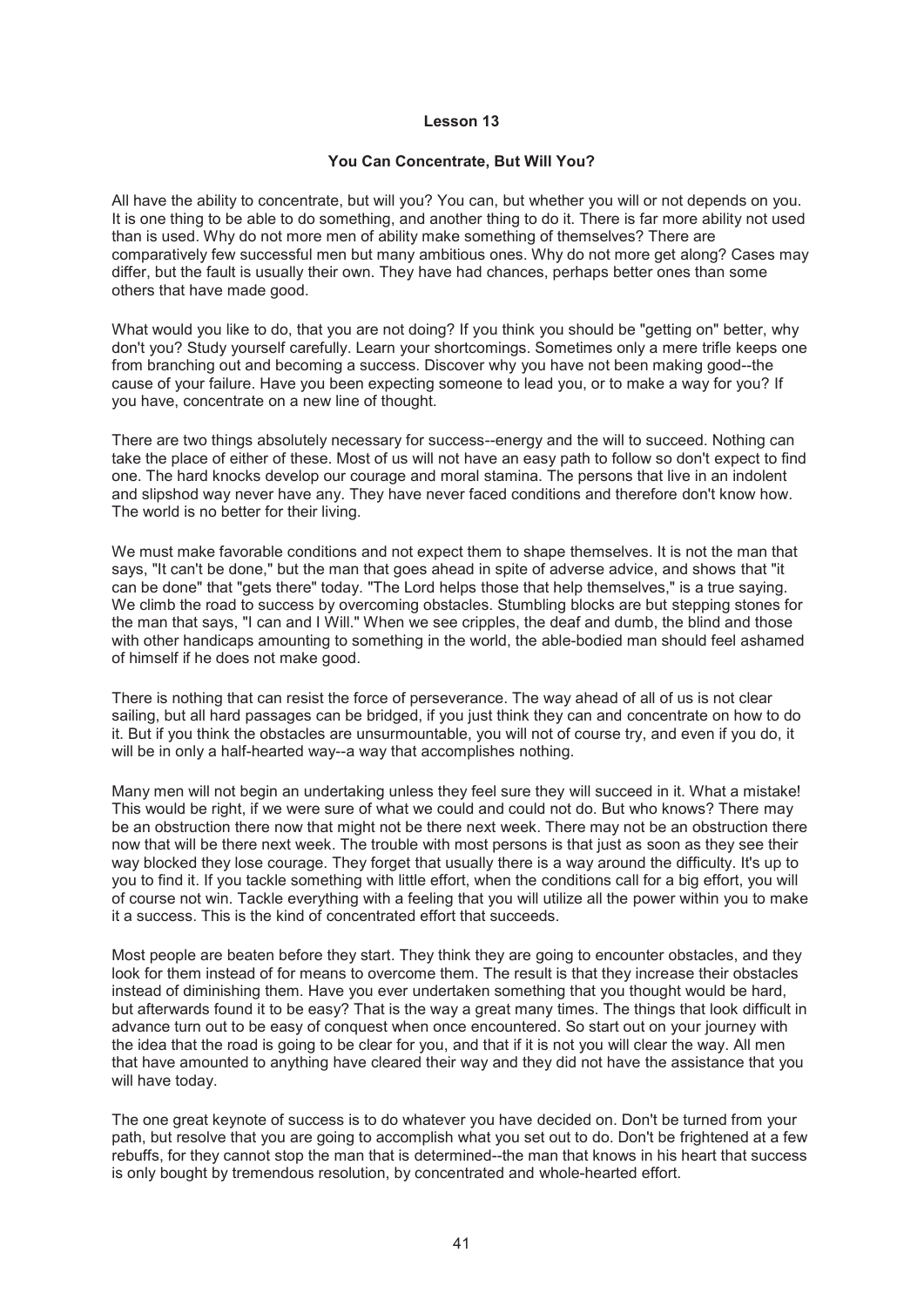## Lesson 13

### You Can Concentrate, But Will You?

All have the ability to concentrate, but will you? You can, but whether you will or not depends on you. It is one thing to be able to do something, and another thing to do it. There is far more ability not used than is used. Why do not more men of ability make something of themselves? There are comparatively few successful men but many ambitious ones. Why do not more get along? Cases may differ, but the fault is usually their own. They have had chances, perhaps better ones than some others that have made good.

What would you like to do, that you are not doing? If you think you should be "getting on" better, why don't you? Study yourself carefully. Learn your shortcomings. Sometimes only a mere trifle keeps one from branching out and becoming a success. Discover why you have not been making good--the cause of your failure. Have you been expecting someone to lead you, or to make a way for you? If you have, concentrate on a new line of thought.

There are two things absolutely necessary for success--energy and the will to succeed. Nothing can take the place of either of these. Most of us will not have an easy path to follow so don't expect to find one. The hard knocks develop our courage and moral stamina. The persons that live in an indolent and slipshod way never have any. They have never faced conditions and therefore don't know how. The world is no better for their living.

We must make favorable conditions and not expect them to shape themselves. It is not the man that says, "It can't be done," but the man that goes ahead in spite of adverse advice, and shows that "it can be done" that "gets there" today. "The Lord helps those that help themselves," is a true saying. We climb the road to success by overcoming obstacles. Stumbling blocks are but stepping stones for the man that says, "I can and I Will." When we see cripples, the deaf and dumb, the blind and those with other handicaps amounting to something in the world, the able-bodied man should feel ashamed of himself if he does not make good.

There is nothing that can resist the force of perseverance. The way ahead of all of us is not clear sailing, but all hard passages can be bridged, if you just think they can and concentrate on how to do it. But if you think the obstacles are unsurmountable, you will not of course try, and even if you do, it will be in only a half-hearted way--a way that accomplishes nothing.

Many men will not begin an undertaking unless they feel sure they will succeed in it. What a mistake! This would be right, if we were sure of what we could and could not do. But who knows? There may be an obstruction there now that might not be there next week. There may not be an obstruction there now that will be there next week. The trouble with most persons is that just as soon as they see their way blocked they lose courage. They forget that usually there is a way around the difficulty. It's up to you to find it. If you tackle something with little effort, when the conditions call for a big effort, you will of course not win. Tackle everything with a feeling that you will utilize all the power within you to make it a success. This is the kind of concentrated effort that succeeds.

Most people are beaten before they start. They think they are going to encounter obstacles, and they look for them instead of for means to overcome them. The result is that they increase their obstacles instead of diminishing them. Have you ever undertaken something that you thought would be hard, but afterwards found it to be easy? That is the way a great many times. The things that look difficult in advance turn out to be easy of conquest when once encountered. So start out on your journey with the idea that the road is going to be clear for you, and that if it is not you will clear the way. All men that have amounted to anything have cleared their way and they did not have the assistance that you will have today.

The one great keynote of success is to do whatever you have decided on. Don't be turned from your path, but resolve that you are going to accomplish what you set out to do. Don't be frightened at a few rebuffs, for they cannot stop the man that is determined--the man that knows in his heart that success is only bought by tremendous resolution, by concentrated and whole-hearted effort.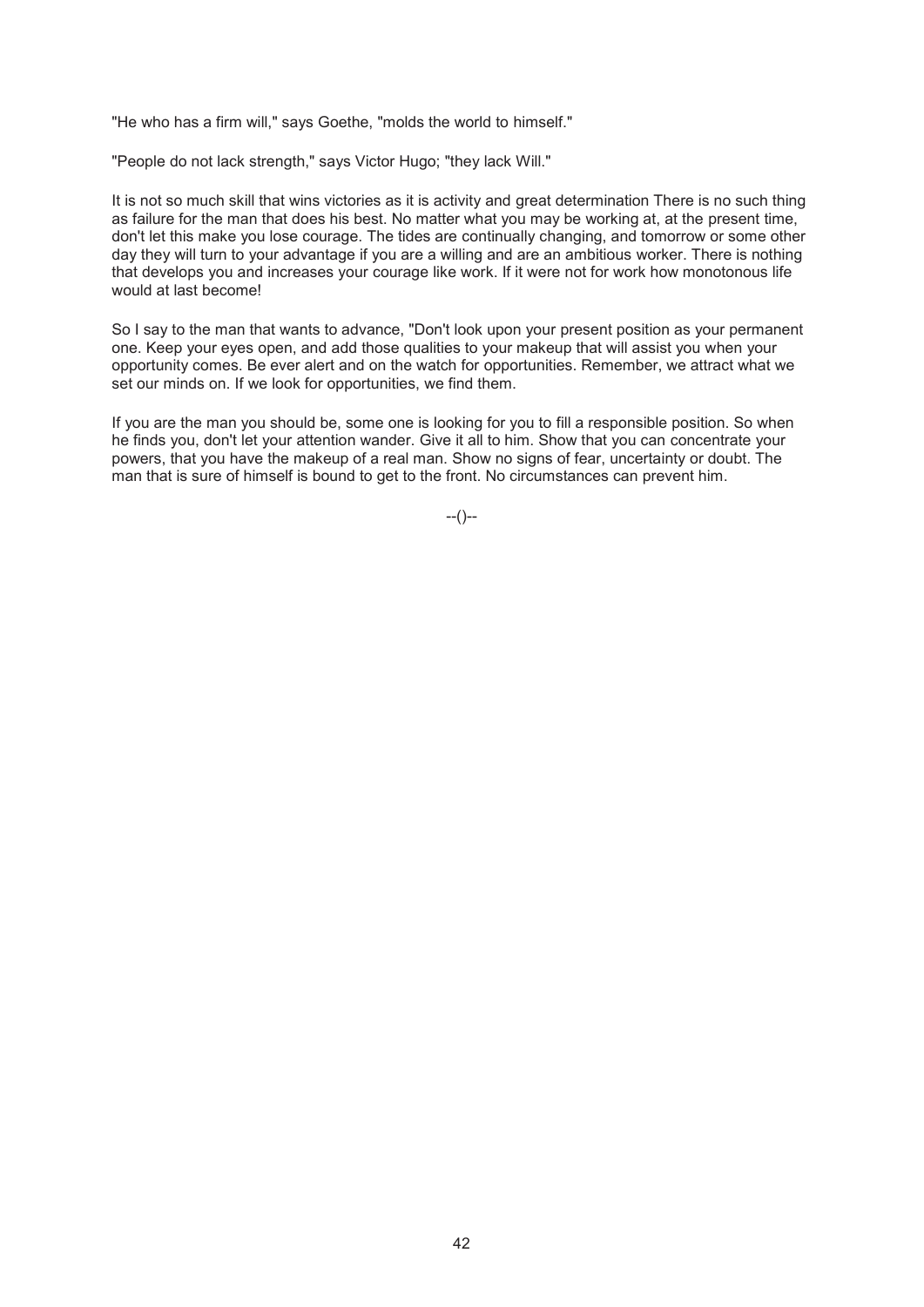"He who has a firm will," says Goethe, "molds the world to himself."

"People do not lack strength," says Victor Hugo; "they lack Will."

It is not so much skill that wins victories as it is activity and great determination There is no such thing as failure for the man that does his best. No matter what you may be working at, at the present time, don't let this make you lose courage. The tides are continually changing, and tomorrow or some other day they will turn to your advantage if you are a willing and are an ambitious worker. There is nothing that develops you and increases your courage like work. If it were not for work how monotonous life would at last become!

So I say to the man that wants to advance, "Don't look upon your present position as your permanent one. Keep your eyes open, and add those qualities to your makeup that will assist you when your opportunity comes. Be ever alert and on the watch for opportunities. Remember, we attract what we set our minds on. If we look for opportunities, we find them.

If you are the man you should be, some one is looking for you to fill a responsible position. So when he finds you, don't let your attention wander. Give it all to him. Show that you can concentrate your powers, that you have the makeup of a real man. Show no signs of fear, uncertainty or doubt. The man that is sure of himself is bound to get to the front. No circumstances can prevent him.

--()--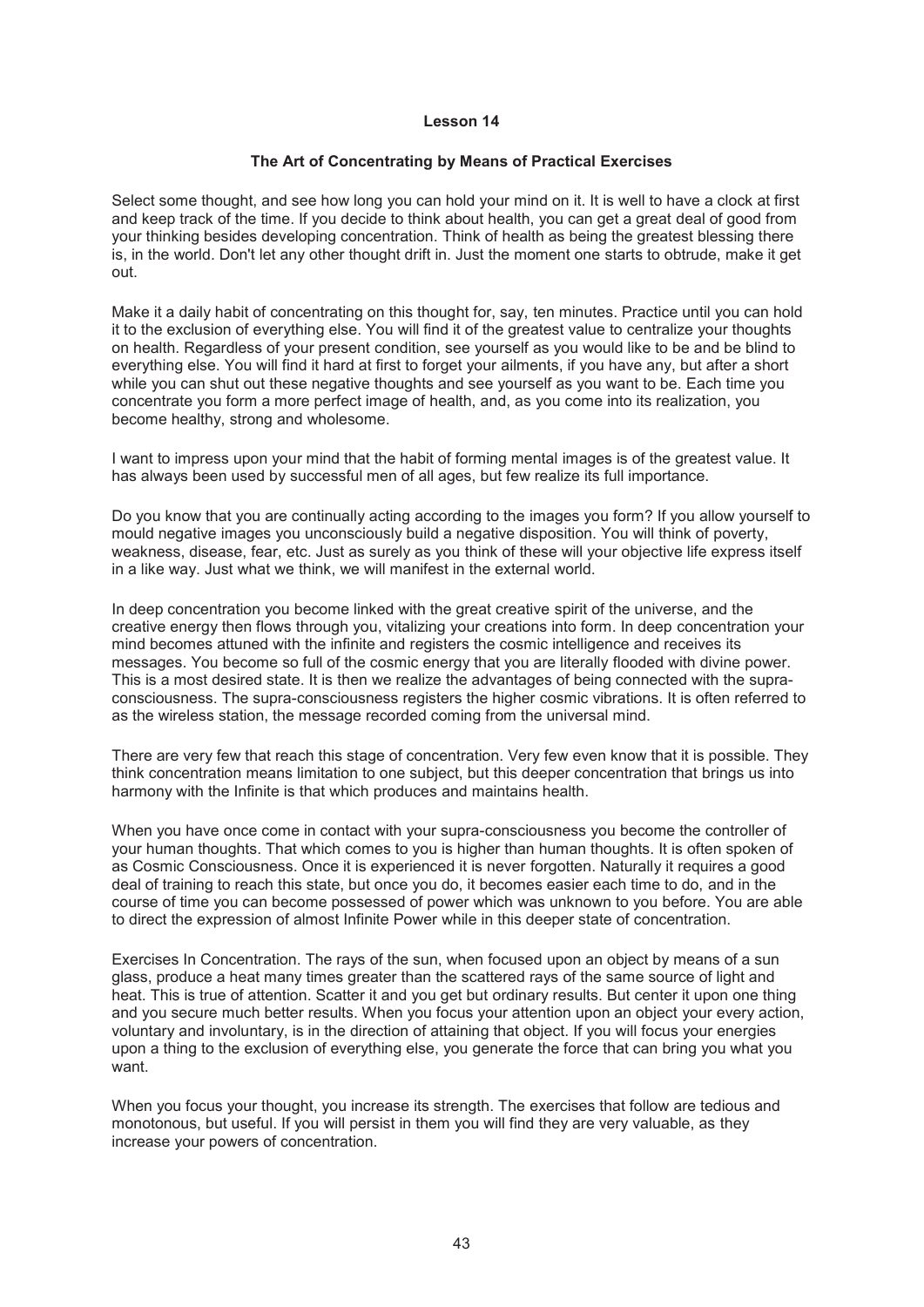## Lesson 14

### The Art of Concentrating by Means of Practical Exercises

Select some thought, and see how long you can hold your mind on it. It is well to have a clock at first and keep track of the time. If you decide to think about health, you can get a great deal of good from your thinking besides developing concentration. Think of health as being the greatest blessing there is, in the world. Don't let any other thought drift in. Just the moment one starts to obtrude, make it get out.

Make it a daily habit of concentrating on this thought for, say, ten minutes. Practice until you can hold it to the exclusion of everything else. You will find it of the greatest value to centralize your thoughts on health. Regardless of your present condition, see yourself as you would like to be and be blind to everything else. You will find it hard at first to forget your ailments, if you have any, but after a short while you can shut out these negative thoughts and see yourself as you want to be. Each time you concentrate you form a more perfect image of health, and, as you come into its realization, you become healthy, strong and wholesome.

I want to impress upon your mind that the habit of forming mental images is of the greatest value. It has always been used by successful men of all ages, but few realize its full importance.

Do you know that you are continually acting according to the images you form? If you allow yourself to mould negative images you unconsciously build a negative disposition. You will think of poverty, weakness, disease, fear, etc. Just as surely as you think of these will your objective life express itself in a like way. Just what we think, we will manifest in the external world.

In deep concentration you become linked with the great creative spirit of the universe, and the creative energy then flows through you, vitalizing your creations into form. In deep concentration your mind becomes attuned with the infinite and registers the cosmic intelligence and receives its messages. You become so full of the cosmic energy that you are literally flooded with divine power. This is a most desired state. It is then we realize the advantages of being connected with the supra-consciousness. The supra-consciousness registers the higher cosmic vibrations. It is often referred to as the wireless station, the message recorded coming from the universal mind.

There are very few that reach this stage of concentration. Very few even know that it is possible. They think concentration means limitation to one subject, but this deeper concentration that brings us into harmony with the Infinite is that which produces and maintains health.

When you have once come in contact with your supra-consciousness you become the controller of your human thoughts. That which comes to you is higher than human thoughts. It is often spoken of as Cosmic Consciousness. Once it is experienced it is never forgotten. Naturally it requires a good deal of training to reach this state, but once you do, it becomes easier each time to do, and in the course of time you can become possessed of power which was unknown to you before. You are able to direct the expression of almost Infinite Power while in this deeper state of concentration.

Exercises In Concentration. The rays of the sun, when focused upon an object by means of a sun glass, produce a heat many times greater than the scattered rays of the same source of light and heat. This is true of attention. Scatter it and you get but ordinary results. But center it upon one thing and you secure much better results. When you focus your attention upon an object your every action, voluntary and involuntary, is in the direction of attaining that object. If you will focus your energies upon a thing to the exclusion of everything else, you generate the force that can bring you what you want.

When you focus your thought, you increase its strength. The exercises that follow are tedious and monotonous, but useful. If you will persist in them you will find they are very valuable, as they increase your powers of concentration.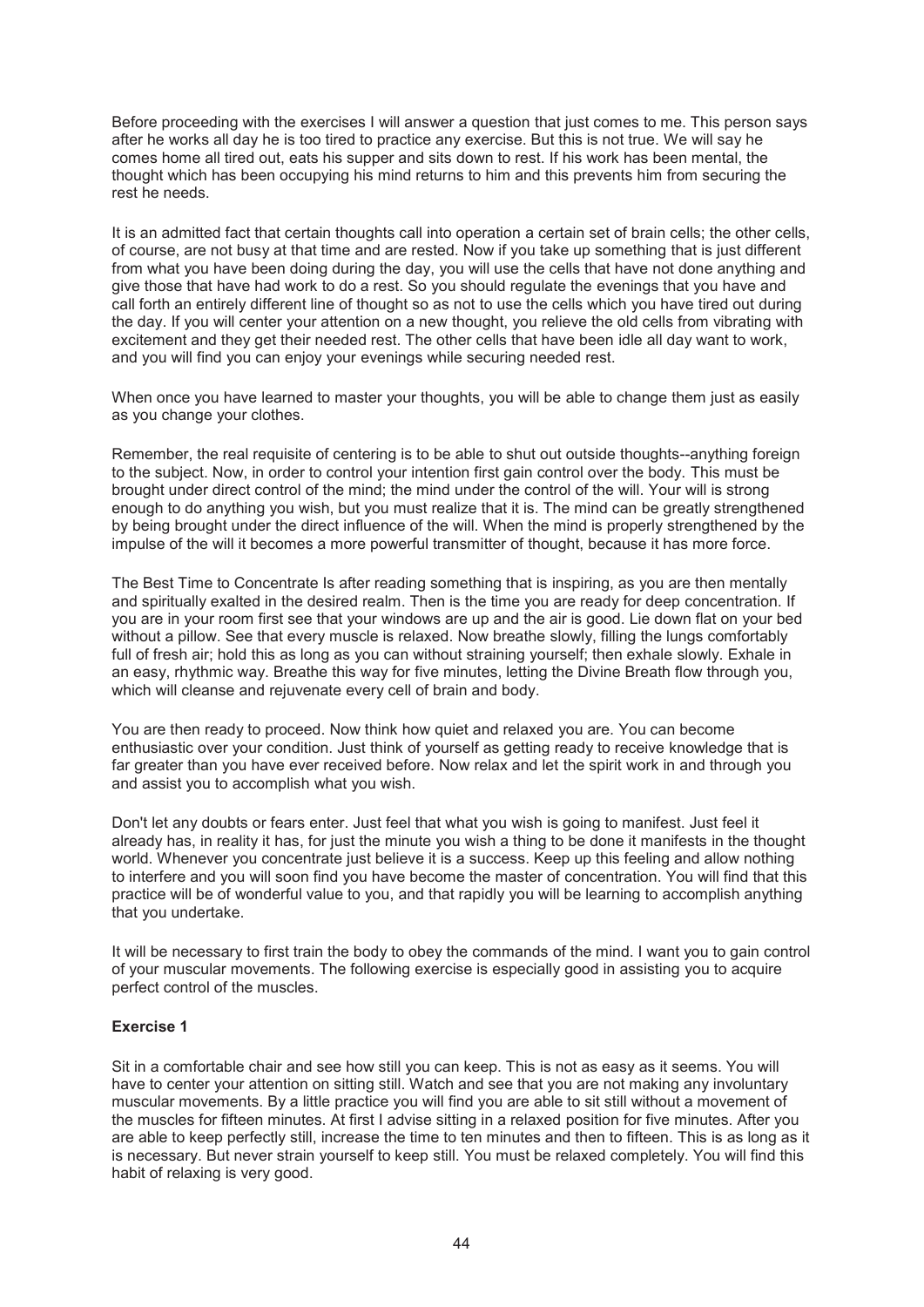Before proceeding with the exercises I will answer a question that just comes to me. This person says after he works all day he is too tired to practice any exercise. But this is not true. We will say he comes home all tired out, eats his supper and sits down to rest. If his work has been mental, the thought which has been occupying his mind returns to him and this prevents him from securing the rest he needs.

It is an admitted fact that certain thoughts call into operation a certain set of brain cells; the other cells, of course, are not busy at that time and are rested. Now if you take up something that is just different from what you have been doing during the day, you will use the cells that have not done anything and give those that have had work to do a rest. So you should regulate the evenings that you have and call forth an entirely different line of thought so as not to use the cells which you have tired out during the day. If you will center your attention on a new thought, you relieve the old cells from vibrating with excitement and they get their needed rest. The other cells that have been idle all day want to work, and you will find you can enjoy your evenings while securing needed rest.

When once you have learned to master your thoughts, you will be able to change them just as easily as you change your clothes.

Remember, the real requisite of centering is to be able to shut out outside thoughts--anything foreign to the subject. Now, in order to control your intention first gain control over the body. This must be brought under direct control of the mind; the mind under the control of the will. Your will is strong enough to do anything you wish, but you must realize that it is. The mind can be greatly strengthened by being brought under the direct influence of the will. When the mind is properly strengthened by the impulse of the will it becomes a more powerful transmitter of thought, because it has more force.

The Best Time to Concentrate Is after reading something that is inspiring, as you are then mentally and spiritually exalted in the desired realm. Then is the time you are ready for deep concentration. If you are in your room first see that your windows are up and the air is good. Lie down flat on your bed without a pillow. See that every muscle is relaxed. Now breathe slowly, filling the lungs comfortably full of fresh air; hold this as long as you can without straining yourself; then exhale slowly. Exhale in an easy, rhythmic way. Breathe this way for five minutes, letting the Divine Breath flow through you, which will cleanse and rejuvenate every cell of brain and body.

You are then ready to proceed. Now think how quiet and relaxed you are. You can become enthusiastic over your condition. Just think of yourself as getting ready to receive knowledge that is far greater than you have ever received before. Now relax and let the spirit work in and through you and assist you to accomplish what you wish.

Don't let any doubts or fears enter. Just feel that what you wish is going to manifest. Just feel it already has, in reality it has, for just the minute you wish a thing to be done it manifests in the thought world. Whenever you concentrate just believe it is a success. Keep up this feeling and allow nothing to interfere and you will soon find you have become the master of concentration. You will find that this practice will be of wonderful value to you, and that rapidly you will be learning to accomplish anything that you undertake.

It will be necessary to first train the body to obey the commands of the mind. I want you to gain control of your muscular movements. The following exercise is especially good in assisting you to acquire perfect control of the muscles.

**Exercise 1**

Sit in a comfortable chair and see how still you can keep. This is not as easy as it seems. You will have to center your attention on sitting still. Watch and see that you are not making any involuntary muscular movements. By a little practice you will find you are able to sit still without a movement of the muscles for fifteen minutes. At first I advise sitting in a relaxed position for five minutes. After you are able to keep perfectly still, increase the time to ten minutes and then to fifteen. This is as long as it is necessary. But never strain yourself to keep still. You must be relaxed completely. You will find this habit of relaxing is very good.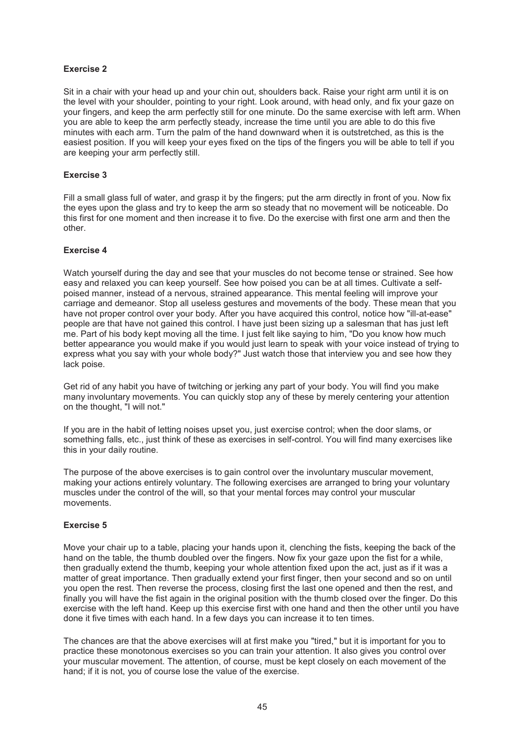### Exercise 2

Sit in a chair with your head up and your chin out, shoulders back. Raise your right arm until it is on the level with your shoulder, pointing to your right. Look around, with head only, and fix your gaze on your fingers, and keep the arm perfectly still for one minute. Do the same exercise with left arm. When you are able to keep the arm perfectly steady, increase the time until you are able to do this five minutes with each arm. Turn the palm of the hand downward when it is outstretched, as this is the easiest position. If you will keep your eyes fixed on the tips of the fingers you will be able to tell if you are keeping your arm perfectly still.

### Exercise 3

Fill a small glass full of water, and grasp it by the fingers; put the arm directly in front of you. Now fix the eyes upon the glass and try to keep the arm so steady that no movement will be noticeable. Do this first for one moment and then increase it to five. Do the exercise with first one arm and then the other.

### Exercise 4

Watch yourself during the day and see that your muscles do not become tense or strained. See how easy and relaxed you can keep yourself. See how poised you can be at all times. Cultivate a self-poised manner, instead of a nervous, strained appearance. This mental feeling will improve your carriage and demeanor. Stop all useless gestures and movements of the body. These mean that you have not proper control over your body. After you have acquired this control, notice how "ill-at-ease" people are that have not gained this control. I have just been sizing up a salesman that has just left me. Part of his body kept moving all the time. I just felt like saying to him, "Do you know how much better appearance you would make if you would just learn to speak with your voice instead of trying to express what you say with your whole body?" Just watch those that interview you and see how they lack poise.

Get rid of any habit you have of twitching or jerking any part of your body. You will find you make many involuntary movements. You can quickly stop any of these by merely centering your attention on the thought, "I will not."

If you are in the habit of letting noises upset you, just exercise control; when the door slams, or something falls, etc., just think of these as exercises in self-control. You will find many exercises like this in your daily routine.

The purpose of the above exercises is to gain control over the involuntary muscular movement, making your actions entirely voluntary. The following exercises are arranged to bring your voluntary muscles under the control of the will, so that your mental forces may control your muscular movements.

### Exercise 5

Move your chair up to a table, placing your hands upon it, clenching the fists, keeping the back of the hand on the table, the thumb doubled over the fingers. Now fix your gaze upon the fist for a while, then gradually extend the thumb, keeping your whole attention fixed upon the act, just as if it was a matter of great importance. Then gradually extend your first finger, then your second and so on until you open the rest. Then reverse the process, closing first the last one opened and then the rest, and finally you will have the fist again in the original position with the thumb closed over the finger. Do this exercise with the left hand. Keep up this exercise first with one hand and then the other until you have done it five times with each hand. In a few days you can increase it to ten times.

The chances are that the above exercises will at first make you "tired," but it is important for you to practice these monotonous exercises so you can train your attention. It also gives you control over your muscular movement. The attention, of course, must be kept closely on each movement of the hand; if it is not, you of course lose the value of the exercise.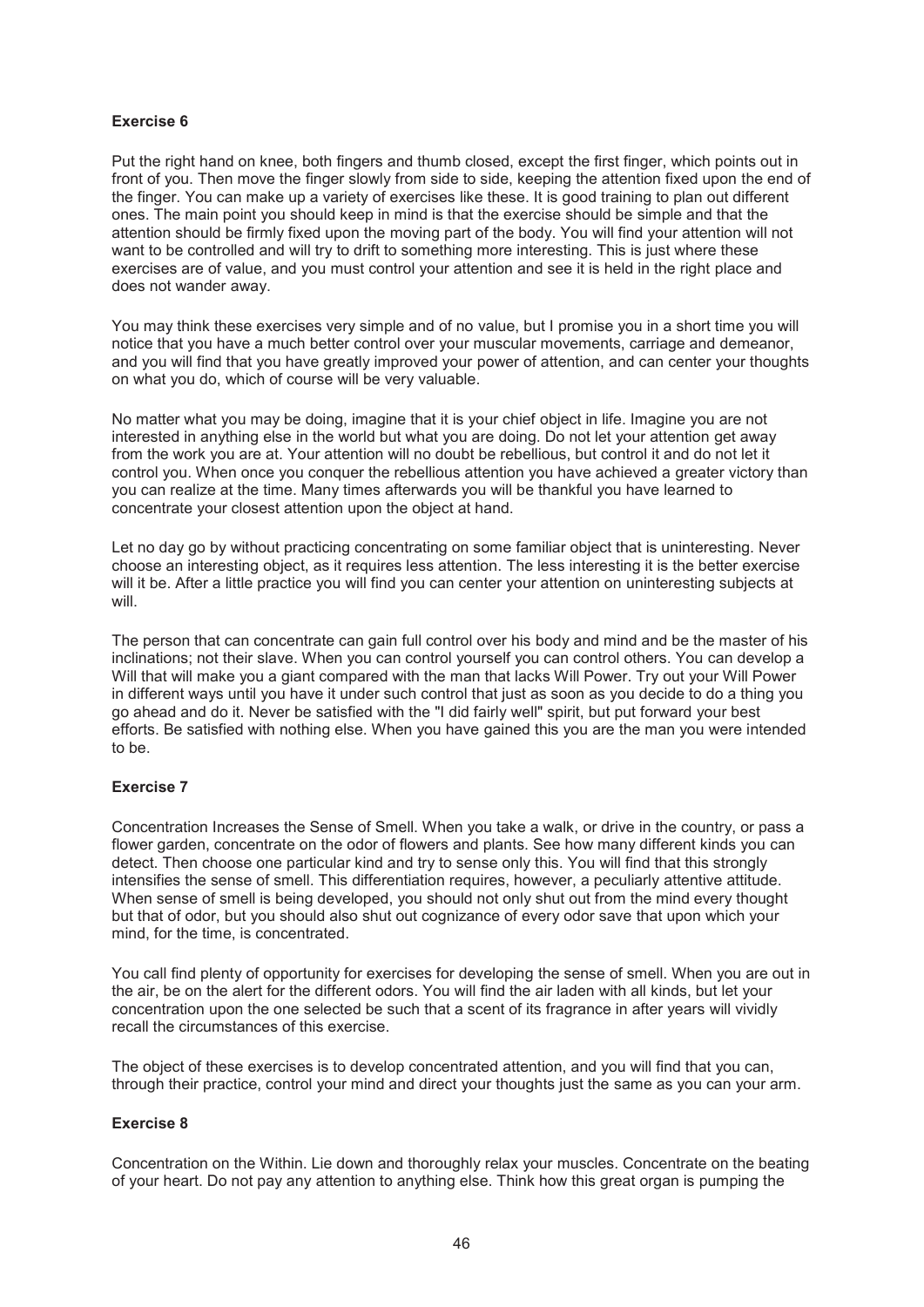**Exercise 6**

Put the right hand on knee, both fingers and thumb closed, except the first finger, which points out in front of you. Then move the finger slowly from side to side, keeping the attention fixed upon the end of the finger. You can make up a variety of exercises like these. It is good training to plan out different ones. The main point you should keep in mind is that the exercise should be simple and that the attention should be firmly fixed upon the moving part of the body. You will find your attention will not want to be controlled and will try to drift to something more interesting. This is just where these exercises are of value, and you must control your attention and see it is held in the right place and does not wander away.

You may think these exercises very simple and of no value, but I promise you in a short time you will notice that you have a much better control over your muscular movements, carriage and demeanor, and you will find that you have greatly improved your power of attention, and can center your thoughts on what you do, which of course will be very valuable.

No matter what you may be doing, imagine that it is your chief object in life. Imagine you are not interested in anything else in the world but what you are doing. Do not let your attention get away from the work you are at. Your attention will no doubt be rebellious, but control it and do not let it control you. When once you conquer the rebellious attention you have achieved a greater victory than you can realize at the time. Many times afterwards you will be thankful you have learned to concentrate your closest attention upon the object at hand.

Let no day go by without practicing concentrating on some familiar object that is uninteresting. Never choose an interesting object, as it requires less attention. The less interesting it is the better exercise will it be. After a little practice you will find you can center your attention on uninteresting subjects at will.

The person that can concentrate can gain full control over his body and mind and be the master of his inclinations; not their slave. When you can control yourself you can control others. You can develop a Will that will make you a giant compared with the man that lacks Will Power. Try out your Will Power in different ways until you have it under such control that just as soon as you decide to do a thing you go ahead and do it. Never be satisfied with the "I did fairly well" spirit, but put forward your best efforts. Be satisfied with nothing else. When you have gained this you are the man you were intended to be.

**Exercise 7**

Concentration Increases the Sense of Smell. When you take a walk, or drive in the country, or pass a flower garden, concentrate on the odor of flowers and plants. See how many different kinds you can detect. Then choose one particular kind and try to sense only this. You will find that this strongly intensifies the sense of smell. This differentiation requires, however, a peculiarly attentive attitude. When sense of smell is being developed, you should not only shut out from the mind every thought but that of odor, but you should also shut out cognizance of every odor save that upon which your mind, for the time, is concentrated.

You call find plenty of opportunity for exercises for developing the sense of smell. When you are out in the air, be on the alert for the different odors. You will find the air laden with all kinds, but let your concentration upon the one selected be such that a scent of its fragrance in after years will vividly recall the circumstances of this exercise.

The object of these exercises is to develop concentrated attention, and you will find that you can, through their practice, control your mind and direct your thoughts just the same as you can your arm.

**Exercise 8**

Concentration on the Within. Lie down and thoroughly relax your muscles. Concentrate on the beating of your heart. Do not pay any attention to anything else. Think how this great organ is pumping the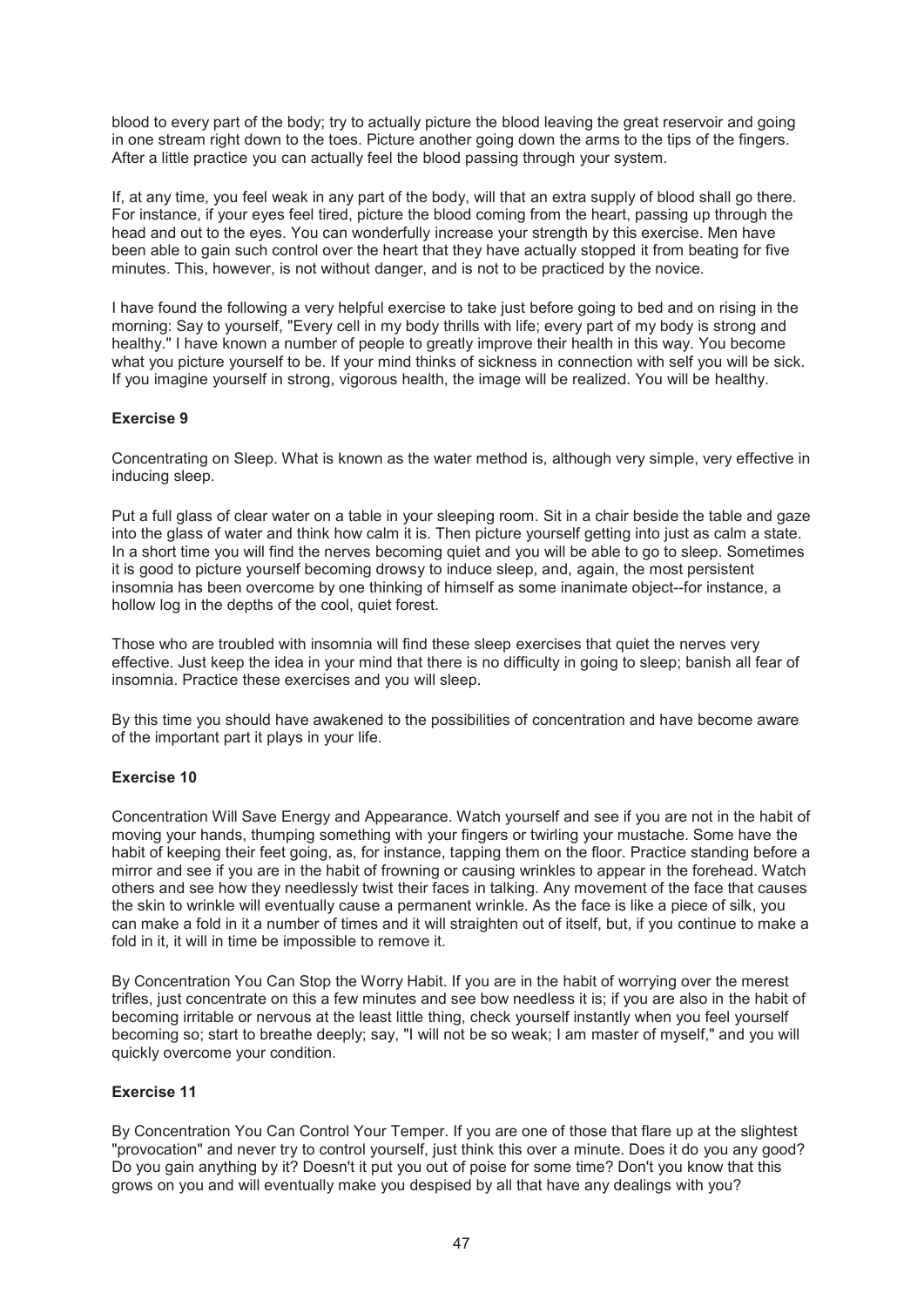blood to every part of the body; try to actually picture the blood leaving the great reservoir and going in one stream right down to the toes. Picture another going down the arms to the tips of the fingers. After a little practice you can actually feel the blood passing through your system.

If, at any time, you feel weak in any part of the body, will that an extra supply of blood shall go there. For instance, if your eyes feel tired, picture the blood coming from the heart, passing up through the head and out to the eyes. You can wonderfully increase your strength by this exercise. Men have been able to gain such control over the heart that they have actually stopped it from beating for five minutes. This, however, is not without danger, and is not to be practiced by the novice.

I have found the following a very helpful exercise to take just before going to bed and on rising in the morning: Say to yourself, "Every cell in my body thrills with life; every part of my body is strong and healthy." I have known a number of people to greatly improve their health in this way. You become what you picture yourself to be. If your mind thinks of sickness in connection with self you will be sick. If you imagine yourself in strong, vigorous health, the image will be realized. You will be healthy.

**Exercise 9**

Concentrating on Sleep. What is known as the water method is, although very simple, very effective in inducing sleep.

Put a full glass of clear water on a table in your sleeping room. Sit in a chair beside the table and gaze into the glass of water and think how calm it is. Then picture yourself getting into just as calm a state. In a short time you will find the nerves becoming quiet and you will be able to go to sleep. Sometimes it is good to picture yourself becoming drowsy to induce sleep, and, again, the most persistent insomnia has been overcome by one thinking of himself as some inanimate object--for instance, a hollow log in the depths of the cool, quiet forest.

Those who are troubled with insomnia will find these sleep exercises that quiet the nerves very effective. Just keep the idea in your mind that there is no difficulty in going to sleep; banish all fear of insomnia. Practice these exercises and you will sleep.

By this time you should have awakened to the possibilities of concentration and have become aware of the important part it plays in your life.

**Exercise 10**

Concentration Will Save Energy and Appearance. Watch yourself and see if you are not in the habit of moving your hands, thumping something with your fingers or twirling your mustache. Some have the habit of keeping their feet going, as, for instance, tapping them on the floor. Practice standing before a mirror and see if you are in the habit of frowning or causing wrinkles to appear in the forehead. Watch others and see how they needlessly twist their faces in talking. Any movement of the face that causes the skin to wrinkle will eventually cause a permanent wrinkle. As the face is like a piece of silk, you can make a fold in it a number of times and it will straighten out of itself, but, if you continue to make a fold in it, it will in time be impossible to remove it.

By Concentration You Can Stop the Worry Habit. If you are in the habit of worrying over the merest trifles, just concentrate on this a few minutes and see bow needless it is; if you are also in the habit of becoming irritable or nervous at the least little thing, check yourself instantly when you feel yourself becoming so; start to breathe deeply; say, "I will not be so weak; I am master of myself," and you will quickly overcome your condition.

**Exercise 11**

By Concentration You Can Control Your Temper. If you are one of those that flare up at the slightest "provocation" and never try to control yourself, just think this over a minute. Does it do you any good? Do you gain anything by it? Doesn't it put you out of poise for some time? Don't you know that this grows on you and will eventually make you despised by all that have any dealings with you?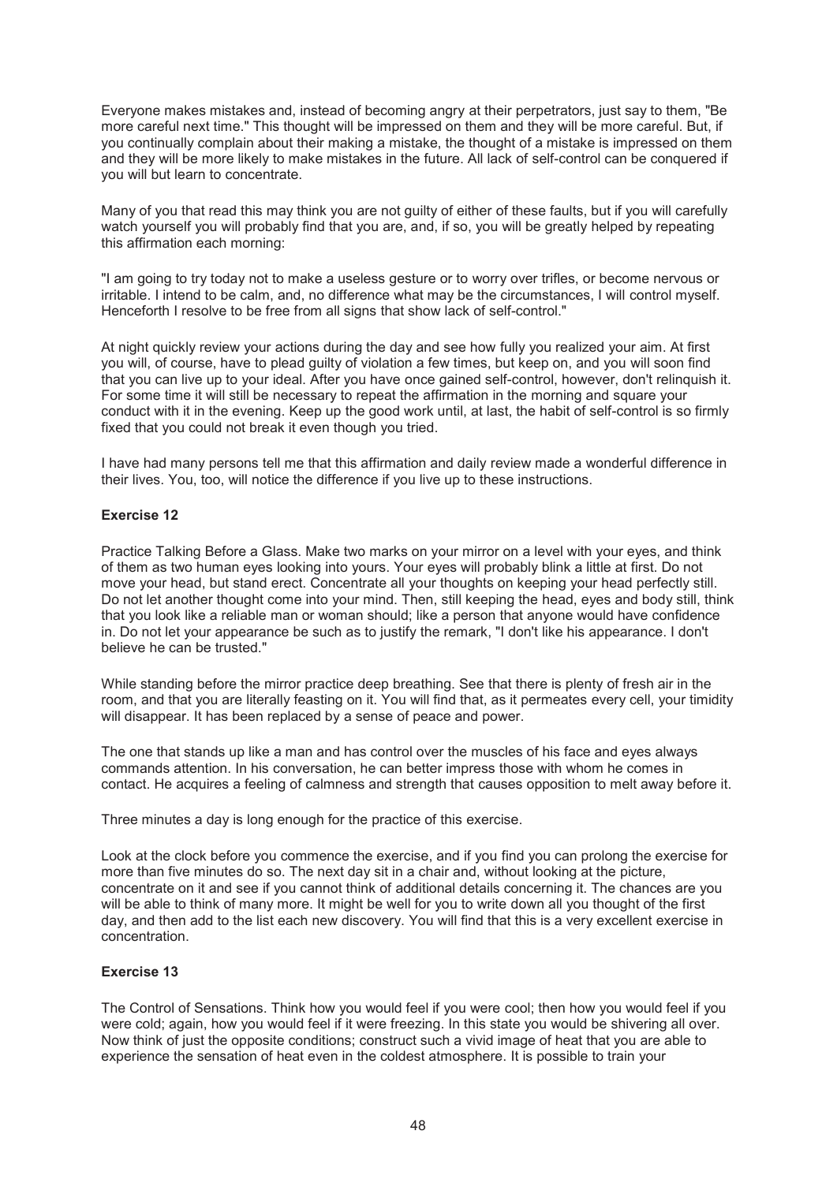Everyone makes mistakes and, instead of becoming angry at their perpetrators, just say to them, "Be more careful next time." This thought will be impressed on them and they will be more careful. But, if you continually complain about their making a mistake, the thought of a mistake is impressed on them and they will be more likely to make mistakes in the future. All lack of self-control can be conquered if you will but learn to concentrate.

Many of you that read this may think you are not guilty of either of these faults, but if you will carefully watch yourself you will probably find that you are, and, if so, you will be greatly helped by repeating this affirmation each morning:

"I am going to try today not to make a useless gesture or to worry over trifles, or become nervous or irritable. I intend to be calm, and, no difference what may be the circumstances, I will control myself. Henceforth I resolve to be free from all signs that show lack of self-control."

At night quickly review your actions during the day and see how fully you realized your aim. At first you will, of course, have to plead guilty of violation a few times, but keep on, and you will soon find that you can live up to your ideal. After you have once gained self-control, however, don't relinquish it. For some time it will still be necessary to repeat the affirmation in the morning and square your conduct with it in the evening. Keep up the good work until, at last, the habit of self-control is so firmly fixed that you could not break it even though you tried.

I have had many persons tell me that this affirmation and daily review made a wonderful difference in their lives. You, too, will notice the difference if you live up to these instructions.

**Exercise 12**

Practice Talking Before a Glass. Make two marks on your mirror on a level with your eyes, and think of them as two human eyes looking into yours. Your eyes will probably blink a little at first. Do not move your head, but stand erect. Concentrate all your thoughts on keeping your head perfectly still. Do not let another thought come into your mind. Then, still keeping the head, eyes and body still, think that you look like a reliable man or woman should; like a person that anyone would have confidence in. Do not let your appearance be such as to justify the remark, "I don't like his appearance. I don't believe he can be trusted."

While standing before the mirror practice deep breathing. See that there is plenty of fresh air in the room, and that you are literally feasting on it. You will find that, as it permeates every cell, your timidity will disappear. It has been replaced by a sense of peace and power.

The one that stands up like a man and has control over the muscles of his face and eyes always commands attention. In his conversation, he can better impress those with whom he comes in contact. He acquires a feeling of calmness and strength that causes opposition to melt away before it.

Three minutes a day is long enough for the practice of this exercise.

Look at the clock before you commence the exercise, and if you find you can prolong the exercise for more than five minutes do so. The next day sit in a chair and, without looking at the picture, concentrate on it and see if you cannot think of additional details concerning it. The chances are you will be able to think of many more. It might be well for you to write down all you thought of the first day, and then add to the list each new discovery. You will find that this is a very excellent exercise in concentration.

**Exercise 13**

The Control of Sensations. Think how you would feel if you were cool; then how you would feel if you were cold; again, how you would feel if it were freezing. In this state you would be shivering all over. Now think of just the opposite conditions; construct such a vivid image of heat that you are able to experience the sensation of heat even in the coldest atmosphere. It is possible to train your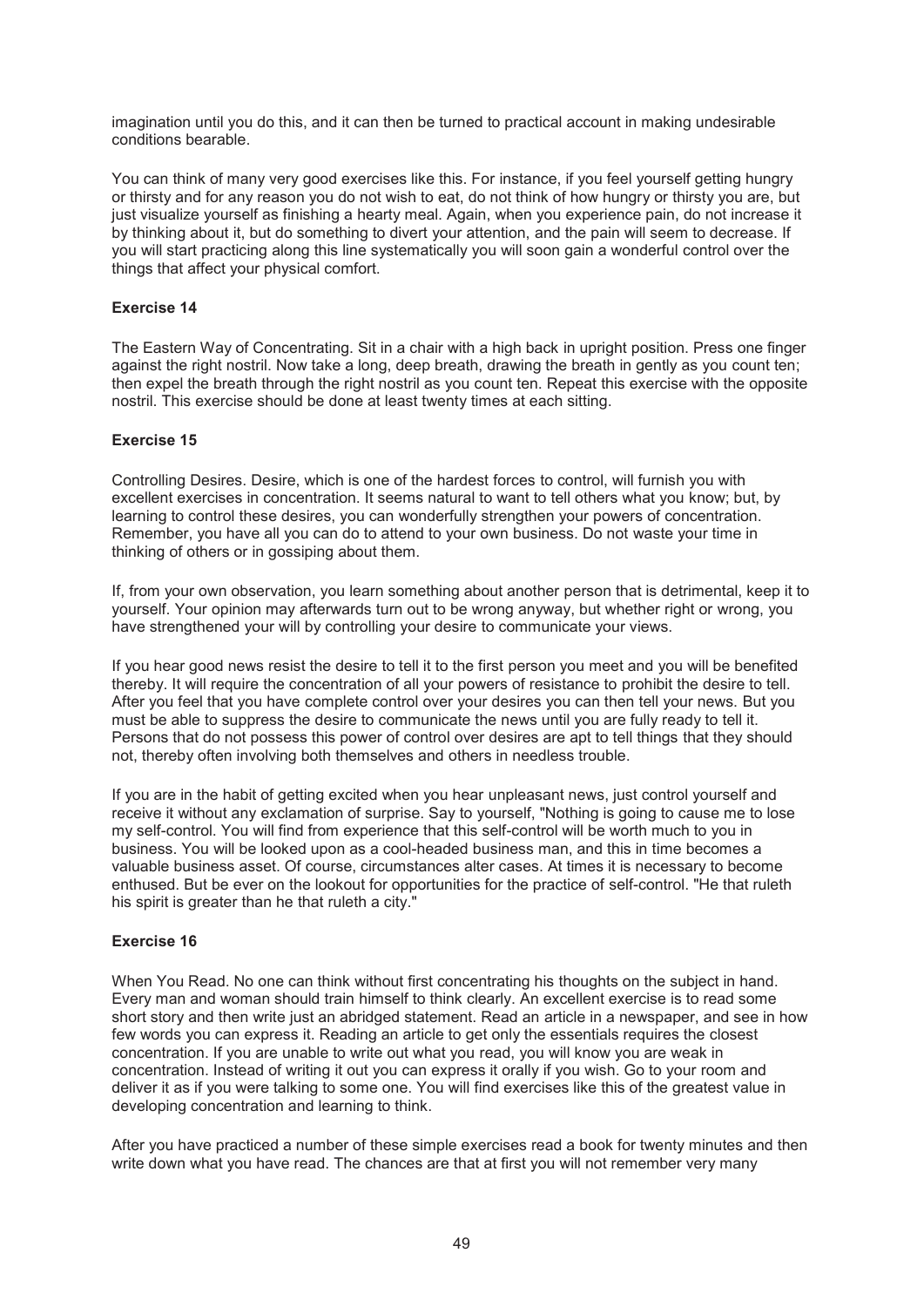imagination until you do this, and it can then be turned to practical account in making undesirable conditions bearable.

You can think of many very good exercises like this. For instance, if you feel yourself getting hungry or thirsty and for any reason you do not wish to eat, do not think of how hungry or thirsty you are, but just visualize yourself as finishing a hearty meal. Again, when you experience pain, do not increase it by thinking about it, but do something to divert your attention, and the pain will seem to decrease. If you will start practicing along this line systematically you will soon gain a wonderful control over the things that affect your physical comfort.

**Exercise 14**

The Eastern Way of Concentrating. Sit in a chair with a high back in upright position. Press one finger against the right nostril. Now take a long, deep breath, drawing the breath in gently as you count ten; then expel the breath through the right nostril as you count ten. Repeat this exercise with the opposite nostril. This exercise should be done at least twenty times at each sitting.

**Exercise 15**

Controlling Desires. Desire, which is one of the hardest forces to control, will furnish you with excellent exercises in concentration. It seems natural to want to tell others what you know; but, by learning to control these desires, you can wonderfully strengthen your powers of concentration. Remember, you have all you can do to attend to your own business. Do not waste your time in thinking of others or in gossiping about them.

If, from your own observation, you learn something about another person that is detrimental, keep it to yourself. Your opinion may afterwards turn out to be wrong anyway, but whether right or wrong, you have strengthened your will by controlling your desire to communicate your views.

If you hear good news resist the desire to tell it to the first person you meet and you will be benefited thereby. It will require the concentration of all your powers of resistance to prohibit the desire to tell. After you feel that you have complete control over your desires you can then tell your news. But you must be able to suppress the desire to communicate the news until you are fully ready to tell it. Persons that do not possess this power of control over desires are apt to tell things that they should not, thereby often involving both themselves and others in needless trouble.

If you are in the habit of getting excited when you hear unpleasant news, just control yourself and receive it without any exclamation of surprise. Say to yourself, "Nothing is going to cause me to lose my self-control. You will find from experience that this self-control will be worth much to you in business. You will be looked upon as a cool-headed business man, and this in time becomes a valuable business asset. Of course, circumstances alter cases. At times it is necessary to become enthused. But be ever on the lookout for opportunities for the practice of self-control. "He that ruleth his spirit is greater than he that ruleth a city."

**Exercise 16**

When You Read. No one can think without first concentrating his thoughts on the subject in hand. Every man and woman should train himself to think clearly. An excellent exercise is to read some short story and then write just an abridged statement. Read an article in a newspaper, and see in how few words you can express it. Reading an article to get only the essentials requires the closest concentration. If you are unable to write out what you read, you will know you are weak in concentration. Instead of writing it out you can express it orally if you wish. Go to your room and deliver it as if you were talking to some one. You will find exercises like this of the greatest value in developing concentration and learning to think.

After you have practiced a number of these simple exercises read a book for twenty minutes and then write down what you have read. The chances are that at first you will not remember very many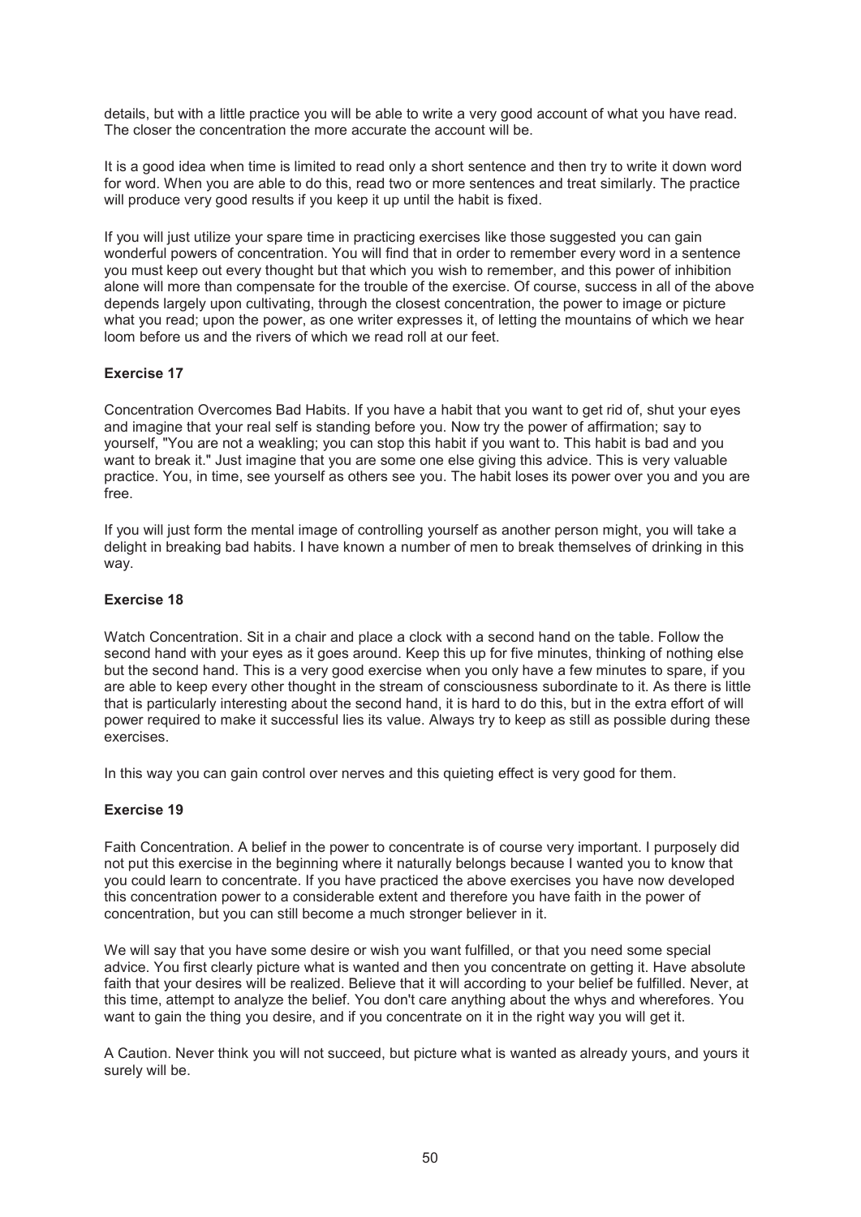details, but with a little practice you will be able to write a very good account of what you have read. The closer the concentration the more accurate the account will be.

It is a good idea when time is limited to read only a short sentence and then try to write it down word for word. When you are able to do this, read two or more sentences and treat similarly. The practice will produce very good results if you keep it up until the habit is fixed.

If you will just utilize your spare time in practicing exercises like those suggested you can gain wonderful powers of concentration. You will find that in order to remember every word in a sentence you must keep out every thought but that which you wish to remember, and this power of inhibition alone will more than compensate for the trouble of the exercise. Of course, success in all of the above depends largely upon cultivating, through the closest concentration, the power to image or picture what you read; upon the power, as one writer expresses it, of letting the mountains of which we hear loom before us and the rivers of which we read roll at our feet.

**Exercise 17**

Concentration Overcomes Bad Habits. If you have a habit that you want to get rid of, shut your eyes and imagine that your real self is standing before you. Now try the power of affirmation; say to yourself, "You are not a weakling; you can stop this habit if you want to. This habit is bad and you want to break it." Just imagine that you are some one else giving this advice. This is very valuable practice. You, in time, see yourself as others see you. The habit loses its power over you and you are free.

If you will just form the mental image of controlling yourself as another person might, you will take a delight in breaking bad habits. I have known a number of men to break themselves of drinking in this way.

**Exercise 18**

Watch Concentration. Sit in a chair and place a clock with a second hand on the table. Follow the second hand with your eyes as it goes around. Keep this up for five minutes, thinking of nothing else but the second hand. This is a very good exercise when you only have a few minutes to spare, if you are able to keep every other thought in the stream of consciousness subordinate to it. As there is little that is particularly interesting about the second hand, it is hard to do this, but in the extra effort of will power required to make it successful lies its value. Always try to keep as still as possible during these exercises.

In this way you can gain control over nerves and this quieting effect is very good for them.

**Exercise 19**

Faith Concentration. A belief in the power to concentrate is of course very important. I purposely did not put this exercise in the beginning where it naturally belongs because I wanted you to know that you could learn to concentrate. If you have practiced the above exercises you have now developed this concentration power to a considerable extent and therefore you have faith in the power of concentration, but you can still become a much stronger believer in it.

We will say that you have some desire or wish you want fulfilled, or that you need some special advice. You first clearly picture what is wanted and then you concentrate on getting it. Have absolute faith that your desires will be realized. Believe that it will according to your belief be fulfilled. Never, at this time, attempt to analyze the belief. You don't care anything about the whys and wherefores. You want to gain the thing you desire, and if you concentrate on it in the right way you will get it.

A Caution. Never think you will not succeed, but picture what is wanted as already yours, and yours it surely will be.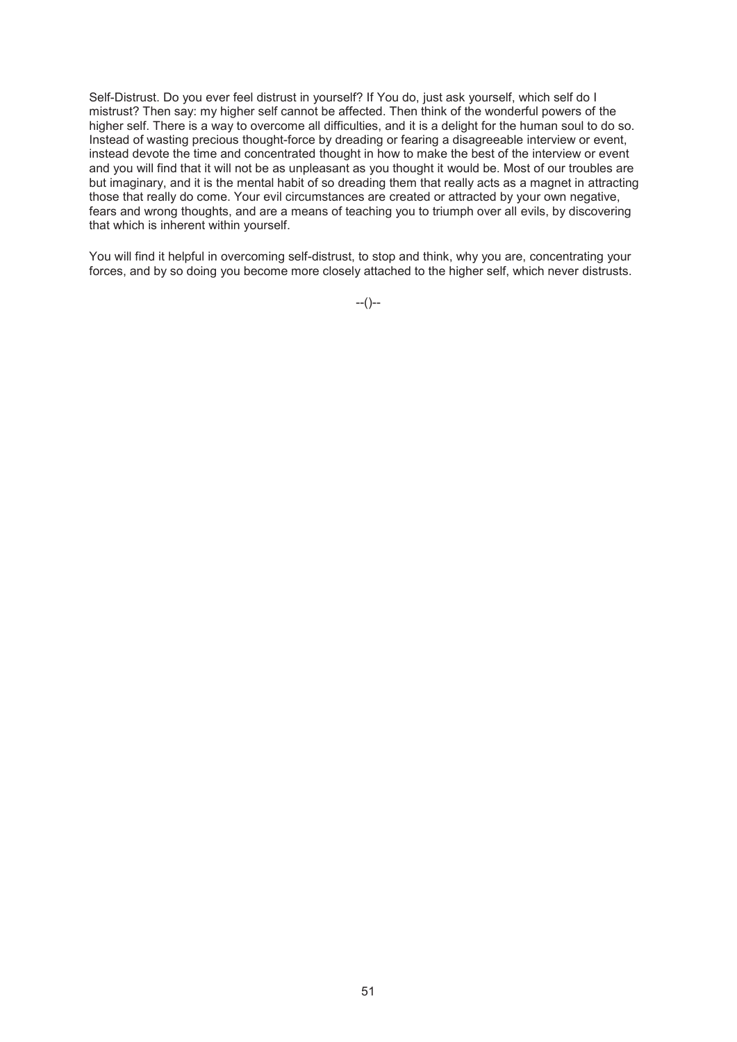Self-Distrust. Do you ever feel distrust in yourself? If You do, just ask yourself, which self do I mistrust? Then say: my higher self cannot be affected. Then think of the wonderful powers of the higher self. There is a way to overcome all difficulties, and it is a delight for the human soul to do so. Instead of wasting precious thought-force by dreading or fearing a disagreeable interview or event, instead devote the time and concentrated thought in how to make the best of the interview or event and you will find that it will not be as unpleasant as you thought it would be. Most of our troubles are but imaginary, and it is the mental habit of so dreading them that really acts as a magnet in attracting those that really do come. Your evil circumstances are created or attracted by your own negative, fears and wrong thoughts, and are a means of teaching you to triumph over all evils, by discovering that which is inherent within yourself.

You will find it helpful in overcoming self-distrust, to stop and think, why you are, concentrating your forces, and by so doing you become more closely attached to the higher self, which never distrusts.

--()--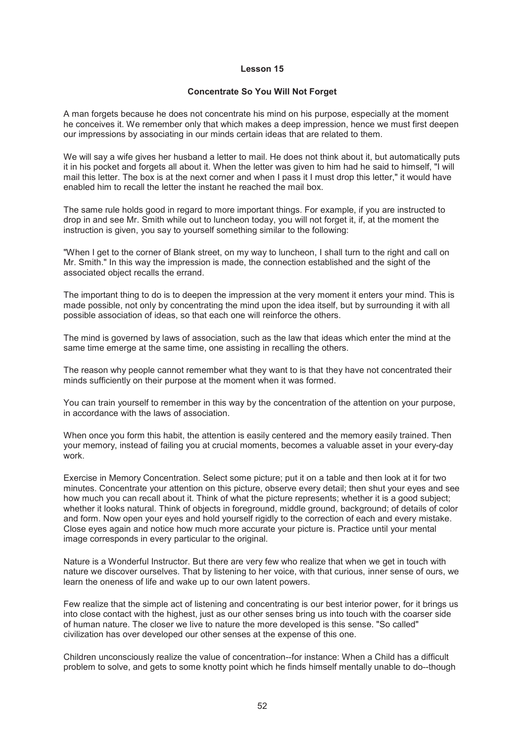## Lesson 15

### Concentrate So You Will Not Forget

A man forgets because he does not concentrate his mind on his purpose, especially at the moment he conceives it. We remember only that which makes a deep impression, hence we must first deepen our impressions by associating in our minds certain ideas that are related to them.

We will say a wife gives her husband a letter to mail. He does not think about it, but automatically puts it in his pocket and forgets all about it. When the letter was given to him had he said to himself, "I will mail this letter. The box is at the next corner and when I pass it I must drop this letter," it would have enabled him to recall the letter the instant he reached the mail box.

The same rule holds good in regard to more important things. For example, if you are instructed to drop in and see Mr. Smith while out to luncheon today, you will not forget it, if, at the moment the instruction is given, you say to yourself something similar to the following:

"When I get to the corner of Blank street, on my way to luncheon, I shall turn to the right and call on Mr. Smith." In this way the impression is made, the connection established and the sight of the associated object recalls the errand.

The important thing to do is to deepen the impression at the very moment it enters your mind. This is made possible, not only by concentrating the mind upon the idea itself, but by surrounding it with all possible association of ideas, so that each one will reinforce the others.

The mind is governed by laws of association, such as the law that ideas which enter the mind at the same time emerge at the same time, one assisting in recalling the others.

The reason why people cannot remember what they want to is that they have not concentrated their minds sufficiently on their purpose at the moment when it was formed.

You can train yourself to remember in this way by the concentration of the attention on your purpose, in accordance with the laws of association.

When once you form this habit, the attention is easily centered and the memory easily trained. Then your memory, instead of failing you at crucial moments, becomes a valuable asset in your every-day work.

Exercise in Memory Concentration. Select some picture; put it on a table and then look at it for two minutes. Concentrate your attention on this picture, observe every detail; then shut your eyes and see how much you can recall about it. Think of what the picture represents; whether it is a good subject; whether it looks natural. Think of objects in foreground, middle ground, background; of details of color and form. Now open your eyes and hold yourself rigidly to the correction of each and every mistake. Close eyes again and notice how much more accurate your picture is. Practice until your mental image corresponds in every particular to the original.

Nature is a Wonderful Instructor. But there are very few who realize that when we get in touch with nature we discover ourselves. That by listening to her voice, with that curious, inner sense of ours, we learn the oneness of life and wake up to our own latent powers.

Few realize that the simple act of listening and concentrating is our best interior power, for it brings us into close contact with the highest, just as our other senses bring us into touch with the coarser side of human nature. The closer we live to nature the more developed is this sense. "So called" civilization has over developed our other senses at the expense of this one.

Children unconsciously realize the value of concentration--for instance: When a Child has a difficult problem to solve, and gets to some knotty point which he finds himself mentally unable to do--though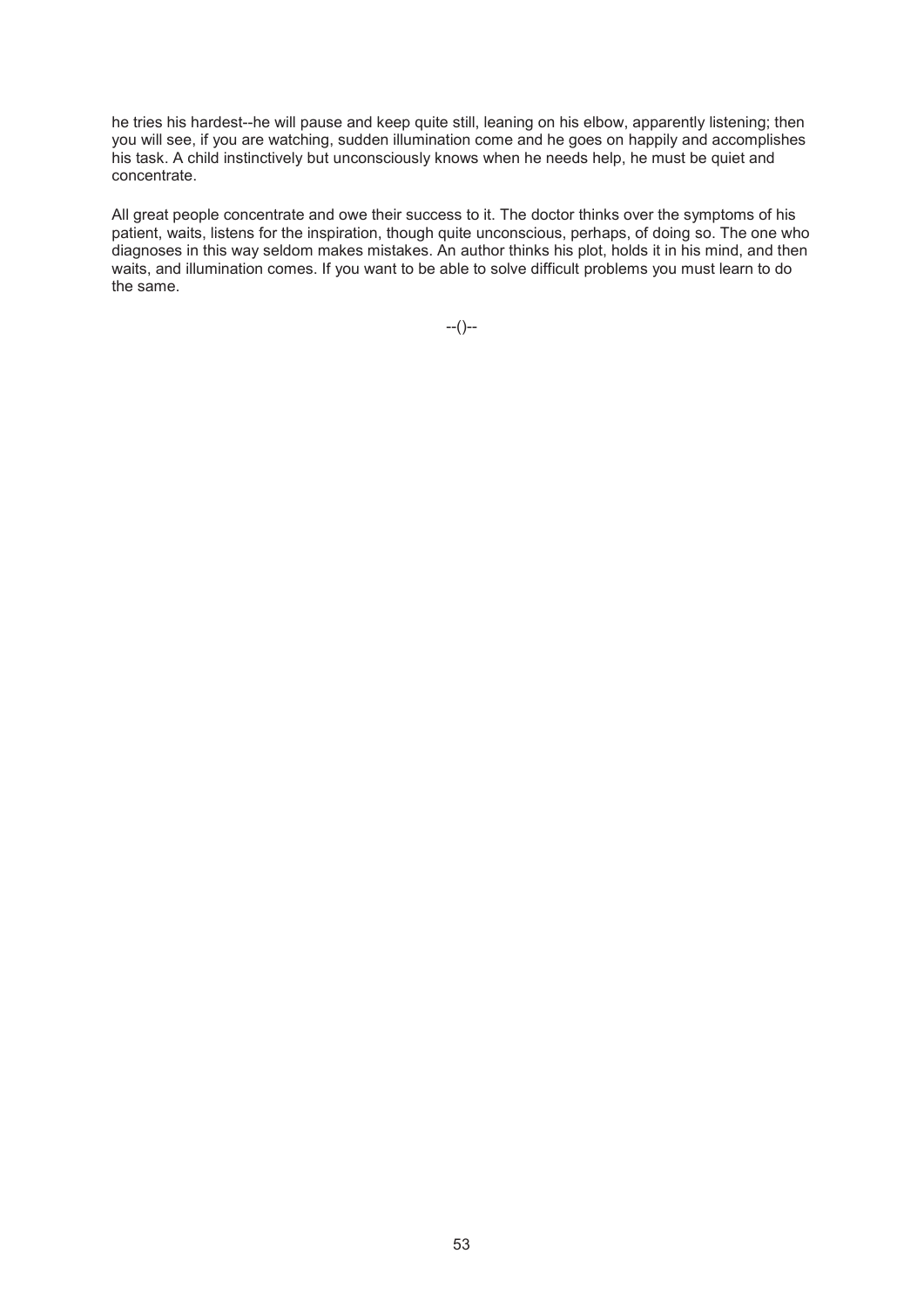he tries his hardest--he will pause and keep quite still, leaning on his elbow, apparently listening; then you will see, if you are watching, sudden illumination come and he goes on happily and accomplishes his task. A child instinctively but unconsciously knows when he needs help, he must be quiet and concentrate.

All great people concentrate and owe their success to it. The doctor thinks over the symptoms of his patient, waits, listens for the inspiration, though quite unconscious, perhaps, of doing so. The one who diagnoses in this way seldom makes mistakes. An author thinks his plot, holds it in his mind, and then waits, and illumination comes. If you want to be able to solve difficult problems you must learn to do the same.

--()--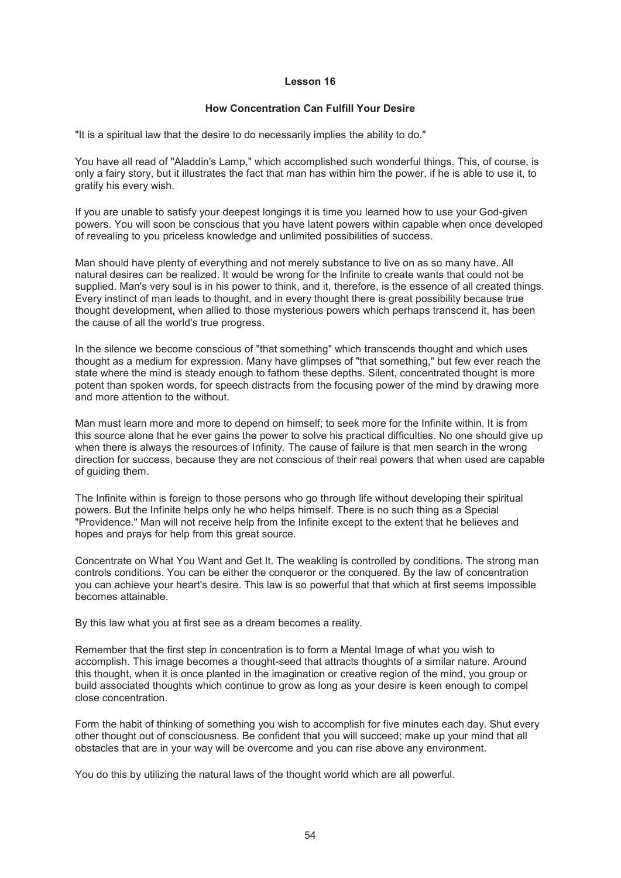## Lesson 16

### How Concentration Can Fulfill Your Desire

"It is a spiritual law that the desire to do necessarily implies the ability to do."

You have all read of "Aladdin's Lamp," which accomplished such wonderful things. This, of course, is only a fairy story, but it illustrates the fact that man has within him the power, if he is able to use it, to gratify his every wish.

If you are unable to satisfy your deepest longings it is time you learned how to use your God-given powers. You will soon be conscious that you have latent powers within capable when once developed of revealing to you priceless knowledge and unlimited possibilities of success.

Man should have plenty of everything and not merely substance to live on as so many have. All natural desires can be realized. It would be wrong for the Infinite to create wants that could not be supplied. Man's very soul is in his power to think, and it, therefore, is the essence of all created things. Every instinct of man leads to thought, and in every thought there is great possibility because true thought development, when allied to those mysterious powers which perhaps transcend it, has been the cause of all the world's true progress.

In the silence we become conscious of "that something" which transcends thought and which uses thought as a medium for expression. Many have glimpses of "that something," but few ever reach the state where the mind is steady enough to fathom these depths. Silent, concentrated thought is more potent than spoken words, for speech distracts from the focusing power of the mind by drawing more and more attention to the without.

Man must learn more and more to depend on himself; to seek more for the Infinite within. It is from this source alone that he ever gains the power to solve his practical difficulties. No one should give up when there is always the resources of Infinity. The cause of failure is that men search in the wrong direction for success, because they are not conscious of their real powers that when used are capable of guiding them.

The Infinite within is foreign to those persons who go through life without developing their spiritual powers. But the Infinite helps only he who helps himself. There is no such thing as a Special "Providence." Man will not receive help from the Infinite except to the extent that he believes and hopes and prays for help from this great source.

Concentrate on What You Want and Get It. The weakling is controlled by conditions. The strong man controls conditions. You can be either the conqueror or the conquered. By the law of concentration you can achieve your heart's desire. This law is so powerful that that which at first seems impossible becomes attainable.

By this law what you at first see as a dream becomes a reality.

Remember that the first step in concentration is to form a Mental Image of what you wish to accomplish. This image becomes a thought-seed that attracts thoughts of a similar nature. Around this thought, when it is once planted in the imagination or creative region of the mind, you group or build associated thoughts which continue to grow as long as your desire is keen enough to compel close concentration.

Form the habit of thinking of something you wish to accomplish for five minutes each day. Shut every other thought out of consciousness. Be confident that you will succeed; make up your mind that all obstacles that are in your way will be overcome and you can rise above any environment.

You do this by utilizing the natural laws of the thought world which are all powerful.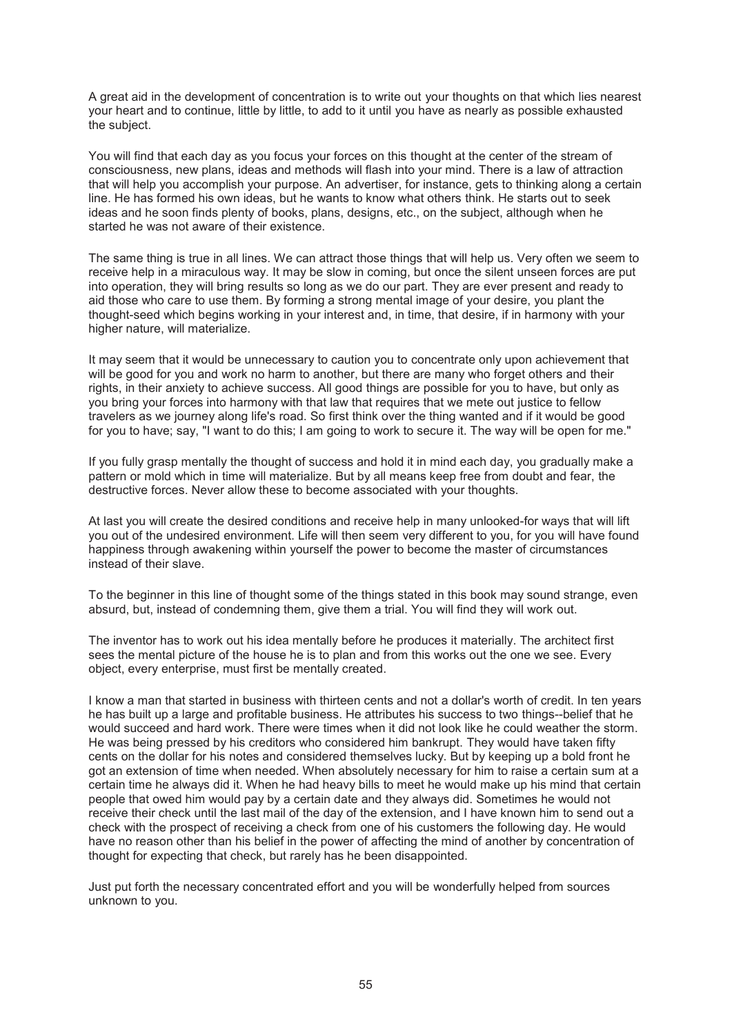A great aid in the development of concentration is to write out your thoughts on that which lies nearest your heart and to continue, little by little, to add to it until you have as nearly as possible exhausted the subject.

You will find that each day as you focus your forces on this thought at the center of the stream of consciousness, new plans, ideas and methods will flash into your mind. There is a law of attraction that will help you accomplish your purpose. An advertiser, for instance, gets to thinking along a certain line. He has formed his own ideas, but he wants to know what others think. He starts out to seek ideas and he soon finds plenty of books, plans, designs, etc., on the subject, although when he started he was not aware of their existence.

The same thing is true in all lines. We can attract those things that will help us. Very often we seem to receive help in a miraculous way. It may be slow in coming, but once the silent unseen forces are put into operation, they will bring results so long as we do our part. They are ever present and ready to aid those who care to use them. By forming a strong mental image of your desire, you plant the thought-seed which begins working in your interest and, in time, that desire, if in harmony with your higher nature, will materialize.

It may seem that it would be unnecessary to caution you to concentrate only upon achievement that will be good for you and work no harm to another, but there are many who forget others and their rights, in their anxiety to achieve success. All good things are possible for you to have, but only as you bring your forces into harmony with that law that requires that we mete out justice to fellow travelers as we journey along life's road. So first think over the thing wanted and if it would be good for you to have; say, "I want to do this; I am going to work to secure it. The way will be open for me."

If you fully grasp mentally the thought of success and hold it in mind each day, you gradually make a pattern or mold which in time will materialize. But by all means keep free from doubt and fear, the destructive forces. Never allow these to become associated with your thoughts.

At last you will create the desired conditions and receive help in many unlooked-for ways that will lift you out of the undesired environment. Life will then seem very different to you, for you will have found happiness through awakening within yourself the power to become the master of circumstances instead of their slave.

To the beginner in this line of thought some of the things stated in this book may sound strange, even absurd, but, instead of condemning them, give them a trial. You will find they will work out.

The inventor has to work out his idea mentally before he produces it materially. The architect first sees the mental picture of the house he is to plan and from this works out the one we see. Every object, every enterprise, must first be mentally created.

I know a man that started in business with thirteen cents and not a dollar's worth of credit. In ten years he has built up a large and profitable business. He attributes his success to two things--belief that he would succeed and hard work. There were times when it did not look like he could weather the storm. He was being pressed by his creditors who considered him bankrupt. They would have taken fifty cents on the dollar for his notes and considered themselves lucky. But by keeping up a bold front he got an extension of time when needed. When absolutely necessary for him to raise a certain sum at a certain time he always did it. When he had heavy bills to meet he would make up his mind that certain people that owed him would pay by a certain date and they always did. Sometimes he would not receive their check until the last mail of the day of the extension, and I have known him to send out a check with the prospect of receiving a check from one of his customers the following day. He would have no reason other than his belief in the power of affecting the mind of another by concentration of thought for expecting that check, but rarely has he been disappointed.

Just put forth the necessary concentrated effort and you will be wonderfully helped from sources unknown to you.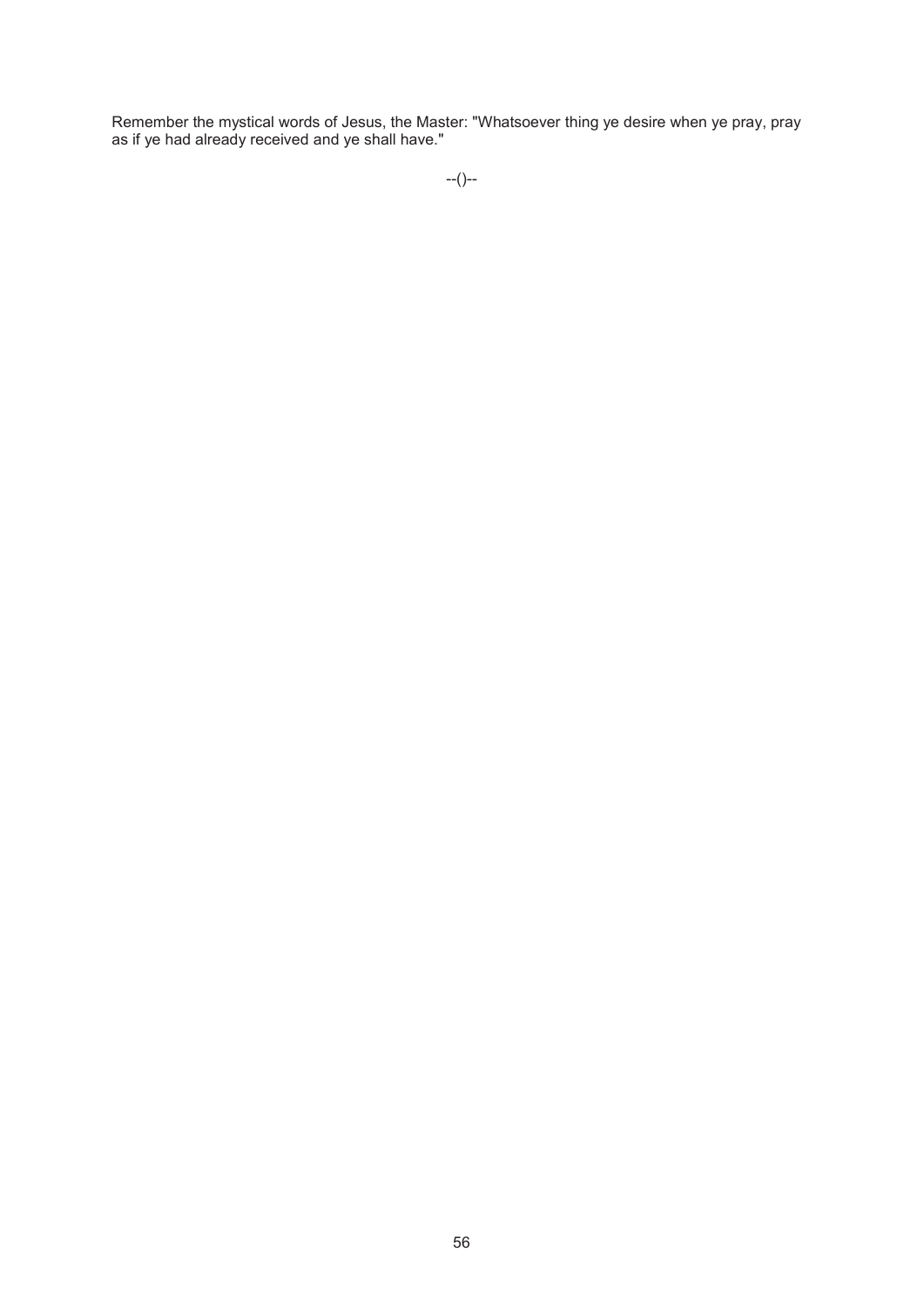Remember the mystical words of Jesus, the Master: "Whatsoever thing ye desire when ye pray, pray as if ye had already received and ye shall have."

--()--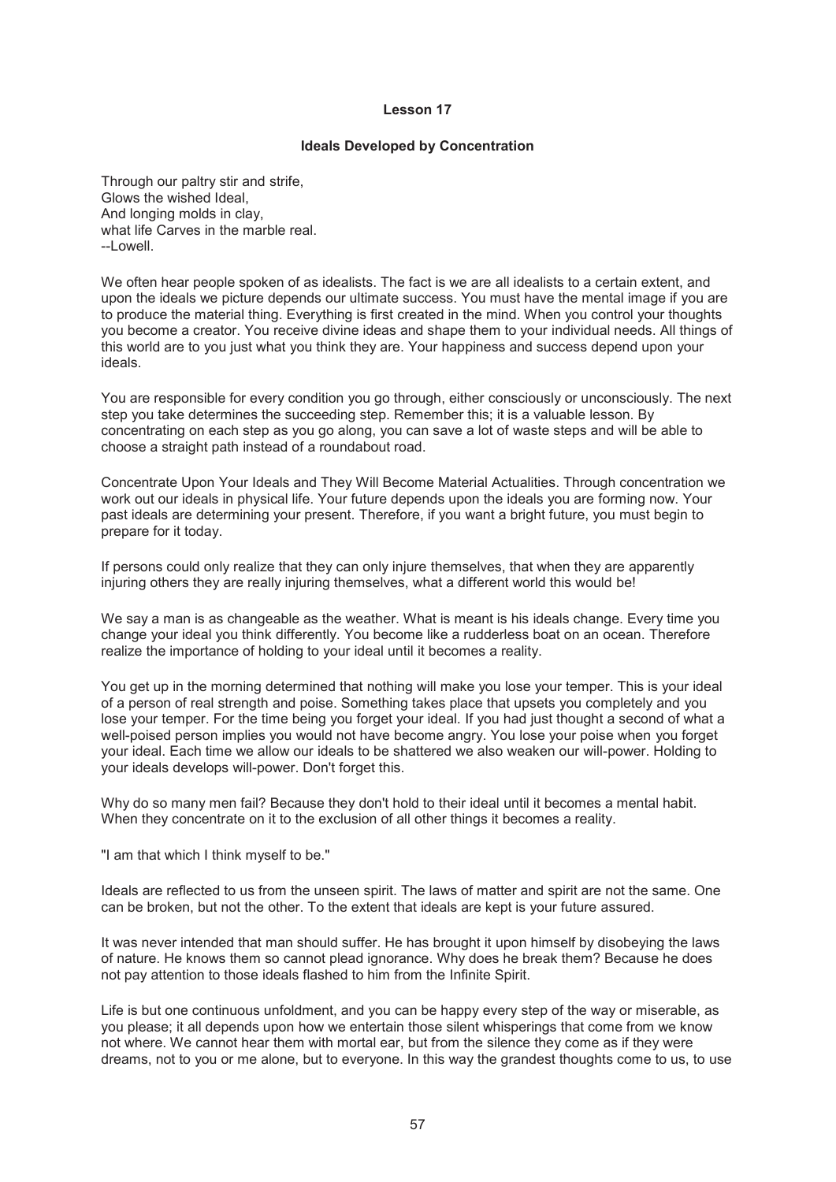# Lesson 17

## Ideals Developed by Concentration

Through our paltry stir and strife,  
Glows the wished Ideal,  
And longing molds in clay,  
what life Carves in the marble real.  
--Lowell.

We often hear people spoken of as idealists. The fact is we are all idealists to a certain extent, and upon the ideals we picture depends our ultimate success. You must have the mental image if you are to produce the material thing. Everything is first created in the mind. When you control your thoughts you become a creator. You receive divine ideas and shape them to your individual needs. All things of this world are to you just what you think they are. Your happiness and success depend upon your ideals.

You are responsible for every condition you go through, either consciously or unconsciously. The next step you take determines the succeeding step. Remember this; it is a valuable lesson. By concentrating on each step as you go along, you can save a lot of waste steps and will be able to choose a straight path instead of a roundabout road.

Concentrate Upon Your Ideals and They Will Become Material Actualities. Through concentration we work out our ideals in physical life. Your future depends upon the ideals you are forming now. Your past ideals are determining your present. Therefore, if you want a bright future, you must begin to prepare for it today.

If persons could only realize that they can only injure themselves, that when they are apparently injuring others they are really injuring themselves, what a different world this would be!

We say a man is as changeable as the weather. What is meant is his ideals change. Every time you change your ideal you think differently. You become like a rudderless boat on an ocean. Therefore realize the importance of holding to your ideal until it becomes a reality.

You get up in the morning determined that nothing will make you lose your temper. This is your ideal of a person of real strength and poise. Something takes place that upsets you completely and you lose your temper. For the time being you forget your ideal. If you had just thought a second of what a well-poised person implies you would not have become angry. You lose your poise when you forget your ideal. Each time we allow our ideals to be shattered we also weaken our will-power. Holding to your ideals develops will-power. Don't forget this.

Why do so many men fail? Because they don't hold to their ideal until it becomes a mental habit. When they concentrate on it to the exclusion of all other things it becomes a reality.

"I am that which I think myself to be."

Ideals are reflected to us from the unseen spirit. The laws of matter and spirit are not the same. One can be broken, but not the other. To the extent that ideals are kept is your future assured.

It was never intended that man should suffer. He has brought it upon himself by disobeying the laws of nature. He knows them so cannot plead ignorance. Why does he break them? Because he does not pay attention to those ideals flashed to him from the Infinite Spirit.

Life is but one continuous unfoldment, and you can be happy every step of the way or miserable, as you please; it all depends upon how we entertain those silent whisperings that come from we know not where. We cannot hear them with mortal ear, but from the silence they come as if they were dreams, not to you or me alone, but to everyone. In this way the grandest thoughts come to us, to use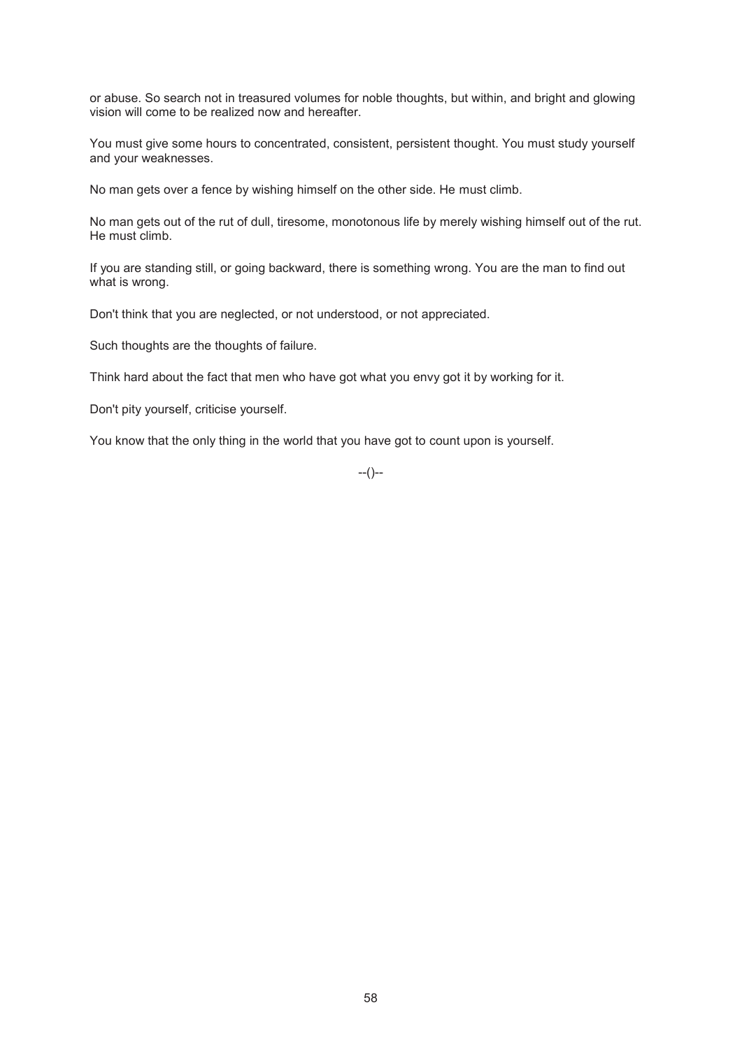or abuse. So search not in treasured volumes for noble thoughts, but within, and bright and glowing vision will come to be realized now and hereafter.

You must give some hours to concentrated, consistent, persistent thought. You must study yourself and your weaknesses.

No man gets over a fence by wishing himself on the other side. He must climb.

No man gets out of the rut of dull, tiresome, monotonous life by merely wishing himself out of the rut. He must climb.

If you are standing still, or going backward, there is something wrong. You are the man to find out what is wrong.

Don't think that you are neglected, or not understood, or not appreciated.

Such thoughts are the thoughts of failure.

Think hard about the fact that men who have got what you envy got it by working for it.

Don't pity yourself, criticise yourself.

You know that the only thing in the world that you have got to count upon is yourself.

--()--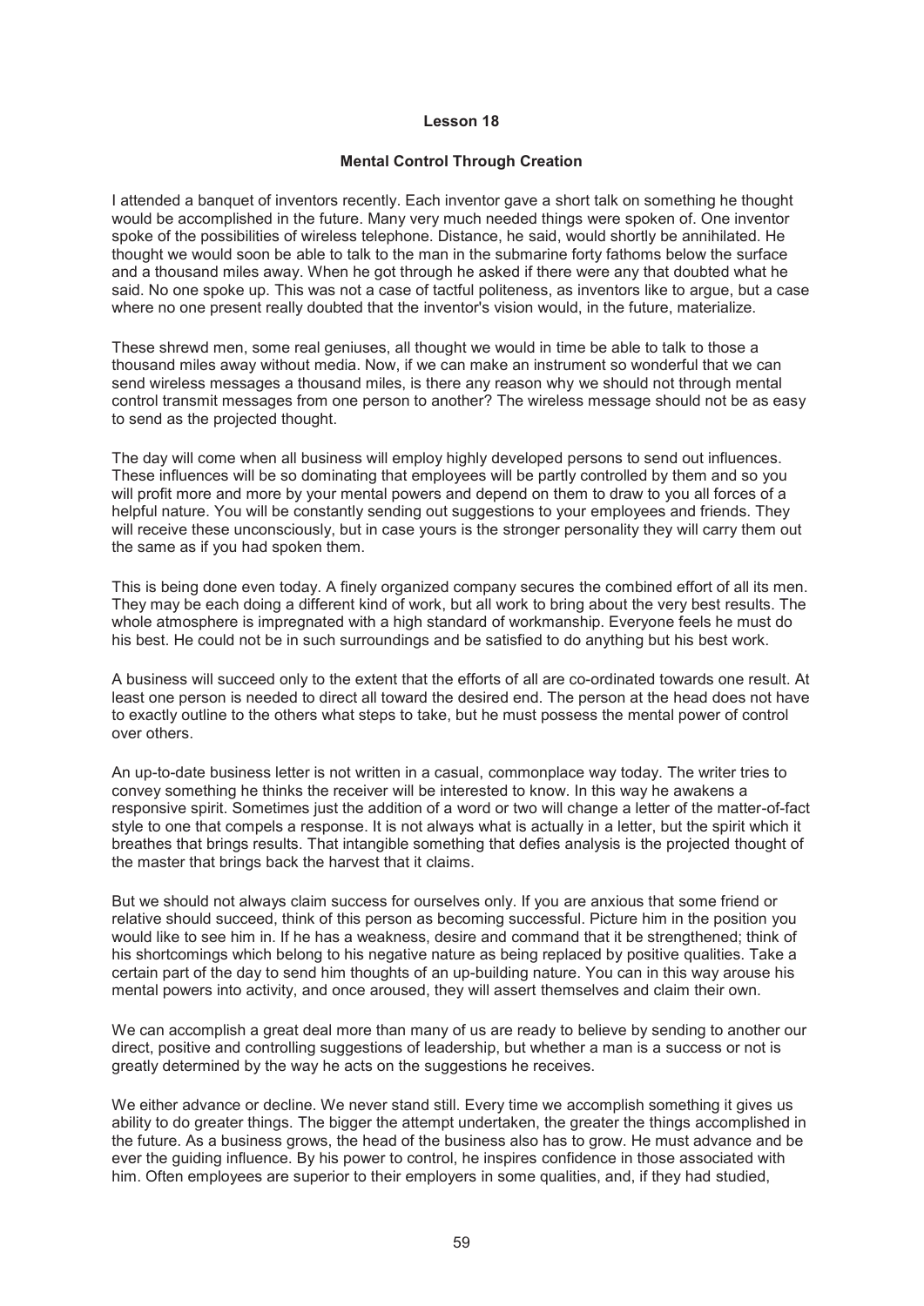## Lesson 18

### Mental Control Through Creation

I attended a banquet of inventors recently. Each inventor gave a short talk on something he thought would be accomplished in the future. Many very much needed things were spoken of. One inventor spoke of the possibilities of wireless telephone. Distance, he said, would shortly be annihilated. He thought we would soon be able to talk to the man in the submarine forty fathoms below the surface and a thousand miles away. When he got through he asked if there were any that doubted what he said. No one spoke up. This was not a case of tactful politeness, as inventors like to argue, but a case where no one present really doubted that the inventor's vision would, in the future, materialize.

These shrewd men, some real geniuses, all thought we would in time be able to talk to those a thousand miles away without media. Now, if we can make an instrument so wonderful that we can send wireless messages a thousand miles, is there any reason why we should not through mental control transmit messages from one person to another? The wireless message should not be as easy to send as the projected thought.

The day will come when all business will employ highly developed persons to send out influences. These influences will be so dominating that employees will be partly controlled by them and so you will profit more and more by your mental powers and depend on them to draw to you all forces of a helpful nature. You will be constantly sending out suggestions to your employees and friends. They will receive these unconsciously, but in case yours is the stronger personality they will carry them out the same as if you had spoken them.

This is being done even today. A finely organized company secures the combined effort of all its men. They may be each doing a different kind of work, but all work to bring about the very best results. The whole atmosphere is impregnated with a high standard of workmanship. Everyone feels he must do his best. He could not be in such surroundings and be satisfied to do anything but his best work.

A business will succeed only to the extent that the efforts of all are co-ordinated towards one result. At least one person is needed to direct all toward the desired end. The person at the head does not have to exactly outline to the others what steps to take, but he must possess the mental power of control over others.

An up-to-date business letter is not written in a casual, commonplace way today. The writer tries to convey something he thinks the receiver will be interested to know. In this way he awakens a responsive spirit. Sometimes just the addition of a word or two will change a letter of the matter-of-fact style to one that compels a response. It is not always what is actually in a letter, but the spirit which it breathes that brings results. That intangible something that defies analysis is the projected thought of the master that brings back the harvest that it claims.

But we should not always claim success for ourselves only. If you are anxious that some friend or relative should succeed, think of this person as becoming successful. Picture him in the position you would like to see him in. If he has a weakness, desire and command that it be strengthened; think of his shortcomings which belong to his negative nature as being replaced by positive qualities. Take a certain part of the day to send him thoughts of an up-building nature. You can in this way arouse his mental powers into activity, and once aroused, they will assert themselves and claim their own.

We can accomplish a great deal more than many of us are ready to believe by sending to another our direct, positive and controlling suggestions of leadership, but whether a man is a success or not is greatly determined by the way he acts on the suggestions he receives.

We either advance or decline. We never stand still. Every time we accomplish something it gives us ability to do greater things. The bigger the attempt undertaken, the greater the things accomplished in the future. As a business grows, the head of the business also has to grow. He must advance and be ever the guiding influence. By his power to control, he inspires confidence in those associated with him. Often employees are superior to their employers in some qualities, and, if they had studied,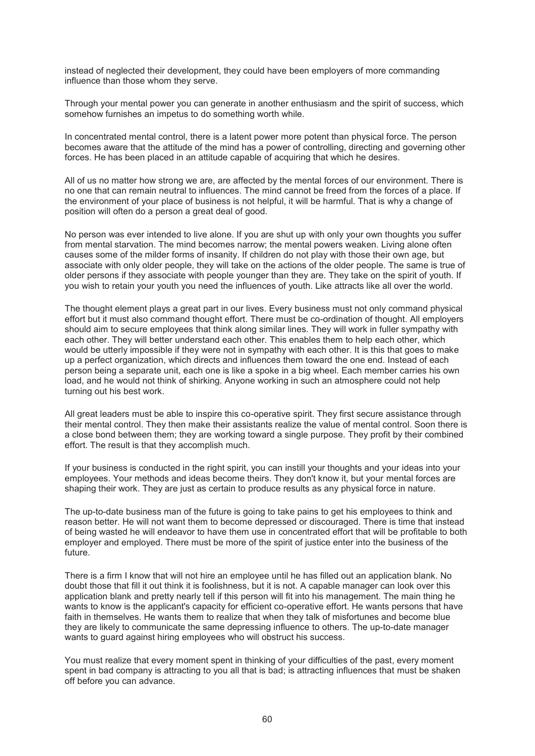instead of neglected their development, they could have been employers of more commanding influence than those whom they serve.

Through your mental power you can generate in another enthusiasm and the spirit of success, which somehow furnishes an impetus to do something worth while.

In concentrated mental control, there is a latent power more potent than physical force. The person becomes aware that the attitude of the mind has a power of controlling, directing and governing other forces. He has been placed in an attitude capable of acquiring that which he desires.

All of us no matter how strong we are, are affected by the mental forces of our environment. There is no one that can remain neutral to influences. The mind cannot be freed from the forces of a place. If the environment of your place of business is not helpful, it will be harmful. That is why a change of position will often do a person a great deal of good.

No person was ever intended to live alone. If you are shut up with only your own thoughts you suffer from mental starvation. The mind becomes narrow; the mental powers weaken. Living alone often causes some of the milder forms of insanity. If children do not play with those their own age, but associate with only older people, they will take on the actions of the older people. The same is true of older persons if they associate with people younger than they are. They take on the spirit of youth. If you wish to retain your youth you need the influences of youth. Like attracts like all over the world.

The thought element plays a great part in our lives. Every business must not only command physical effort but it must also command thought effort. There must be co-ordination of thought. All employers should aim to secure employees that think along similar lines. They will work in fuller sympathy with each other. They will better understand each other. This enables them to help each other, which would be utterly impossible if they were not in sympathy with each other. It is this that goes to make up a perfect organization, which directs and influences them toward the one end. Instead of each person being a separate unit, each one is like a spoke in a big wheel. Each member carries his own load, and he would not think of shirking. Anyone working in such an atmosphere could not help turning out his best work.

All great leaders must be able to inspire this co-operative spirit. They first secure assistance through their mental control. They then make their assistants realize the value of mental control. Soon there is a close bond between them; they are working toward a single purpose. They profit by their combined effort. The result is that they accomplish much.

If your business is conducted in the right spirit, you can instill your thoughts and your ideas into your employees. Your methods and ideas become theirs. They don't know it, but your mental forces are shaping their work. They are just as certain to produce results as any physical force in nature.

The up-to-date business man of the future is going to take pains to get his employees to think and reason better. He will not want them to become depressed or discouraged. There is time that instead of being wasted he will endeavor to have them use in concentrated effort that will be profitable to both employer and employed. There must be more of the spirit of justice enter into the business of the future.

There is a firm I know that will not hire an employee until he has filled out an application blank. No doubt those that fill it out think it is foolishness, but it is not. A capable manager can look over this application blank and pretty nearly tell if this person will fit into his management. The main thing he wants to know is the applicant's capacity for efficient co-operative effort. He wants persons that have faith in themselves. He wants them to realize that when they talk of misfortunes and become blue they are likely to communicate the same depressing influence to others. The up-to-date manager wants to guard against hiring employees who will obstruct his success.

You must realize that every moment spent in thinking of your difficulties of the past, every moment spent in bad company is attracting to you all that is bad; is attracting influences that must be shaken off before you can advance.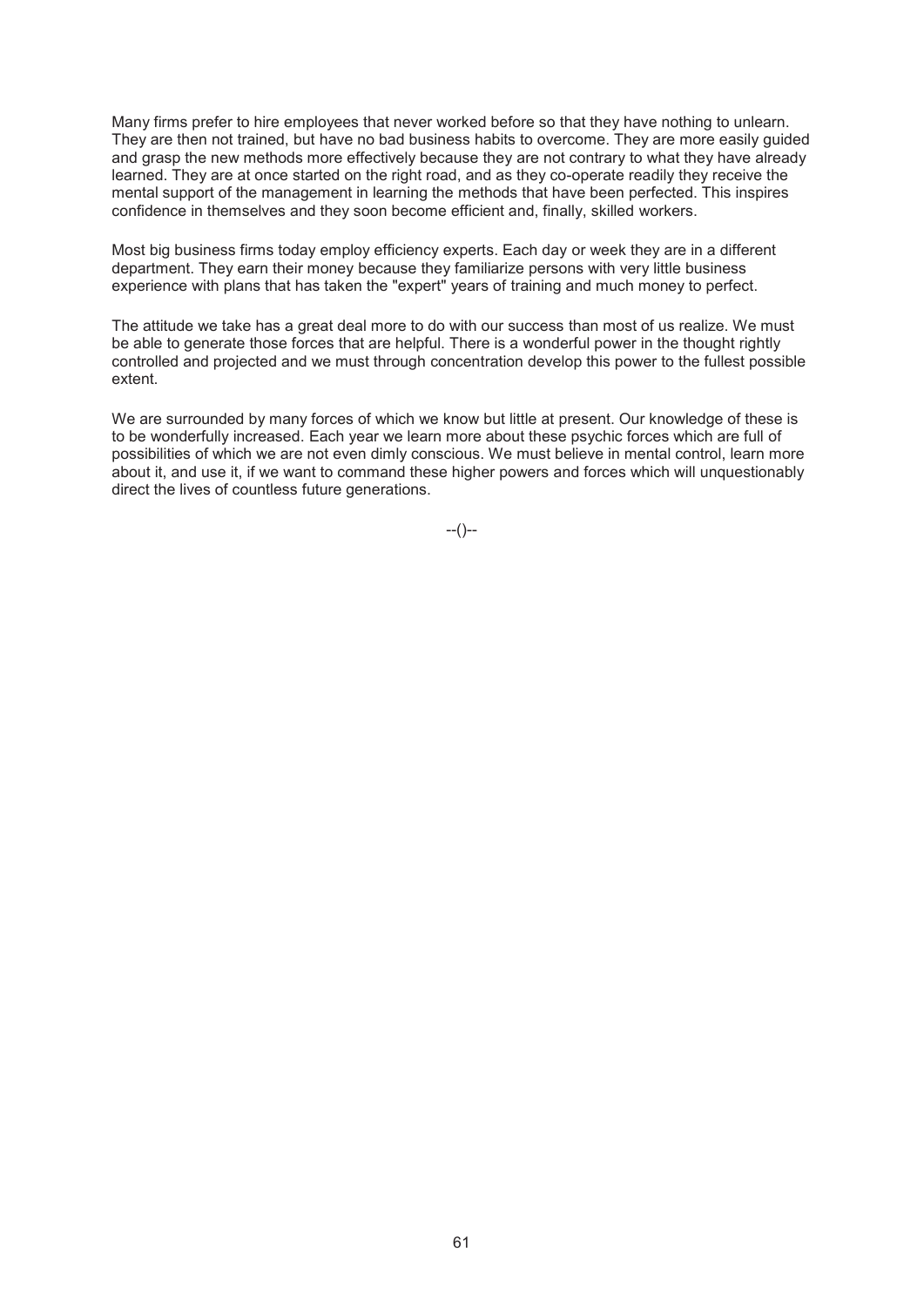Many firms prefer to hire employees that never worked before so that they have nothing to unlearn. They are then not trained, but have no bad business habits to overcome. They are more easily guided and grasp the new methods more effectively because they are not contrary to what they have already learned. They are at once started on the right road, and as they co-operate readily they receive the mental support of the management in learning the methods that have been perfected. This inspires confidence in themselves and they soon become efficient and, finally, skilled workers.

Most big business firms today employ efficiency experts. Each day or week they are in a different department. They earn their money because they familiarize persons with very little business experience with plans that has taken the "expert" years of training and much money to perfect.

The attitude we take has a great deal more to do with our success than most of us realize. We must be able to generate those forces that are helpful. There is a wonderful power in the thought rightly controlled and projected and we must through concentration develop this power to the fullest possible extent.

We are surrounded by many forces of which we know but little at present. Our knowledge of these is to be wonderfully increased. Each year we learn more about these psychic forces which are full of possibilities of which we are not even dimly conscious. We must believe in mental control, learn more about it, and use it, if we want to command these higher powers and forces which will unquestionably direct the lives of countless future generations.

--()--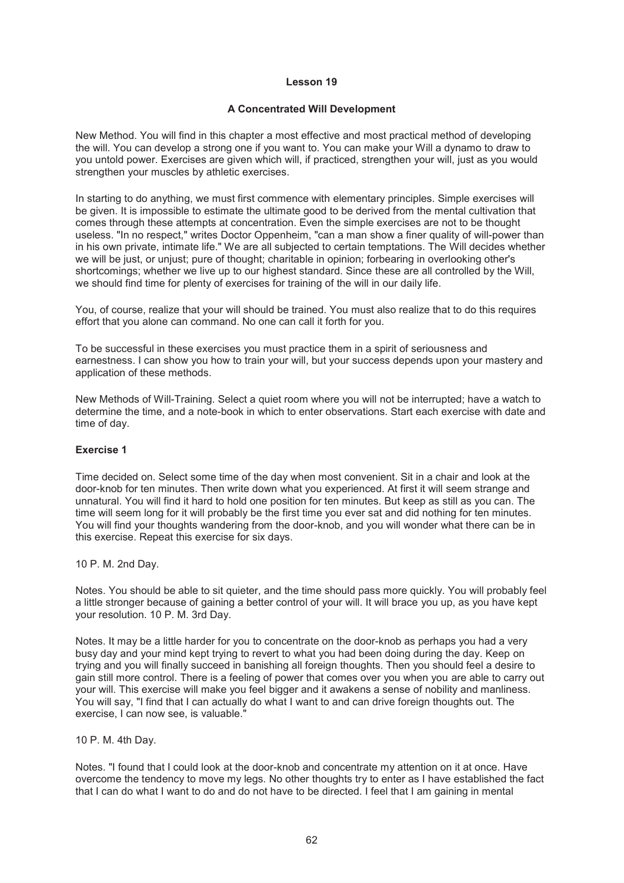# Lesson 19

## A Concentrated Will Development

New Method. You will find in this chapter a most effective and most practical method of developing the will. You can develop a strong one if you want to. You can make your Will a dynamo to draw to you untold power. Exercises are given which will, if practiced, strengthen your will, just as you would strengthen your muscles by athletic exercises.

In starting to do anything, we must first commence with elementary principles. Simple exercises will be given. It is impossible to estimate the ultimate good to be derived from the mental cultivation that comes through these attempts at concentration. Even the simple exercises are not to be thought useless. "In no respect," writes Doctor Oppenheim, "can a man show a finer quality of will-power than in his own private, intimate life." We are all subjected to certain temptations. The Will decides whether we will be just, or unjust; pure of thought; charitable in opinion; forbearing in overlooking other's shortcomings; whether we live up to our highest standard. Since these are all controlled by the Will, we should find time for plenty of exercises for training of the will in our daily life.

You, of course, realize that your will should be trained. You must also realize that to do this requires effort that you alone can command. No one can call it forth for you.

To be successful in these exercises you must practice them in a spirit of seriousness and earnestness. I can show you how to train your will, but your success depends upon your mastery and application of these methods.

New Methods of Will-Training. Select a quiet room where you will not be interrupted; have a watch to determine the time, and a note-book in which to enter observations. Start each exercise with date and time of day.

### Exercise 1

Time decided on. Select some time of the day when most convenient. Sit in a chair and look at the door-knob for ten minutes. Then write down what you experienced. At first it will seem strange and unnatural. You will find it hard to hold one position for ten minutes. But keep as still as you can. The time will seem long for it will probably be the first time you ever sat and did nothing for ten minutes. You will find your thoughts wandering from the door-knob, and you will wonder what there can be in this exercise. Repeat this exercise for six days.

10 P. M. 2nd Day.

Notes. You should be able to sit quieter, and the time should pass more quickly. You will probably feel a little stronger because of gaining a better control of your will. It will brace you up, as you have kept your resolution. 10 P. M. 3rd Day.

Notes. It may be a little harder for you to concentrate on the door-knob as perhaps you had a very busy day and your mind kept trying to revert to what you had been doing during the day. Keep on trying and you will finally succeed in banishing all foreign thoughts. Then you should feel a desire to gain still more control. There is a feeling of power that comes over you when you are able to carry out your will. This exercise will make you feel bigger and it awakens a sense of nobility and manliness. You will say, "I find that I can actually do what I want to and can drive foreign thoughts out. The exercise, I can now see, is valuable."

10 P. M. 4th Day.

Notes. "I found that I could look at the door-knob and concentrate my attention on it at once. Have overcome the tendency to move my legs. No other thoughts try to enter as I have established the fact that I can do what I want to do and do not have to be directed. I feel that I am gaining in mental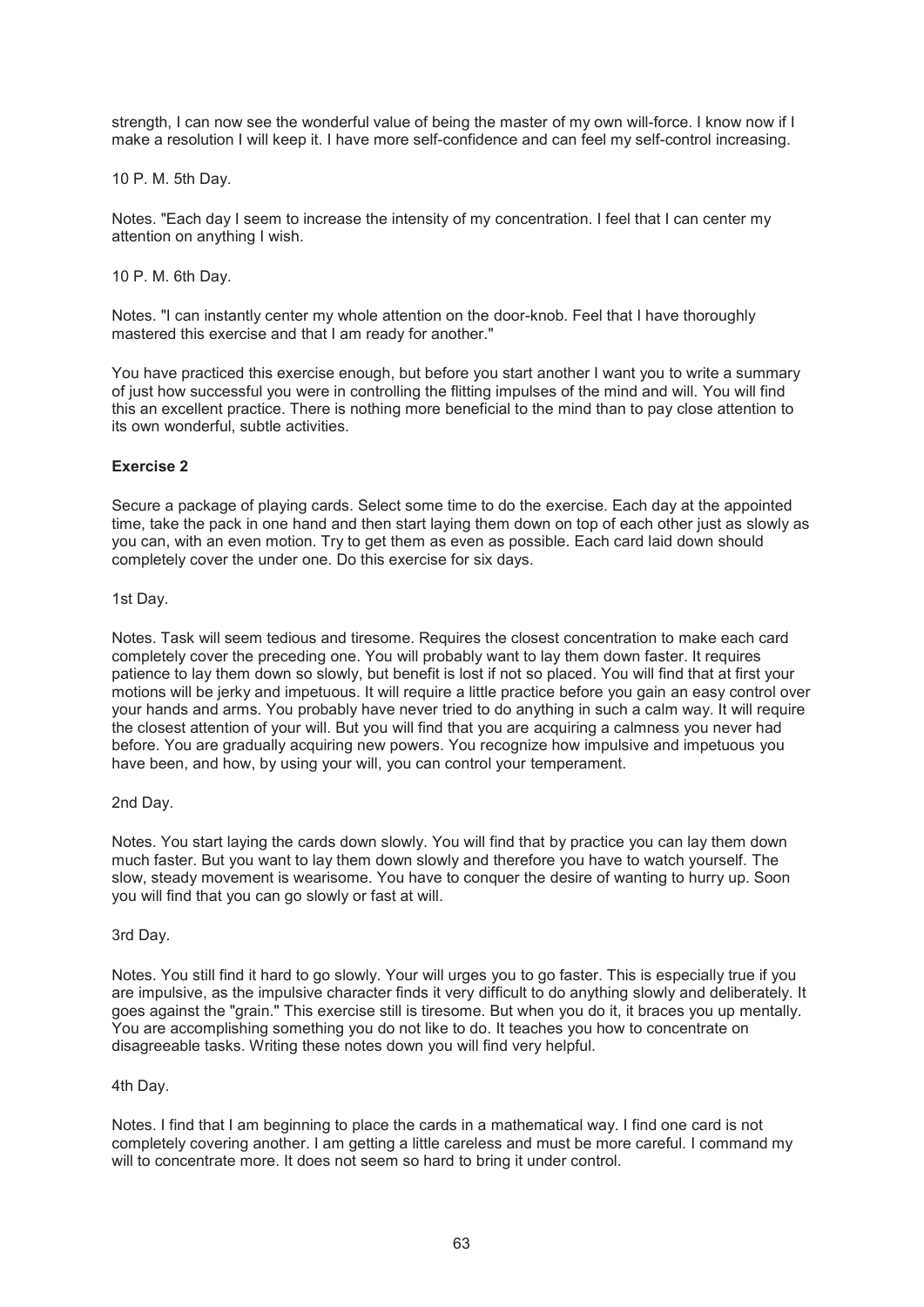strength, I can now see the wonderful value of being the master of my own will-force. I know now if I make a resolution I will keep it. I have more self-confidence and can feel my self-control increasing.

10 P. M. 5th Day.

Notes. "Each day I seem to increase the intensity of my concentration. I feel that I can center my attention on anything I wish.

10 P. M. 6th Day.

Notes. "I can instantly center my whole attention on the door-knob. Feel that I have thoroughly mastered this exercise and that I am ready for another."

You have practiced this exercise enough, but before you start another I want you to write a summary of just how successful you were in controlling the flitting impulses of the mind and will. You will find this an excellent practice. There is nothing more beneficial to the mind than to pay close attention to its own wonderful, subtle activities.

**Exercise 2**

Secure a package of playing cards. Select some time to do the exercise. Each day at the appointed time, take the pack in one hand and then start laying them down on top of each other just as slowly as you can, with an even motion. Try to get them as even as possible. Each card laid down should completely cover the under one. Do this exercise for six days.

1st Day.

Notes. Task will seem tedious and tiresome. Requires the closest concentration to make each card completely cover the preceding one. You will probably want to lay them down faster. It requires patience to lay them down so slowly, but benefit is lost if not so placed. You will find that at first your motions will be jerky and impetuous. It will require a little practice before you gain an easy control over your hands and arms. You probably have never tried to do anything in such a calm way. It will require the closest attention of your will. But you will find that you are acquiring a calmness you never had before. You are gradually acquiring new powers. You recognize how impulsive and impetuous you have been, and how, by using your will, you can control your temperament.

2nd Day.

Notes. You start laying the cards down slowly. You will find that by practice you can lay them down much faster. But you want to lay them down slowly and therefore you have to watch yourself. The slow, steady movement is wearisome. You have to conquer the desire of wanting to hurry up. Soon you will find that you can go slowly or fast at will.

3rd Day.

Notes. You still find it hard to go slowly. Your will urges you to go faster. This is especially true if you are impulsive, as the impulsive character finds it very difficult to do anything slowly and deliberately. It goes against the "grain." This exercise still is tiresome. But when you do it, it braces you up mentally. You are accomplishing something you do not like to do. It teaches you how to concentrate on disagreeable tasks. Writing these notes down you will find very helpful.

4th Day.

Notes. I find that I am beginning to place the cards in a mathematical way. I find one card is not completely covering another. I am getting a little careless and must be more careful. I command my will to concentrate more. It does not seem so hard to bring it under control.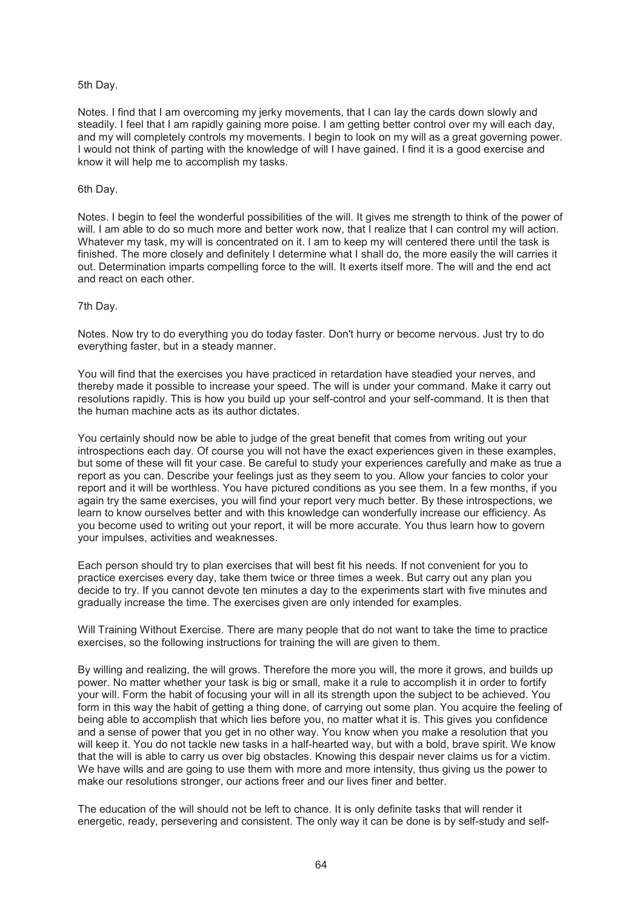5th Day.

Notes. I find that I am overcoming my jerky movements, that I can lay the cards down slowly and steadily. I feel that I am rapidly gaining more poise. I am getting better control over my will each day, and my will completely controls my movements. I begin to look on my will as a great governing power. I would not think of parting with the knowledge of will I have gained. I find it is a good exercise and know it will help me to accomplish my tasks.

6th Day.

Notes. I begin to feel the wonderful possibilities of the will. It gives me strength to think of the power of will. I am able to do so much more and better work now, that I realize that I can control my will action. Whatever my task, my will is concentrated on it. I am to keep my will centered there until the task is finished. The more closely and definitely I determine what I shall do, the more easily the will carries it out. Determination imparts compelling force to the will. It exerts itself more. The will and the end act and react on each other.

7th Day.

Notes. Now try to do everything you do today faster. Don't hurry or become nervous. Just try to do everything faster, but in a steady manner.

You will find that the exercises you have practiced in retardation have steadied your nerves, and thereby made it possible to increase your speed. The will is under your command. Make it carry out resolutions rapidly. This is how you build up your self-control and your self-command. It is then that the human machine acts as its author dictates.

You certainly should now be able to judge of the great benefit that comes from writing out your introspections each day. Of course you will not have the exact experiences given in these examples, but some of these will fit your case. Be careful to study your experiences carefully and make as true a report as you can. Describe your feelings just as they seem to you. Allow your fancies to color your report and it will be worthless. You have pictured conditions as you see them. In a few months, if you again try the same exercises, you will find your report very much better. By these introspections, we learn to know ourselves better and with this knowledge can wonderfully increase our efficiency. As you become used to writing out your report, it will be more accurate. You thus learn how to govern your impulses, activities and weaknesses.

Each person should try to plan exercises that will best fit his needs. If not convenient for you to practice exercises every day, take them twice or three times a week. But carry out any plan you decide to try. If you cannot devote ten minutes a day to the experiments start with five minutes and gradually increase the time. The exercises given are only intended for examples.

Will Training Without Exercise. There are many people that do not want to take the time to practice exercises, so the following instructions for training the will are given to them.

By willing and realizing, the will grows. Therefore the more you will, the more it grows, and builds up power. No matter whether your task is big or small, make it a rule to accomplish it in order to fortify your will. Form the habit of focusing your will in all its strength upon the subject to be achieved. You form in this way the habit of getting a thing done, of carrying out some plan. You acquire the feeling of being able to accomplish that which lies before you, no matter what it is. This gives you confidence and a sense of power that you get in no other way. You know when you make a resolution that you will keep it. You do not tackle new tasks in a half-hearted way, but with a bold, brave spirit. We know that the will is able to carry us over big obstacles. Knowing this despair never claims us for a victim. We have wills and are going to use them with more and more intensity, thus giving us the power to make our resolutions stronger, our actions freer and our lives finer and better.

The education of the will should not be left to chance. It is only definite tasks that will render it energetic, ready, persevering and consistent. The only way it can be done is by self-study and self-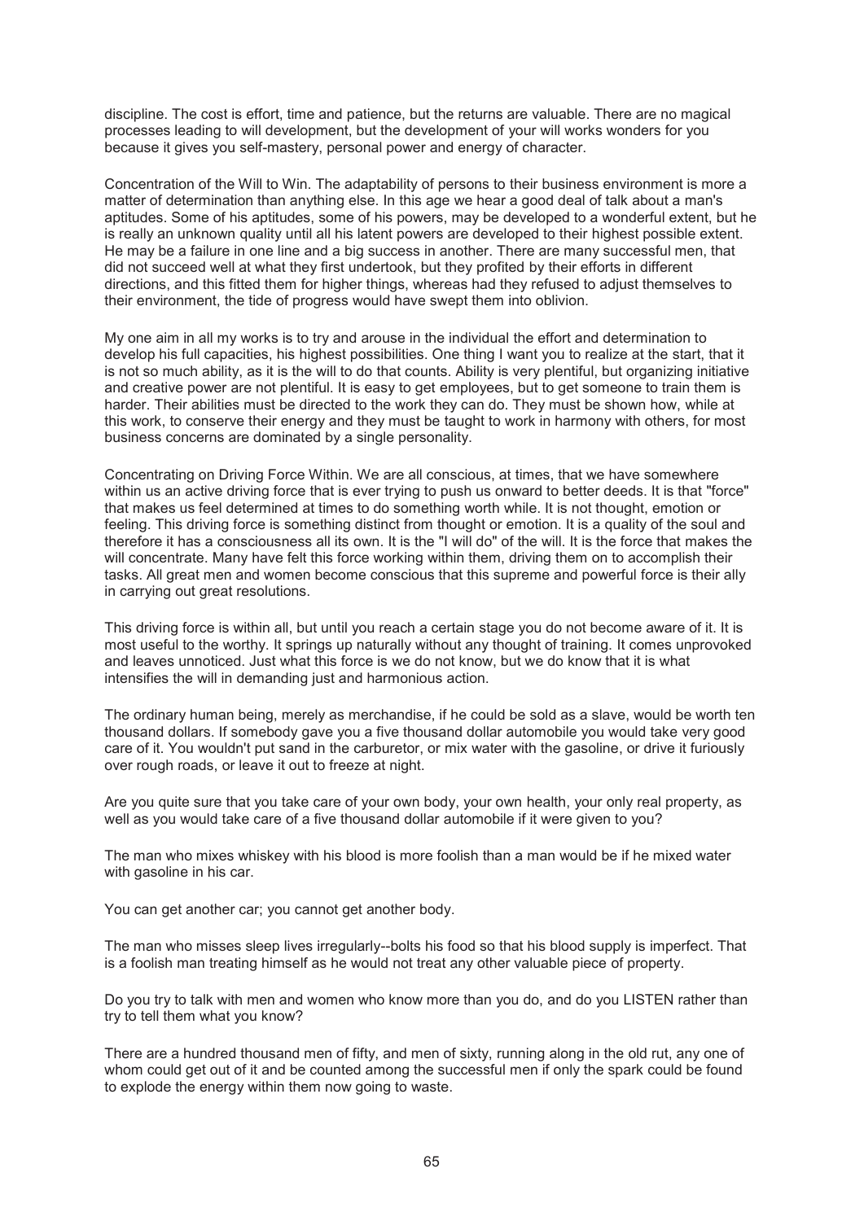discipline. The cost is effort, time and patience, but the returns are valuable. There are no magical processes leading to will development, but the development of your will works wonders for you because it gives you self-mastery, personal power and energy of character.

Concentration of the Will to Win. The adaptability of persons to their business environment is more a matter of determination than anything else. In this age we hear a good deal of talk about a man's aptitudes. Some of his aptitudes, some of his powers, may be developed to a wonderful extent, but he is really an unknown quality until all his latent powers are developed to their highest possible extent. He may be a failure in one line and a big success in another. There are many successful men, that did not succeed well at what they first undertook, but they profited by their efforts in different directions, and this fitted them for higher things, whereas had they refused to adjust themselves to their environment, the tide of progress would have swept them into oblivion.

My one aim in all my works is to try and arouse in the individual the effort and determination to develop his full capacities, his highest possibilities. One thing I want you to realize at the start, that it is not so much ability, as it is the will to do that counts. Ability is very plentiful, but organizing initiative and creative power are not plentiful. It is easy to get employees, but to get someone to train them is harder. Their abilities must be directed to the work they can do. They must be shown how, while at this work, to conserve their energy and they must be taught to work in harmony with others, for most business concerns are dominated by a single personality.

Concentrating on Driving Force Within. We are all conscious, at times, that we have somewhere within us an active driving force that is ever trying to push us onward to better deeds. It is that "force" that makes us feel determined at times to do something worth while. It is not thought, emotion or feeling. This driving force is something distinct from thought or emotion. It is a quality of the soul and therefore it has a consciousness all its own. It is the "I will do" of the will. It is the force that makes the will concentrate. Many have felt this force working within them, driving them on to accomplish their tasks. All great men and women become conscious that this supreme and powerful force is their ally in carrying out great resolutions.

This driving force is within all, but until you reach a certain stage you do not become aware of it. It is most useful to the worthy. It springs up naturally without any thought of training. It comes unprovoked and leaves unnoticed. Just what this force is we do not know, but we do know that it is what intensifies the will in demanding just and harmonious action.

The ordinary human being, merely as merchandise, if he could be sold as a slave, would be worth ten thousand dollars. If somebody gave you a five thousand dollar automobile you would take very good care of it. You wouldn't put sand in the carburetor, or mix water with the gasoline, or drive it furiously over rough roads, or leave it out to freeze at night.

Are you quite sure that you take care of your own body, your own health, your only real property, as well as you would take care of a five thousand dollar automobile if it were given to you?

The man who mixes whiskey with his blood is more foolish than a man would be if he mixed water with gasoline in his car.

You can get another car; you cannot get another body.

The man who misses sleep lives irregularly--bolts his food so that his blood supply is imperfect. That is a foolish man treating himself as he would not treat any other valuable piece of property.

Do you try to talk with men and women who know more than you do, and do you LISTEN rather than try to tell them what you know?

There are a hundred thousand men of fifty, and men of sixty, running along in the old rut, any one of whom could get out of it and be counted among the successful men if only the spark could be found to explode the energy within them now going to waste.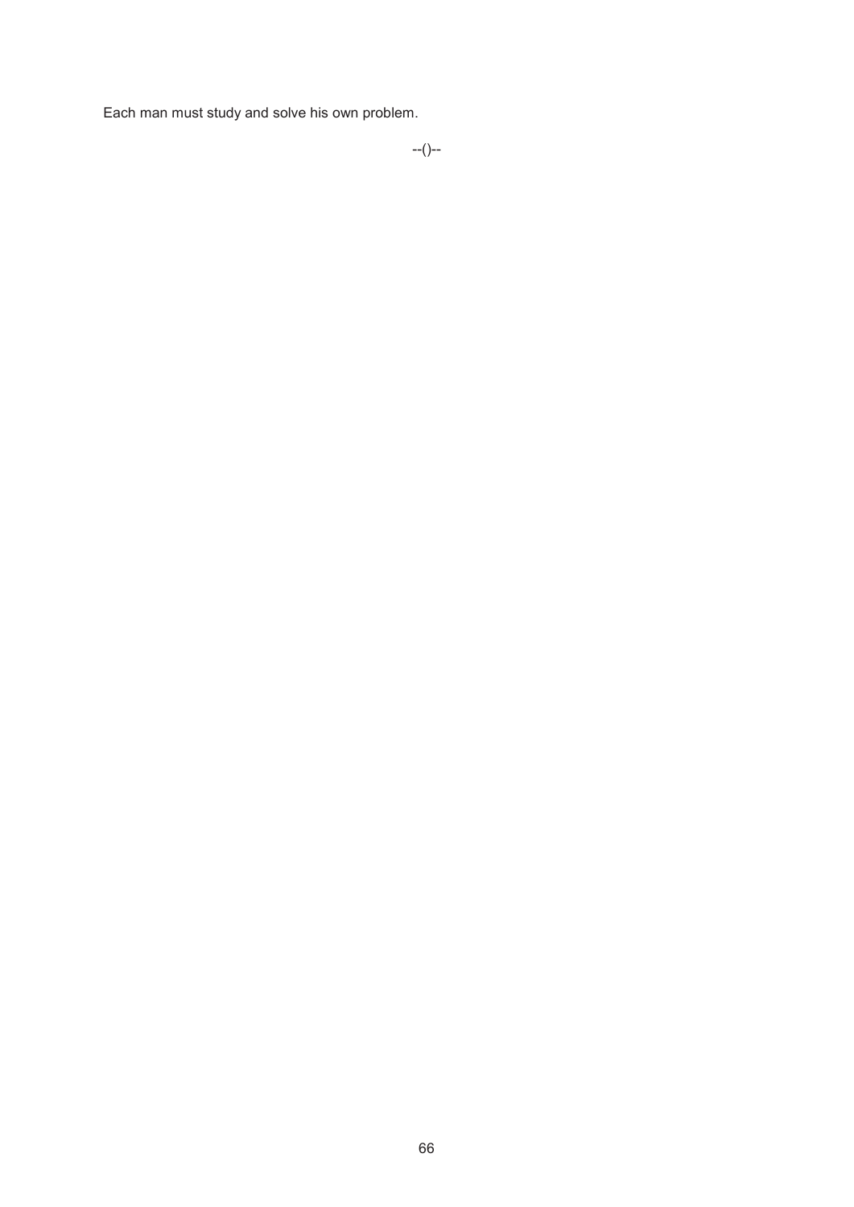Each man must study and solve his own problem.

--()--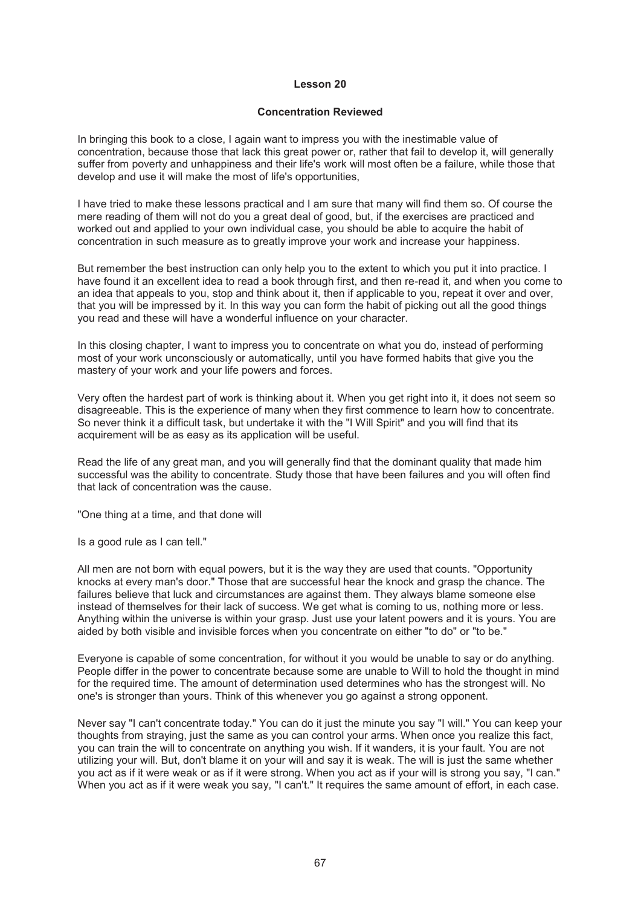## Lesson 20

### Concentration Reviewed

In bringing this book to a close, I again want to impress you with the inestimable value of concentration, because those that lack this great power or, rather that fail to develop it, will generally suffer from poverty and unhappiness and their life's work will most often be a failure, while those that develop and use it will make the most of life's opportunities,

I have tried to make these lessons practical and I am sure that many will find them so. Of course the mere reading of them will not do you a great deal of good, but, if the exercises are practiced and worked out and applied to your own individual case, you should be able to acquire the habit of concentration in such measure as to greatly improve your work and increase your happiness.

But remember the best instruction can only help you to the extent to which you put it into practice. I have found it an excellent idea to read a book through first, and then re-read it, and when you come to an idea that appeals to you, stop and think about it, then if applicable to you, repeat it over and over, that you will be impressed by it. In this way you can form the habit of picking out all the good things you read and these will have a wonderful influence on your character.

In this closing chapter, I want to impress you to concentrate on what you do, instead of performing most of your work unconsciously or automatically, until you have formed habits that give you the mastery of your work and your life powers and forces.

Very often the hardest part of work is thinking about it. When you get right into it, it does not seem so disagreeable. This is the experience of many when they first commence to learn how to concentrate. So never think it a difficult task, but undertake it with the "I Will Spirit" and you will find that its acquirement will be as easy as its application will be useful.

Read the life of any great man, and you will generally find that the dominant quality that made him successful was the ability to concentrate. Study those that have been failures and you will often find that lack of concentration was the cause.

"One thing at a time, and that done will

Is a good rule as I can tell."

All men are not born with equal powers, but it is the way they are used that counts. "Opportunity knocks at every man's door." Those that are successful hear the knock and grasp the chance. The failures believe that luck and circumstances are against them. They always blame someone else instead of themselves for their lack of success. We get what is coming to us, nothing more or less. Anything within the universe is within your grasp. Just use your latent powers and it is yours. You are aided by both visible and invisible forces when you concentrate on either "to do" or "to be."

Everyone is capable of some concentration, for without it you would be unable to say or do anything. People differ in the power to concentrate because some are unable to Will to hold the thought in mind for the required time. The amount of determination used determines who has the strongest will. No one's is stronger than yours. Think of this whenever you go against a strong opponent.

Never say "I can't concentrate today." You can do it just the minute you say "I will." You can keep your thoughts from straying, just the same as you can control your arms. When once you realize this fact, you can train the will to concentrate on anything you wish. If it wanders, it is your fault. You are not utilizing your will. But, don't blame it on your will and say it is weak. The will is just the same whether you act as if it were weak or as if it were strong. When you act as if your will is strong you say, "I can." When you act as if it were weak you say, "I can't." It requires the same amount of effort, in each case.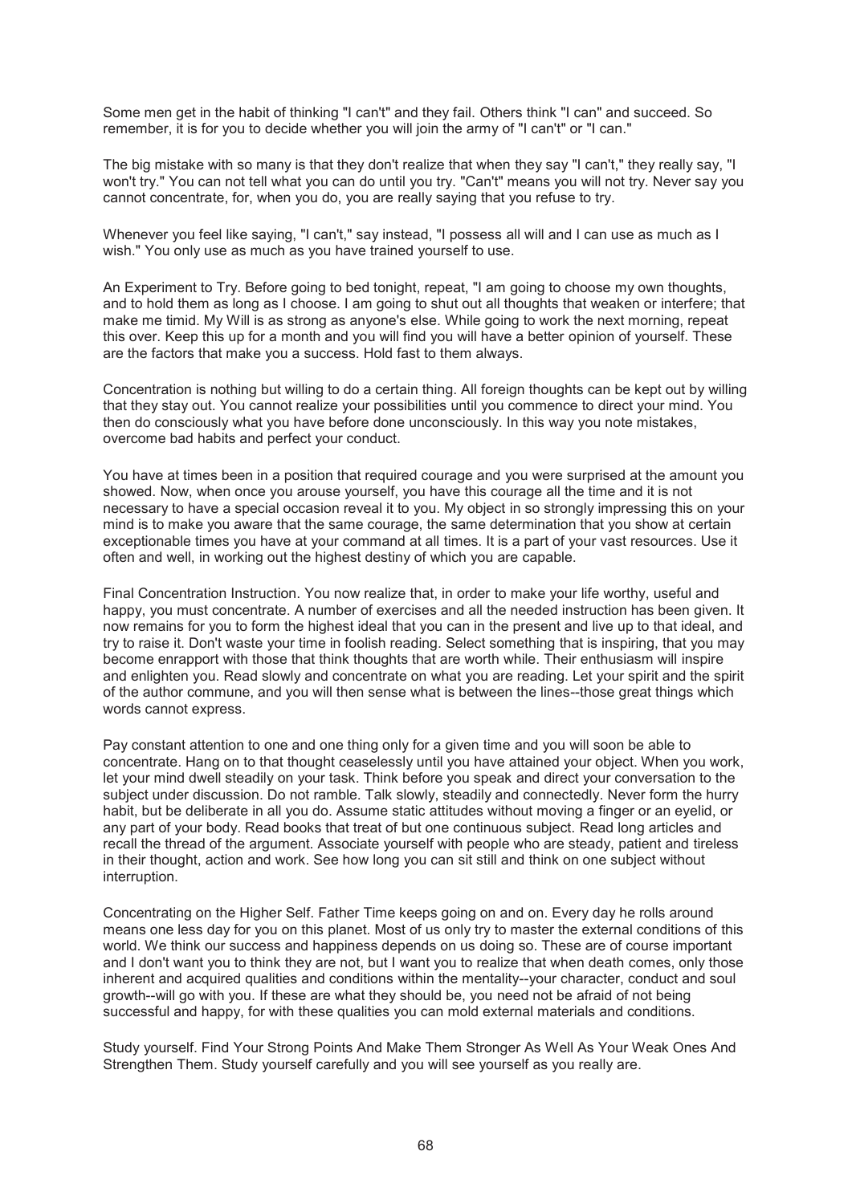Some men get in the habit of thinking "I can't" and they fail. Others think "I can" and succeed. So remember, it is for you to decide whether you will join the army of "I can't" or "I can."

The big mistake with so many is that they don't realize that when they say "I can't," they really say, "I won't try." You can not tell what you can do until you try. "Can't" means you will not try. Never say you cannot concentrate, for, when you do, you are really saying that you refuse to try.

Whenever you feel like saying, "I can't," say instead, "I possess all will and I can use as much as I wish." You only use as much as you have trained yourself to use.

An Experiment to Try. Before going to bed tonight, repeat, "I am going to choose my own thoughts, and to hold them as long as I choose. I am going to shut out all thoughts that weaken or interfere; that make me timid. My Will is as strong as anyone's else. While going to work the next morning, repeat this over. Keep this up for a month and you will find you will have a better opinion of yourself. These are the factors that make you a success. Hold fast to them always.

Concentration is nothing but willing to do a certain thing. All foreign thoughts can be kept out by willing that they stay out. You cannot realize your possibilities until you commence to direct your mind. You then do consciously what you have before done unconsciously. In this way you note mistakes, overcome bad habits and perfect your conduct.

You have at times been in a position that required courage and you were surprised at the amount you showed. Now, when once you arouse yourself, you have this courage all the time and it is not necessary to have a special occasion reveal it to you. My object in so strongly impressing this on your mind is to make you aware that the same courage, the same determination that you show at certain exceptionable times you have at your command at all times. It is a part of your vast resources. Use it often and well, in working out the highest destiny of which you are capable.

Final Concentration Instruction. You now realize that, in order to make your life worthy, useful and happy, you must concentrate. A number of exercises and all the needed instruction has been given. It now remains for you to form the highest ideal that you can in the present and live up to that ideal, and try to raise it. Don't waste your time in foolish reading. Select something that is inspiring, that you may become enrapport with those that think thoughts that are worth while. Their enthusiasm will inspire and enlighten you. Read slowly and concentrate on what you are reading. Let your spirit and the spirit of the author commune, and you will then sense what is between the lines--those great things which words cannot express.

Pay constant attention to one and one thing only for a given time and you will soon be able to concentrate. Hang on to that thought ceaselessly until you have attained your object. When you work, let your mind dwell steadily on your task. Think before you speak and direct your conversation to the subject under discussion. Do not ramble. Talk slowly, steadily and connectedly. Never form the hurry habit, but be deliberate in all you do. Assume static attitudes without moving a finger or an eyelid, or any part of your body. Read books that treat of but one continuous subject. Read long articles and recall the thread of the argument. Associate yourself with people who are steady, patient and tireless in their thought, action and work. See how long you can sit still and think on one subject without interruption.

Concentrating on the Higher Self. Father Time keeps going on and on. Every day he rolls around means one less day for you on this planet. Most of us only try to master the external conditions of this world. We think our success and happiness depends on us doing so. These are of course important and I don't want you to think they are not, but I want you to realize that when death comes, only those inherent and acquired qualities and conditions within the mentality--your character, conduct and soul growth--will go with you. If these are what they should be, you need not be afraid of not being successful and happy, for with these qualities you can mold external materials and conditions.

Study yourself. Find Your Strong Points And Make Them Stronger As Well As Your Weak Ones And Strengthen Them. Study yourself carefully and you will see yourself as you really are.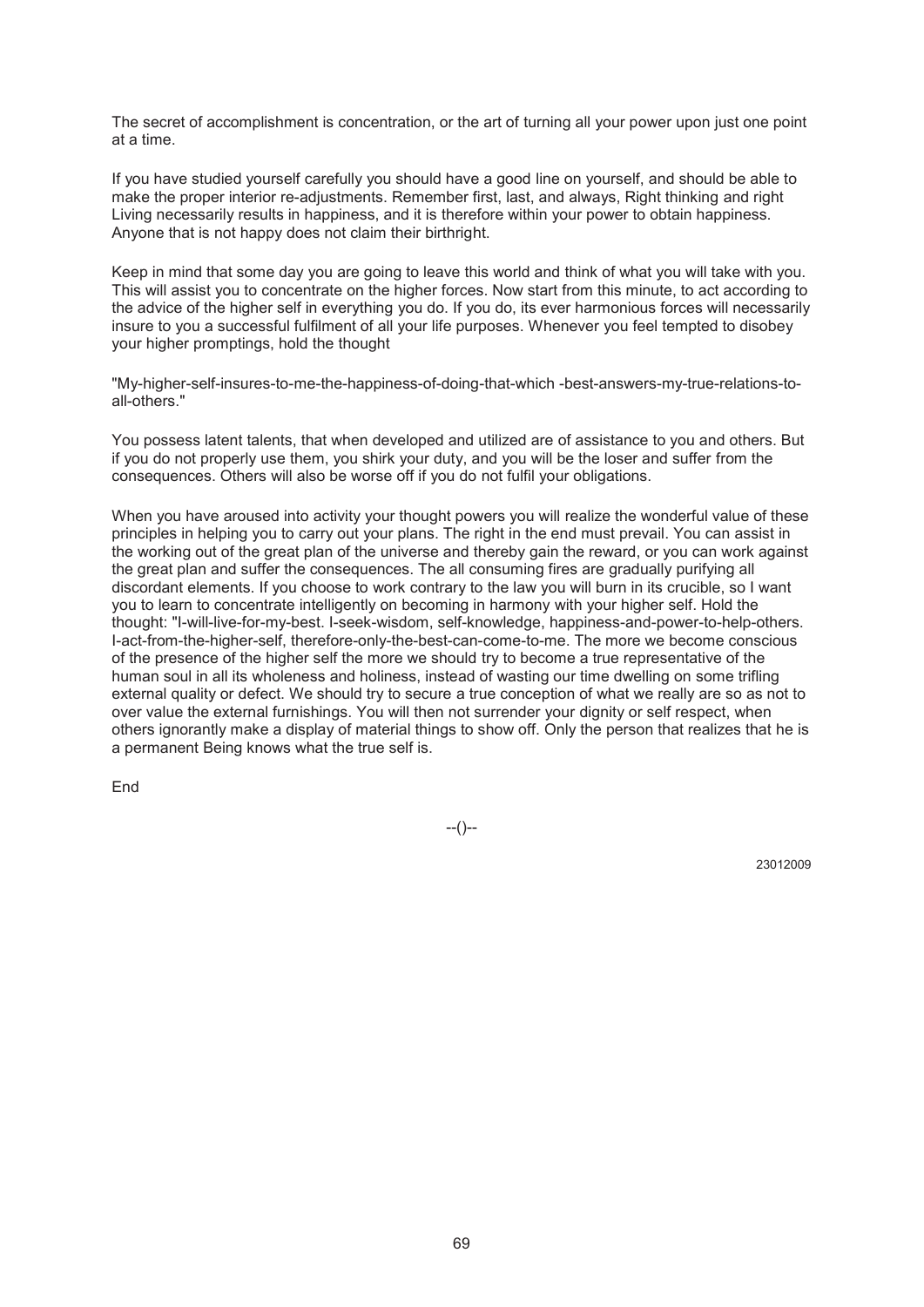The secret of accomplishment is concentration, or the art of turning all your power upon just one point at a time.

If you have studied yourself carefully you should have a good line on yourself, and should be able to make the proper interior re-adjustments. Remember first, last, and always, Right thinking and right Living necessarily results in happiness, and it is therefore within your power to obtain happiness. Anyone that is not happy does not claim their birthright.

Keep in mind that some day you are going to leave this world and think of what you will take with you. This will assist you to concentrate on the higher forces. Now start from this minute, to act according to the advice of the higher self in everything you do. If you do, its ever harmonious forces will necessarily insure to you a successful fulfilment of all your life purposes. Whenever you feel tempted to disobey your higher promptings, hold the thought

"My-higher-self-insures-to-me-the-happiness-of-doing-that-which -best-answers-my-true-relations-to-all-others."

You possess latent talents, that when developed and utilized are of assistance to you and others. But if you do not properly use them, you shirk your duty, and you will be the loser and suffer from the consequences. Others will also be worse off if you do not fulfil your obligations.

When you have aroused into activity your thought powers you will realize the wonderful value of these principles in helping you to carry out your plans. The right in the end must prevail. You can assist in the working out of the great plan of the universe and thereby gain the reward, or you can work against the great plan and suffer the consequences. The all consuming fires are gradually purifying all discordant elements. If you choose to work contrary to the law you will burn in its crucible, so I want you to learn to concentrate intelligently on becoming in harmony with your higher self. Hold the thought: "I-will-live-for-my-best. I-seek-wisdom, self-knowledge, happiness-and-power-to-help-others. I-act-from-the-higher-self, therefore-only-the-best-can-come-to-me. The more we become conscious of the presence of the higher self the more we should try to become a true representative of the human soul in all its wholeness and holiness, instead of wasting our time dwelling on some trifling external quality or defect. We should try to secure a true conception of what we really are so as not to over value the external furnishings. You will then not surrender your dignity or self respect, when others ignorantly make a display of material things to show off. Only the person that realizes that he is a permanent Being knows what the true self is.

End

--()--

23012009